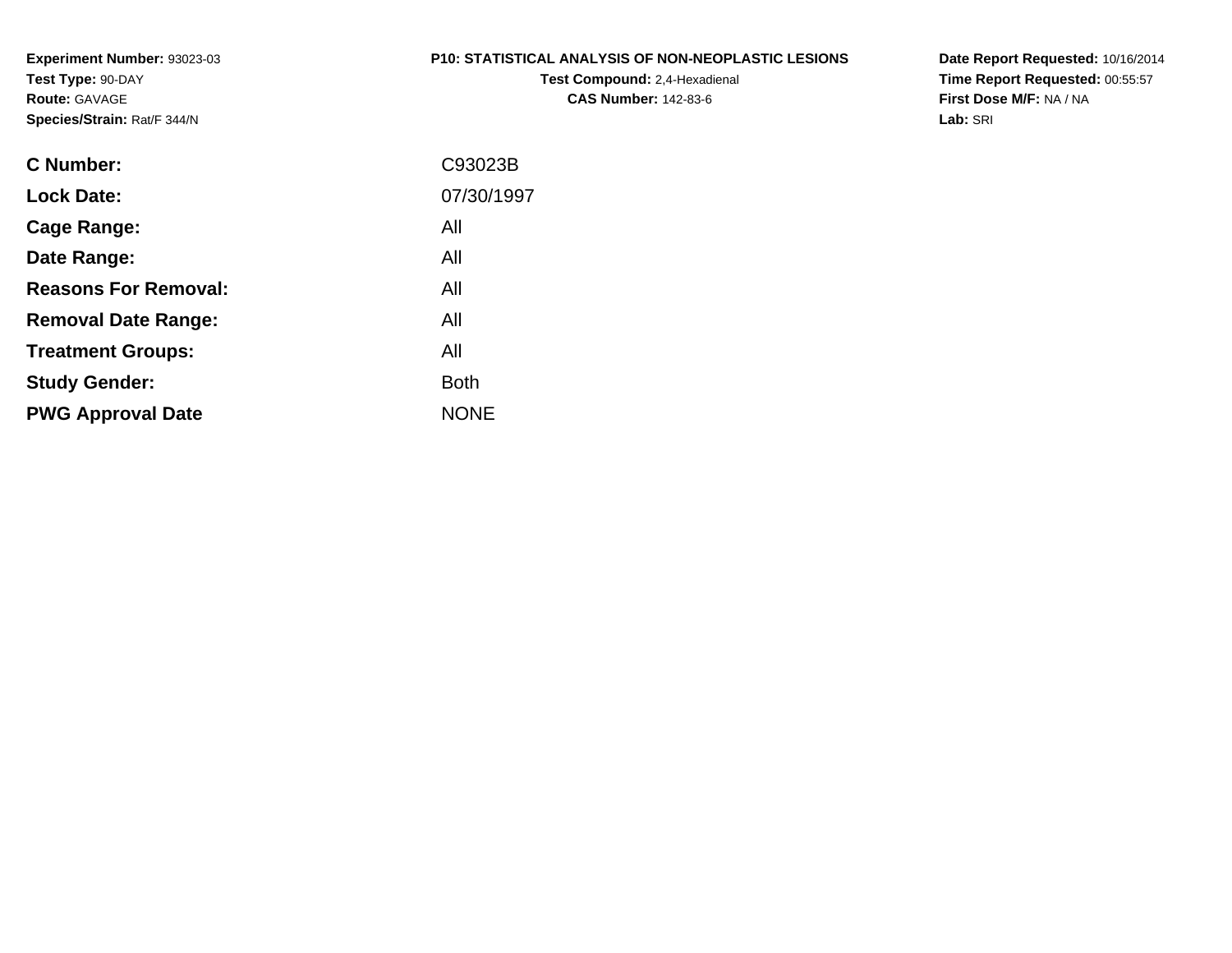**Experiment Number:** 93023-03
**Test Type:** 90-DAY
**Route:** GAVAGE
**Species/Strain:** Rat/F 344/N

**P10: STATISTICAL ANALYSIS OF NON-NEOPLASTIC LESIONS**
**Test Compound:** 2,4-Hexadienal
**CAS Number:** 142-83-6

**Date Report Requested:** 10/16/2014
**Time Report Requested:** 00:55:57
**First Dose M/F:** NA / NA
**Lab:** SRI

| | |
|---|---|
| **C Number:** | C93023B |
| **Lock Date:** | 07/30/1997 |
| **Cage Range:** | All |
| **Date Range:** | All |
| **Reasons For Removal:** | All |
| **Removal Date Range:** | All |
| **Treatment Groups:** | All |
| **Study Gender:** | Both |
| **PWG Approval Date** | NONE |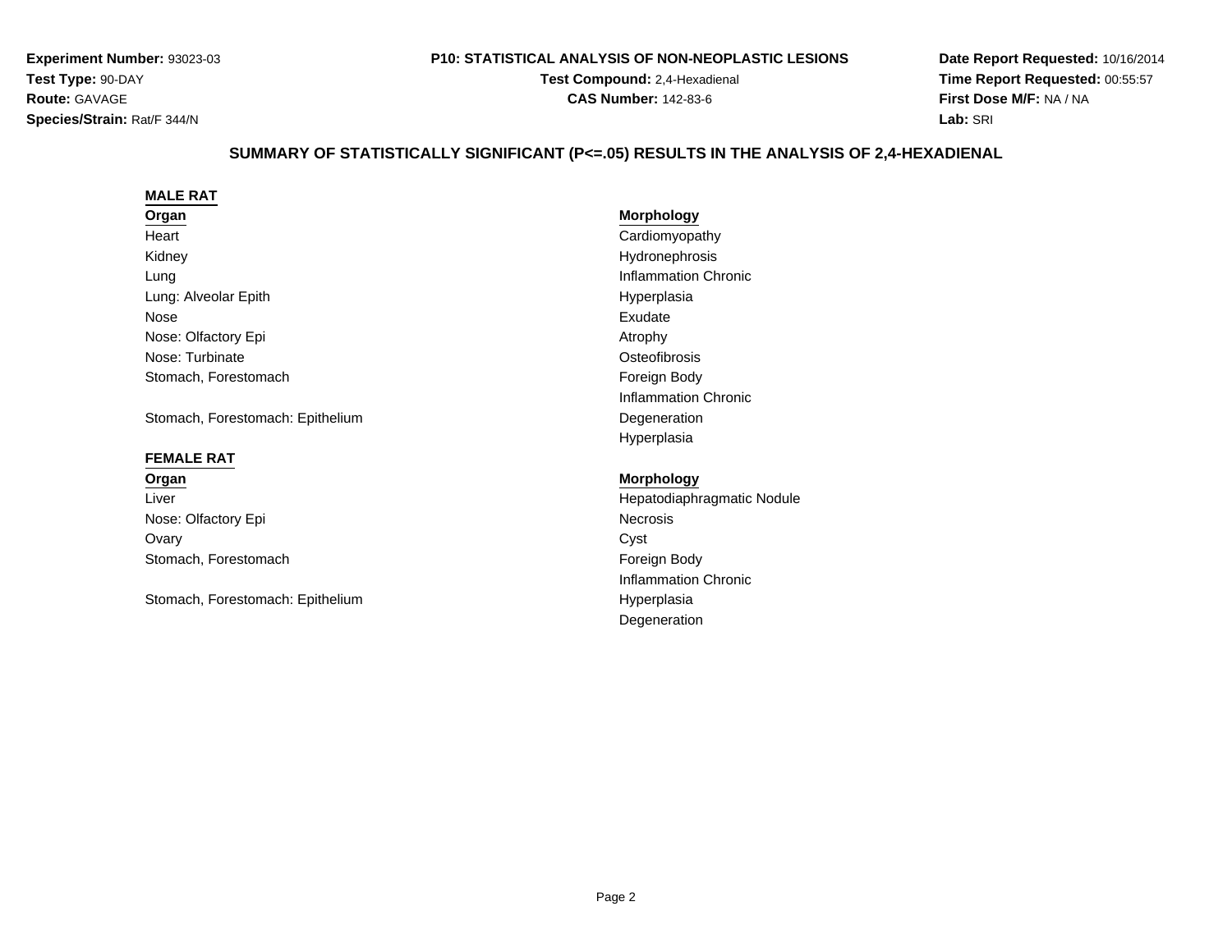**Experiment Number:** 93023-03
**Test Type:** 90-DAY
**Route:** GAVAGE
**Species/Strain:** Rat/F 344/N

**P10: STATISTICAL ANALYSIS OF NON-NEOPLASTIC LESIONS**
**Test Compound:** 2,4-Hexadienal
**CAS Number:** 142-83-6

**Date Report Requested:** 10/16/2014
**Time Report Requested:** 00:55:57
**First Dose M/F:** NA / NA
**Lab:** SRI

## SUMMARY OF STATISTICALLY SIGNIFICANT (P<=.05) RESULTS IN THE ANALYSIS OF 2,4-HEXADIENAL

### MALE RAT

| Organ | Morphology |
|---|---|
| Heart | Cardiomyopathy |
| Kidney | Hydronephrosis |
| Lung | Inflammation Chronic |
| Lung: Alveolar Epith | Hyperplasia |
| Nose | Exudate |
| Nose: Olfactory Epi | Atrophy |
| Nose: Turbinate | Osteofibrosis |
| Stomach, Forestomach | Foreign Body |
| | Inflammation Chronic |
| Stomach, Forestomach: Epithelium | Degeneration |
| | Hyperplasia |

### FEMALE RAT

| Organ | Morphology |
|---|---|
| Liver | Hepatodiaphragmatic Nodule |
| Nose: Olfactory Epi | Necrosis |
| Ovary | Cyst |
| Stomach, Forestomach | Foreign Body |
| | Inflammation Chronic |
| Stomach, Forestomach: Epithelium | Hyperplasia |
| | Degeneration |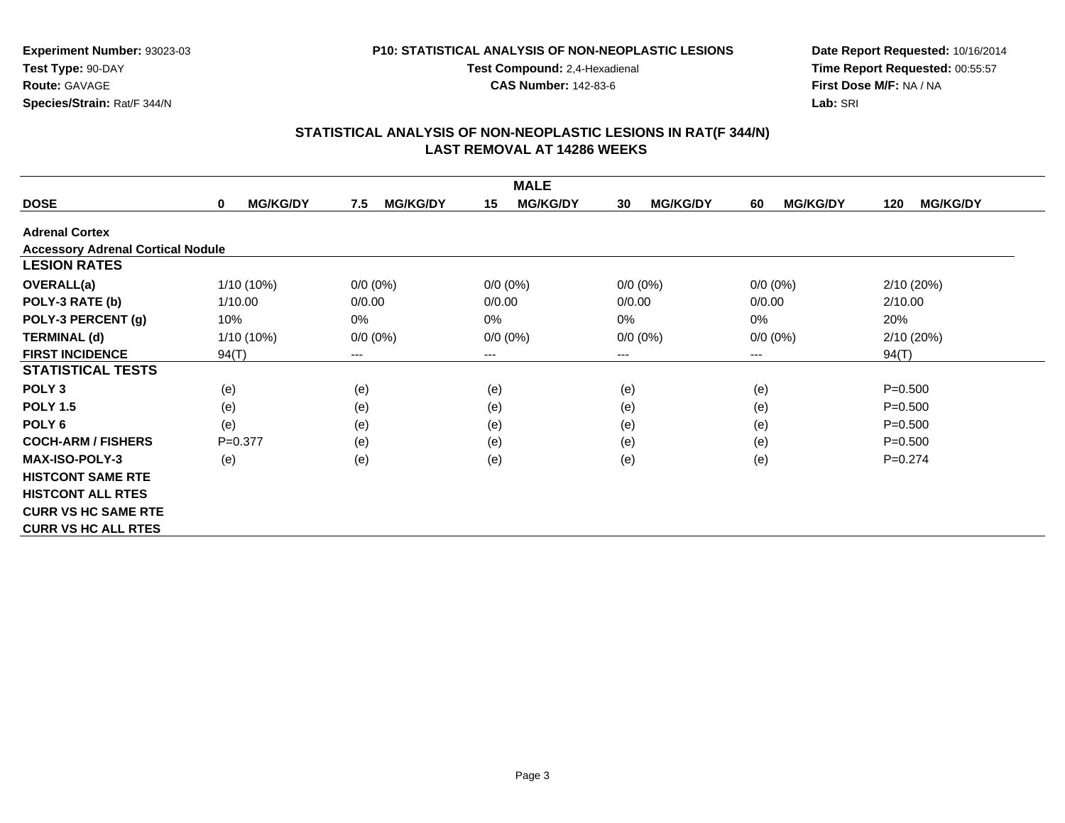**Experiment Number:** 93023-03
**Test Type:** 90-DAY
**Route:** GAVAGE
**Species/Strain:** Rat/F 344/N

**P10: STATISTICAL ANALYSIS OF NON-NEOPLASTIC LESIONS**
**Test Compound:** 2,4-Hexadienal
**CAS Number:** 142-83-6

**Date Report Requested:** 10/16/2014
**Time Report Requested:** 00:55:57
**First Dose M/F:** NA / NA
**Lab:** SRI

## STATISTICAL ANALYSIS OF NON-NEOPLASTIC LESIONS IN RAT(F 344/N)
## LAST REMOVAL AT 14286 WEEKS

| MALE | | | | | | |
|---|---|---|---|---|---|---|
| **DOSE** | **0 MG/KG/DY** | **7.5 MG/KG/DY** | **15 MG/KG/DY** | **30 MG/KG/DY** | **60 MG/KG/DY** | **120 MG/KG/DY** |
| **Adrenal Cortex** | | | | | | |
| **Accessory Adrenal Cortical Nodule** | | | | | | |
| **LESION RATES** | | | | | | |
| **OVERALL(a)** | 1/10 (10%) | 0/0 (0%) | 0/0 (0%) | 0/0 (0%) | 0/0 (0%) | 2/10 (20%) |
| **POLY-3 RATE (b)** | 1/10.00 | 0/0.00 | 0/0.00 | 0/0.00 | 0/0.00 | 2/10.00 |
| **POLY-3 PERCENT (g)** | 10% | 0% | 0% | 0% | 0% | 20% |
| **TERMINAL (d)** | 1/10 (10%) | 0/0 (0%) | 0/0 (0%) | 0/0 (0%) | 0/0 (0%) | 2/10 (20%) |
| **FIRST INCIDENCE** | 94(T) | --- | --- | --- | --- | 94(T) |
| **STATISTICAL TESTS** | | | | | | |
| **POLY 3** | (e) | (e) | (e) | (e) | (e) | P=0.500 |
| **POLY 1.5** | (e) | (e) | (e) | (e) | (e) | P=0.500 |
| **POLY 6** | (e) | (e) | (e) | (e) | (e) | P=0.500 |
| **COCH-ARM / FISHERS** | P=0.377 | (e) | (e) | (e) | (e) | P=0.500 |
| **MAX-ISO-POLY-3** | (e) | (e) | (e) | (e) | (e) | P=0.274 |
| **HISTCONT SAME RTE** | | | | | | |
| **HISTCONT ALL RTES** | | | | | | |
| **CURR VS HC SAME RTE** | | | | | | |
| **CURR VS HC ALL RTES** | | | | | | |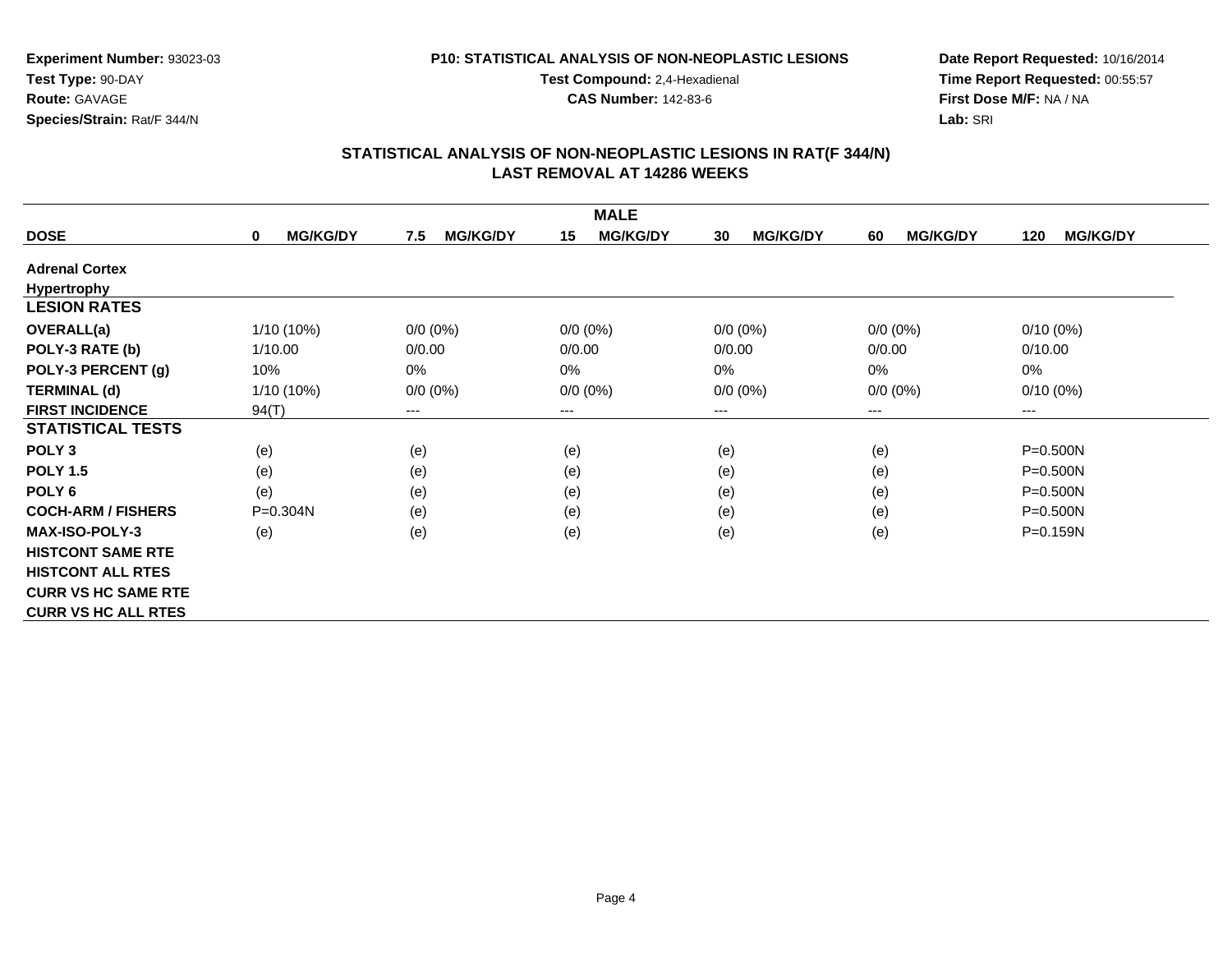**Experiment Number:** 93023-03
**Test Type:** 90-DAY
**Route:** GAVAGE
**Species/Strain:** Rat/F 344/N

**P10: STATISTICAL ANALYSIS OF NON-NEOPLASTIC LESIONS**
**Test Compound:** 2,4-Hexadienal
**CAS Number:** 142-83-6

**Date Report Requested:** 10/16/2014
**Time Report Requested:** 00:55:57
**First Dose M/F:** NA / NA
**Lab:** SRI

## STATISTICAL ANALYSIS OF NON-NEOPLASTIC LESIONS IN RAT(F 344/N)
## LAST REMOVAL AT 14286 WEEKS

| | MALE | | | | | |
|---|---|---|---|---|---|---|
| **DOSE** | **0 MG/KG/DY** | **7.5 MG/KG/DY** | **15 MG/KG/DY** | **30 MG/KG/DY** | **60 MG/KG/DY** | **120 MG/KG/DY** |
| **Adrenal Cortex** | | | | | | |
| **Hypertrophy** | | | | | | |
| **LESION RATES** | | | | | | |
| **OVERALL(a)** | 1/10 (10%) | 0/0 (0%) | 0/0 (0%) | 0/0 (0%) | 0/0 (0%) | 0/10 (0%) |
| **POLY-3 RATE (b)** | 1/10.00 | 0/0.00 | 0/0.00 | 0/0.00 | 0/0.00 | 0/10.00 |
| **POLY-3 PERCENT (g)** | 10% | 0% | 0% | 0% | 0% | 0% |
| **TERMINAL (d)** | 1/10 (10%) | 0/0 (0%) | 0/0 (0%) | 0/0 (0%) | 0/0 (0%) | 0/10 (0%) |
| **FIRST INCIDENCE** | 94(T) | --- | --- | --- | --- | --- |
| **STATISTICAL TESTS** | | | | | | |
| **POLY 3** | (e) | (e) | (e) | (e) | (e) | P=0.500N |
| **POLY 1.5** | (e) | (e) | (e) | (e) | (e) | P=0.500N |
| **POLY 6** | (e) | (e) | (e) | (e) | (e) | P=0.500N |
| **COCH-ARM / FISHERS** | P=0.304N | (e) | (e) | (e) | (e) | P=0.500N |
| **MAX-ISO-POLY-3** | (e) | (e) | (e) | (e) | (e) | P=0.159N |
| **HISTCONT SAME RTE** | | | | | | |
| **HISTCONT ALL RTES** | | | | | | |
| **CURR VS HC SAME RTE** | | | | | | |
| **CURR VS HC ALL RTES** | | | | | | |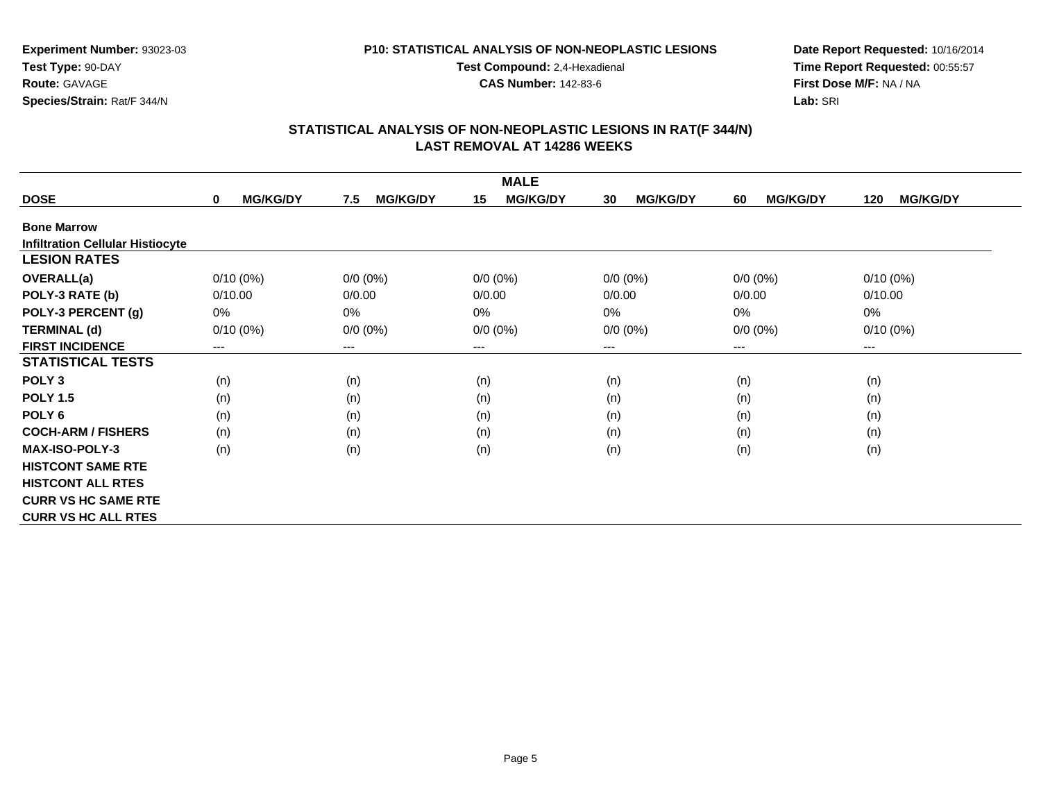**Experiment Number:** 93023-03
**Test Type:** 90-DAY
**Route:** GAVAGE
**Species/Strain:** Rat/F 344/N

**P10: STATISTICAL ANALYSIS OF NON-NEOPLASTIC LESIONS**
**Test Compound:** 2,4-Hexadienal
**CAS Number:** 142-83-6

**Date Report Requested:** 10/16/2014
**Time Report Requested:** 00:55:57
**First Dose M/F:** NA / NA
**Lab:** SRI

## STATISTICAL ANALYSIS OF NON-NEOPLASTIC LESIONS IN RAT(F 344/N)
## LAST REMOVAL AT 14286 WEEKS

| | MALE | | | | | |
|---|---|---|---|---|---|---|
| **DOSE** | **0 MG/KG/DY** | **7.5 MG/KG/DY** | **15 MG/KG/DY** | **30 MG/KG/DY** | **60 MG/KG/DY** | **120 MG/KG/DY** |
| **Bone Marrow** | | | | | | |
| **Infiltration Cellular Histiocyte** | | | | | | |
| **LESION RATES** | | | | | | |
| **OVERALL(a)** | 0/10 (0%) | 0/0 (0%) | 0/0 (0%) | 0/0 (0%) | 0/0 (0%) | 0/10 (0%) |
| **POLY-3 RATE (b)** | 0/10.00 | 0/0.00 | 0/0.00 | 0/0.00 | 0/0.00 | 0/10.00 |
| **POLY-3 PERCENT (g)** | 0% | 0% | 0% | 0% | 0% | 0% |
| **TERMINAL (d)** | 0/10 (0%) | 0/0 (0%) | 0/0 (0%) | 0/0 (0%) | 0/0 (0%) | 0/10 (0%) |
| **FIRST INCIDENCE** | --- | --- | --- | --- | --- | --- |
| **STATISTICAL TESTS** | | | | | | |
| **POLY 3** | (n) | (n) | (n) | (n) | (n) | (n) |
| **POLY 1.5** | (n) | (n) | (n) | (n) | (n) | (n) |
| **POLY 6** | (n) | (n) | (n) | (n) | (n) | (n) |
| **COCH-ARM / FISHERS** | (n) | (n) | (n) | (n) | (n) | (n) |
| **MAX-ISO-POLY-3** | (n) | (n) | (n) | (n) | (n) | (n) |
| **HISTCONT SAME RTE** | | | | | | |
| **HISTCONT ALL RTES** | | | | | | |
| **CURR VS HC SAME RTE** | | | | | | |
| **CURR VS HC ALL RTES** | | | | | | |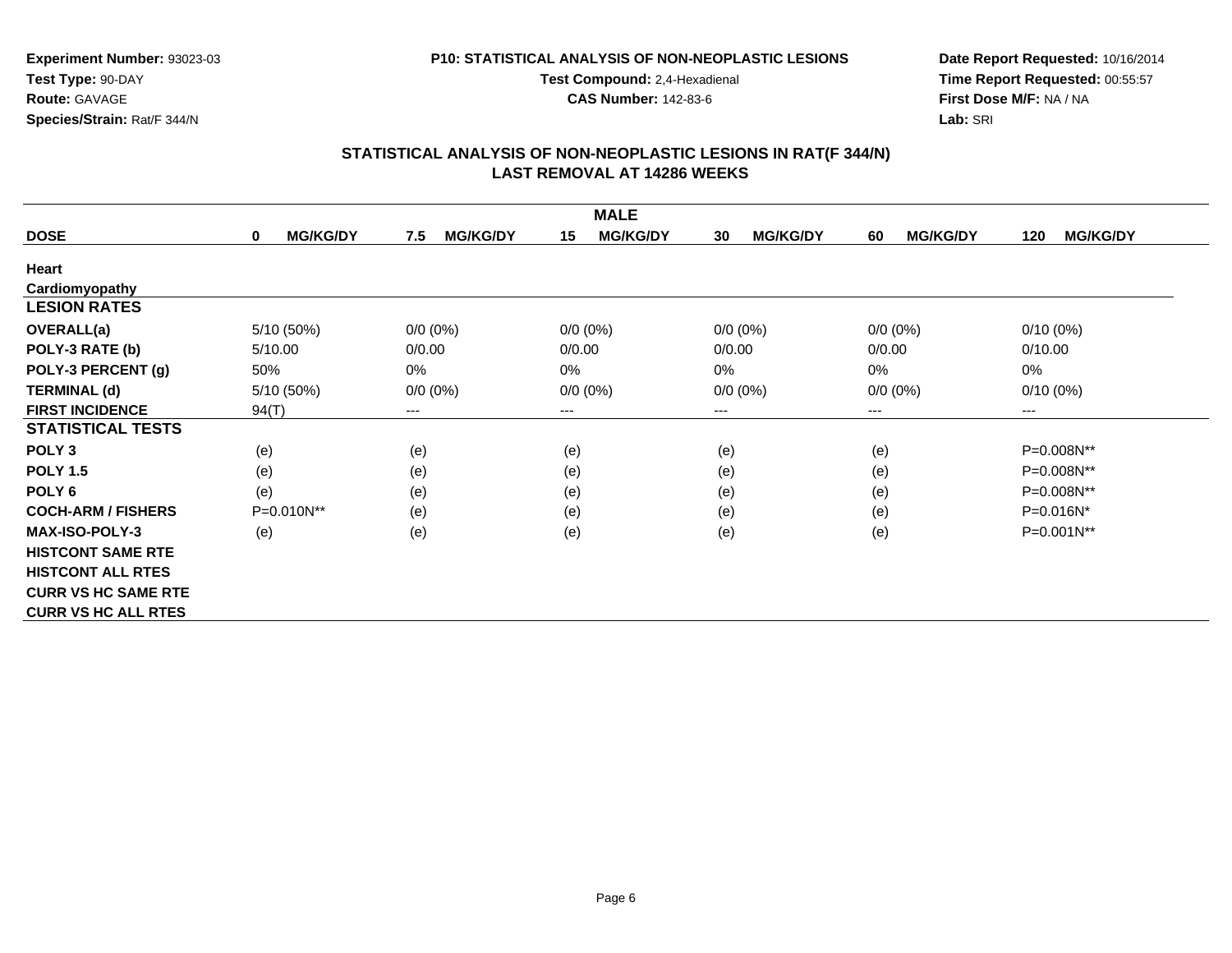**Experiment Number:** 93023-03
**Test Type:** 90-DAY
**Route:** GAVAGE
**Species/Strain:** Rat/F 344/N

**P10: STATISTICAL ANALYSIS OF NON-NEOPLASTIC LESIONS**
**Test Compound:** 2,4-Hexadienal
**CAS Number:** 142-83-6

**Date Report Requested:** 10/16/2014
**Time Report Requested:** 00:55:57
**First Dose M/F:** NA / NA
**Lab:** SRI

## STATISTICAL ANALYSIS OF NON-NEOPLASTIC LESIONS IN RAT(F 344/N)
## LAST REMOVAL AT 14286 WEEKS

| | MALE | | | | | |
|---|---|---|---|---|---|---|
| **DOSE** | **0 MG/KG/DY** | **7.5 MG/KG/DY** | **15 MG/KG/DY** | **30 MG/KG/DY** | **60 MG/KG/DY** | **120 MG/KG/DY** |
| **Heart** | | | | | | |
| **Cardiomyopathy** | | | | | | |
| **LESION RATES** | | | | | | |
| **OVERALL(a)** | 5/10 (50%) | 0/0 (0%) | 0/0 (0%) | 0/0 (0%) | 0/0 (0%) | 0/10 (0%) |
| **POLY-3 RATE (b)** | 5/10.00 | 0/0.00 | 0/0.00 | 0/0.00 | 0/0.00 | 0/10.00 |
| **POLY-3 PERCENT (g)** | 50% | 0% | 0% | 0% | 0% | 0% |
| **TERMINAL (d)** | 5/10 (50%) | 0/0 (0%) | 0/0 (0%) | 0/0 (0%) | 0/0 (0%) | 0/10 (0%) |
| **FIRST INCIDENCE** | 94(T) | --- | --- | --- | --- | --- |
| **STATISTICAL TESTS** | | | | | | |
| **POLY 3** | (e) | (e) | (e) | (e) | (e) | P=0.008N** |
| **POLY 1.5** | (e) | (e) | (e) | (e) | (e) | P=0.008N** |
| **POLY 6** | (e) | (e) | (e) | (e) | (e) | P=0.008N** |
| **COCH-ARM / FISHERS** | P=0.010N** | (e) | (e) | (e) | (e) | P=0.016N* |
| **MAX-ISO-POLY-3** | (e) | (e) | (e) | (e) | (e) | P=0.001N** |
| **HISTCONT SAME RTE** | | | | | | |
| **HISTCONT ALL RTES** | | | | | | |
| **CURR VS HC SAME RTE** | | | | | | |
| **CURR VS HC ALL RTES** | | | | | | |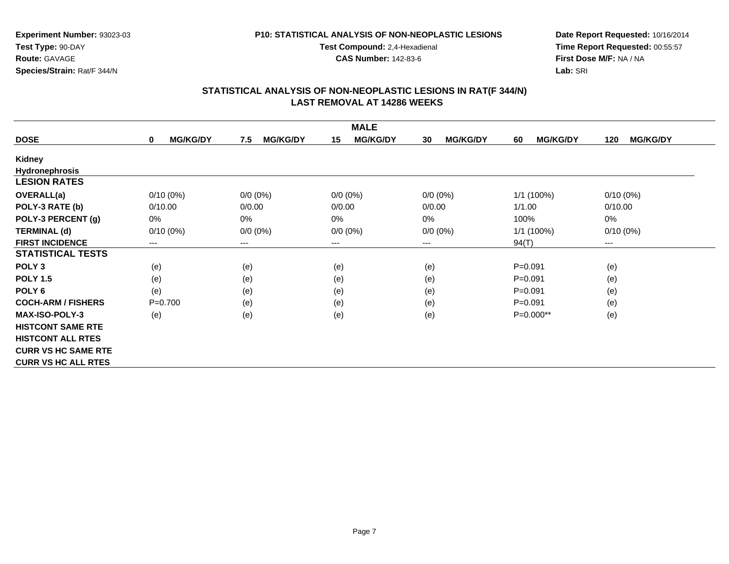**Experiment Number:** 93023-03
**Test Type:** 90-DAY
**Route:** GAVAGE
**Species/Strain:** Rat/F 344/N

**P10: STATISTICAL ANALYSIS OF NON-NEOPLASTIC LESIONS**
**Test Compound:** 2,4-Hexadienal
**CAS Number:** 142-83-6

**Date Report Requested:** 10/16/2014
**Time Report Requested:** 00:55:57
**First Dose M/F:** NA / NA
**Lab:** SRI

## STATISTICAL ANALYSIS OF NON-NEOPLASTIC LESIONS IN RAT(F 344/N)
## LAST REMOVAL AT 14286 WEEKS

| | MALE | | | | | |
|---|---|---|---|---|---|---|
| **DOSE** | **0 MG/KG/DY** | **7.5 MG/KG/DY** | **15 MG/KG/DY** | **30 MG/KG/DY** | **60 MG/KG/DY** | **120 MG/KG/DY** |
| **Kidney** | | | | | | |
| **Hydronephrosis** | | | | | | |
| **LESION RATES** | | | | | | |
| **OVERALL(a)** | 0/10 (0%) | 0/0 (0%) | 0/0 (0%) | 0/0 (0%) | 1/1 (100%) | 0/10 (0%) |
| **POLY-3 RATE (b)** | 0/10.00 | 0/0.00 | 0/0.00 | 0/0.00 | 1/1.00 | 0/10.00 |
| **POLY-3 PERCENT (g)** | 0% | 0% | 0% | 0% | 100% | 0% |
| **TERMINAL (d)** | 0/10 (0%) | 0/0 (0%) | 0/0 (0%) | 0/0 (0%) | 1/1 (100%) | 0/10 (0%) |
| **FIRST INCIDENCE** | --- | --- | --- | --- | 94(T) | --- |
| **STATISTICAL TESTS** | | | | | | |
| **POLY 3** | (e) | (e) | (e) | (e) | P=0.091 | (e) |
| **POLY 1.5** | (e) | (e) | (e) | (e) | P=0.091 | (e) |
| **POLY 6** | (e) | (e) | (e) | (e) | P=0.091 | (e) |
| **COCH-ARM / FISHERS** | P=0.700 | (e) | (e) | (e) | P=0.091 | (e) |
| **MAX-ISO-POLY-3** | (e) | (e) | (e) | (e) | P=0.000** | (e) |
| **HISTCONT SAME RTE** | | | | | | |
| **HISTCONT ALL RTES** | | | | | | |
| **CURR VS HC SAME RTE** | | | | | | |
| **CURR VS HC ALL RTES** | | | | | | |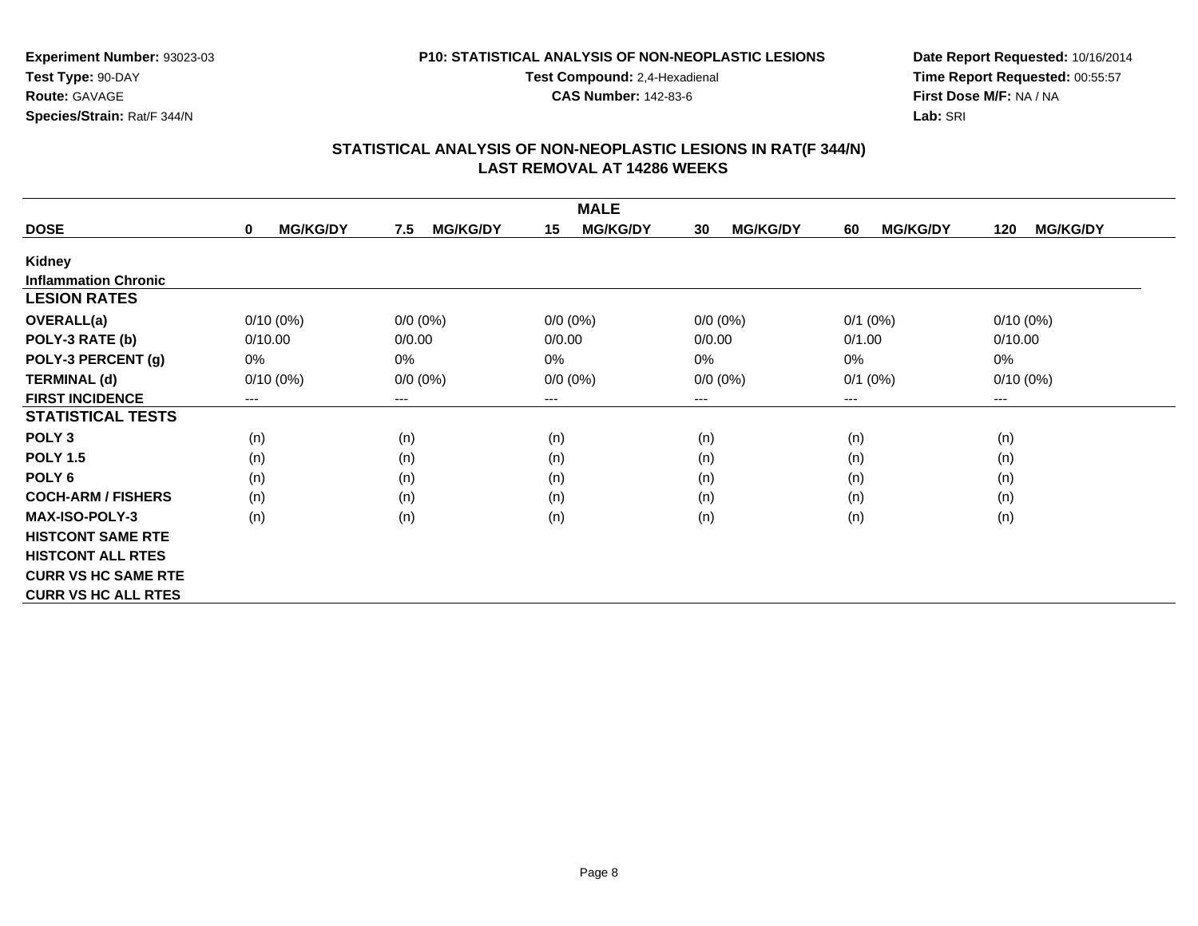**Experiment Number:** 93023-03
**Test Type:** 90-DAY
**Route:** GAVAGE
**Species/Strain:** Rat/F 344/N

**P10: STATISTICAL ANALYSIS OF NON-NEOPLASTIC LESIONS**
**Test Compound:** 2,4-Hexadienal
**CAS Number:** 142-83-6

**Date Report Requested:** 10/16/2014
**Time Report Requested:** 00:55:57
**First Dose M/F:** NA / NA
**Lab:** SRI

## STATISTICAL ANALYSIS OF NON-NEOPLASTIC LESIONS IN RAT(F 344/N)
## LAST REMOVAL AT 14286 WEEKS

| | MALE | | | | | |
|---|---|---|---|---|---|---|
| **DOSE** | **0 MG/KG/DY** | **7.5 MG/KG/DY** | **15 MG/KG/DY** | **30 MG/KG/DY** | **60 MG/KG/DY** | **120 MG/KG/DY** |
| **Kidney** | | | | | | |
| **Inflammation Chronic** | | | | | | |
| **LESION RATES** | | | | | | |
| **OVERALL(a)** | 0/10 (0%) | 0/0 (0%) | 0/0 (0%) | 0/0 (0%) | 0/1 (0%) | 0/10 (0%) |
| **POLY-3 RATE (b)** | 0/10.00 | 0/0.00 | 0/0.00 | 0/0.00 | 0/1.00 | 0/10.00 |
| **POLY-3 PERCENT (g)** | 0% | 0% | 0% | 0% | 0% | 0% |
| **TERMINAL (d)** | 0/10 (0%) | 0/0 (0%) | 0/0 (0%) | 0/0 (0%) | 0/1 (0%) | 0/10 (0%) |
| **FIRST INCIDENCE** | --- | --- | --- | --- | --- | --- |
| **STATISTICAL TESTS** | | | | | | |
| **POLY 3** | (n) | (n) | (n) | (n) | (n) | (n) |
| **POLY 1.5** | (n) | (n) | (n) | (n) | (n) | (n) |
| **POLY 6** | (n) | (n) | (n) | (n) | (n) | (n) |
| **COCH-ARM / FISHERS** | (n) | (n) | (n) | (n) | (n) | (n) |
| **MAX-ISO-POLY-3** | (n) | (n) | (n) | (n) | (n) | (n) |
| **HISTCONT SAME RTE** | | | | | | |
| **HISTCONT ALL RTES** | | | | | | |
| **CURR VS HC SAME RTE** | | | | | | |
| **CURR VS HC ALL RTES** | | | | | | |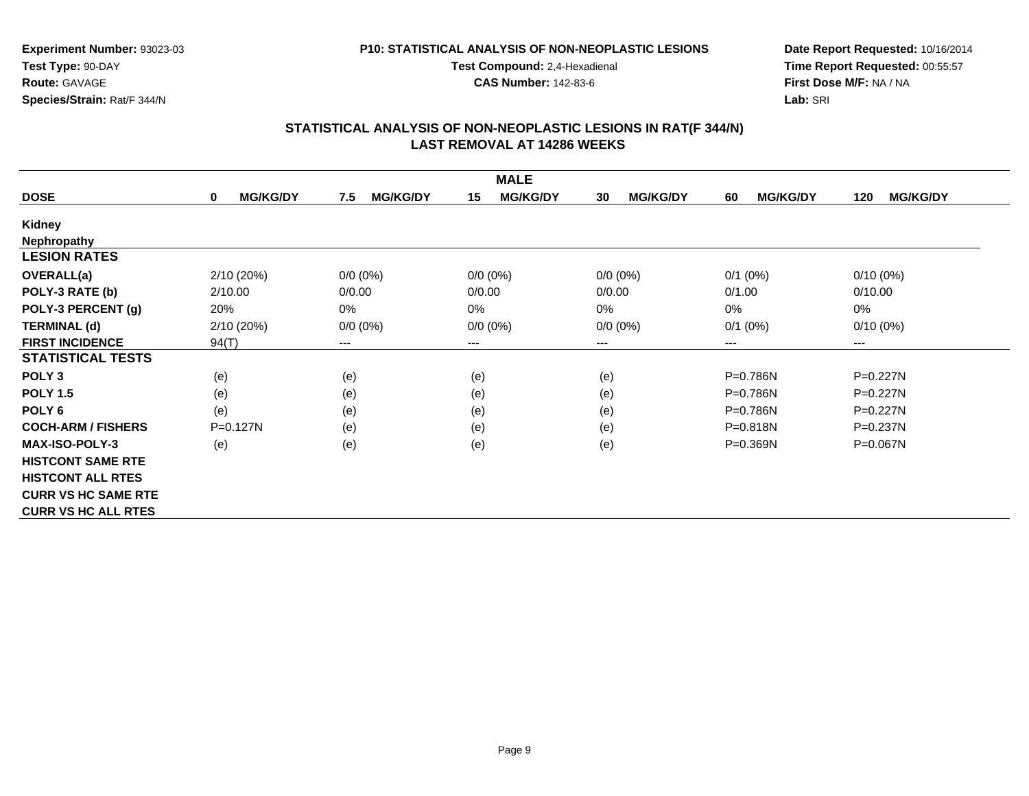**Experiment Number:** 93023-03
**Test Type:** 90-DAY
**Route:** GAVAGE
**Species/Strain:** Rat/F 344/N

**P10: STATISTICAL ANALYSIS OF NON-NEOPLASTIC LESIONS**
**Test Compound:** 2,4-Hexadienal
**CAS Number:** 142-83-6

**Date Report Requested:** 10/16/2014
**Time Report Requested:** 00:55:57
**First Dose M/F:** NA / NA
**Lab:** SRI

## STATISTICAL ANALYSIS OF NON-NEOPLASTIC LESIONS IN RAT(F 344/N)
## LAST REMOVAL AT 14286 WEEKS

| MALE | | | | | | |
|---|---|---|---|---|---|---|
| **DOSE** | **0 MG/KG/DY** | **7.5 MG/KG/DY** | **15 MG/KG/DY** | **30 MG/KG/DY** | **60 MG/KG/DY** | **120 MG/KG/DY** |
| **Kidney** | | | | | | |
| **Nephropathy** | | | | | | |
| **LESION RATES** | | | | | | |
| **OVERALL(a)** | 2/10 (20%) | 0/0 (0%) | 0/0 (0%) | 0/0 (0%) | 0/1 (0%) | 0/10 (0%) |
| **POLY-3 RATE (b)** | 2/10.00 | 0/0.00 | 0/0.00 | 0/0.00 | 0/1.00 | 0/10.00 |
| **POLY-3 PERCENT (g)** | 20% | 0% | 0% | 0% | 0% | 0% |
| **TERMINAL (d)** | 2/10 (20%) | 0/0 (0%) | 0/0 (0%) | 0/0 (0%) | 0/1 (0%) | 0/10 (0%) |
| **FIRST INCIDENCE** | 94(T) | --- | --- | --- | --- | --- |
| **STATISTICAL TESTS** | | | | | | |
| **POLY 3** | (e) | (e) | (e) | (e) | P=0.786N | P=0.227N |
| **POLY 1.5** | (e) | (e) | (e) | (e) | P=0.786N | P=0.227N |
| **POLY 6** | (e) | (e) | (e) | (e) | P=0.786N | P=0.227N |
| **COCH-ARM / FISHERS** | P=0.127N | (e) | (e) | (e) | P=0.818N | P=0.237N |
| **MAX-ISO-POLY-3** | (e) | (e) | (e) | (e) | P=0.369N | P=0.067N |
| **HISTCONT SAME RTE** | | | | | | |
| **HISTCONT ALL RTES** | | | | | | |
| **CURR VS HC SAME RTE** | | | | | | |
| **CURR VS HC ALL RTES** | | | | | | |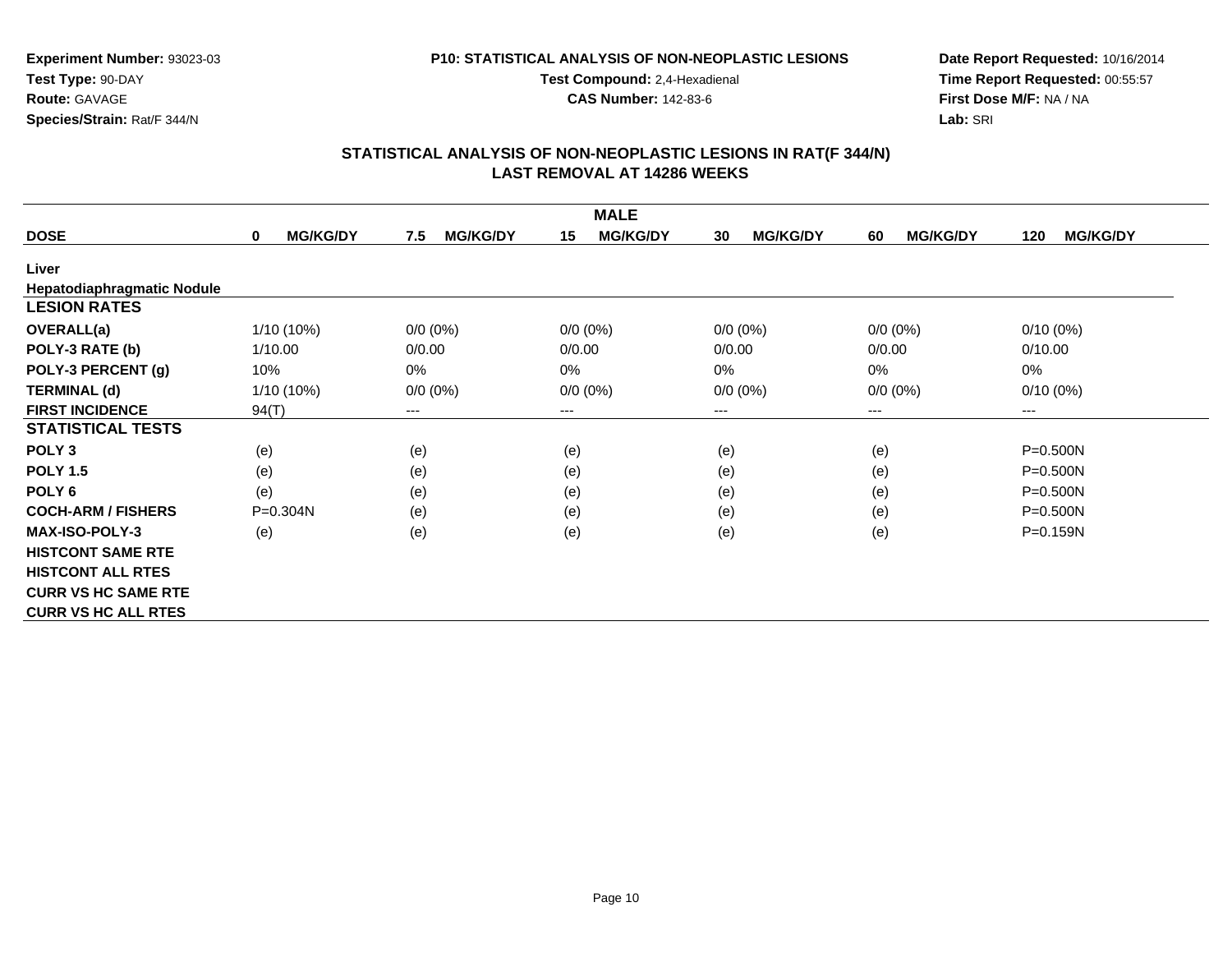**Experiment Number:** 93023-03
**Test Type:** 90-DAY
**Route:** GAVAGE
**Species/Strain:** Rat/F 344/N

**P10: STATISTICAL ANALYSIS OF NON-NEOPLASTIC LESIONS**
**Test Compound:** 2,4-Hexadienal
**CAS Number:** 142-83-6

**Date Report Requested:** 10/16/2014
**Time Report Requested:** 00:55:57
**First Dose M/F:** NA / NA
**Lab:** SRI

## STATISTICAL ANALYSIS OF NON-NEOPLASTIC LESIONS IN RAT(F 344/N)
## LAST REMOVAL AT 14286 WEEKS

| | MALE | | | | | |
|---|---|---|---|---|---|---|
| **DOSE** | **0 MG/KG/DY** | **7.5 MG/KG/DY** | **15 MG/KG/DY** | **30 MG/KG/DY** | **60 MG/KG/DY** | **120 MG/KG/DY** |
| **Liver** | | | | | | |
| **Hepatodiaphragmatic Nodule** | | | | | | |
| **LESION RATES** | | | | | | |
| **OVERALL(a)** | 1/10 (10%) | 0/0 (0%) | 0/0 (0%) | 0/0 (0%) | 0/0 (0%) | 0/10 (0%) |
| **POLY-3 RATE (b)** | 1/10.00 | 0/0.00 | 0/0.00 | 0/0.00 | 0/0.00 | 0/10.00 |
| **POLY-3 PERCENT (g)** | 10% | 0% | 0% | 0% | 0% | 0% |
| **TERMINAL (d)** | 1/10 (10%) | 0/0 (0%) | 0/0 (0%) | 0/0 (0%) | 0/0 (0%) | 0/10 (0%) |
| **FIRST INCIDENCE** | 94(T) | --- | --- | --- | --- | --- |
| **STATISTICAL TESTS** | | | | | | |
| **POLY 3** | (e) | (e) | (e) | (e) | (e) | P=0.500N |
| **POLY 1.5** | (e) | (e) | (e) | (e) | (e) | P=0.500N |
| **POLY 6** | (e) | (e) | (e) | (e) | (e) | P=0.500N |
| **COCH-ARM / FISHERS** | P=0.304N | (e) | (e) | (e) | (e) | P=0.500N |
| **MAX-ISO-POLY-3** | (e) | (e) | (e) | (e) | (e) | P=0.159N |
| **HISTCONT SAME RTE** | | | | | | |
| **HISTCONT ALL RTES** | | | | | | |
| **CURR VS HC SAME RTE** | | | | | | |
| **CURR VS HC ALL RTES** | | | | | | |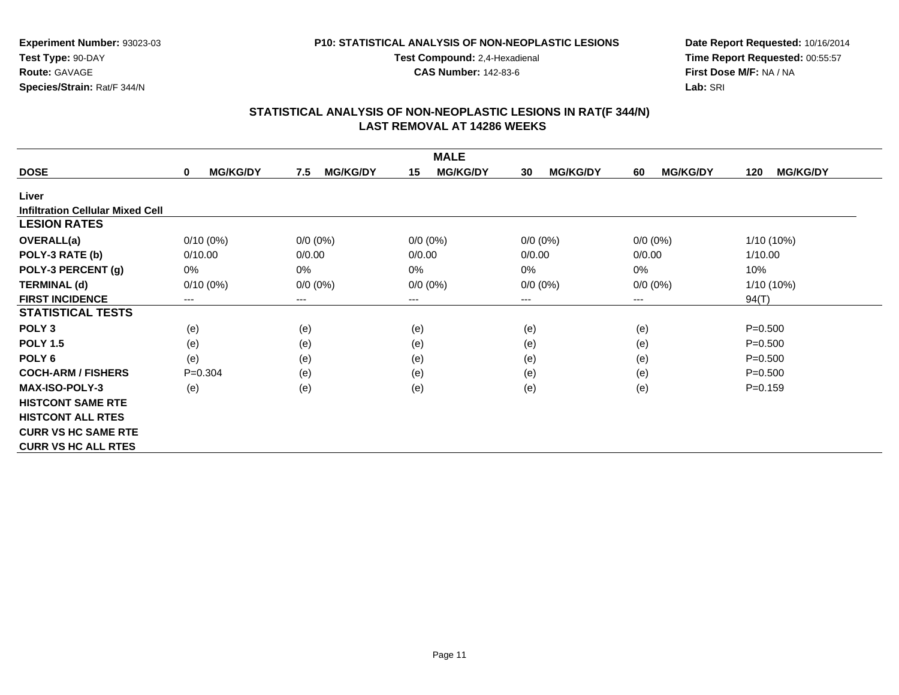**Experiment Number:** 93023-03
**Test Type:** 90-DAY
**Route:** GAVAGE
**Species/Strain:** Rat/F 344/N

**P10: STATISTICAL ANALYSIS OF NON-NEOPLASTIC LESIONS**
**Test Compound:** 2,4-Hexadienal
**CAS Number:** 142-83-6

**Date Report Requested:** 10/16/2014
**Time Report Requested:** 00:55:57
**First Dose M/F:** NA / NA
**Lab:** SRI

## STATISTICAL ANALYSIS OF NON-NEOPLASTIC LESIONS IN RAT(F 344/N)
## LAST REMOVAL AT 14286 WEEKS

| | MALE | | | | | |
|---|---|---|---|---|---|---|
| **DOSE** | **0 MG/KG/DY** | **7.5 MG/KG/DY** | **15 MG/KG/DY** | **30 MG/KG/DY** | **60 MG/KG/DY** | **120 MG/KG/DY** |
| **Liver** | | | | | | |
| **Infiltration Cellular Mixed Cell** | | | | | | |
| **LESION RATES** | | | | | | |
| **OVERALL(a)** | 0/10 (0%) | 0/0 (0%) | 0/0 (0%) | 0/0 (0%) | 0/0 (0%) | 1/10 (10%) |
| **POLY-3 RATE (b)** | 0/10.00 | 0/0.00 | 0/0.00 | 0/0.00 | 0/0.00 | 1/10.00 |
| **POLY-3 PERCENT (g)** | 0% | 0% | 0% | 0% | 0% | 10% |
| **TERMINAL (d)** | 0/10 (0%) | 0/0 (0%) | 0/0 (0%) | 0/0 (0%) | 0/0 (0%) | 1/10 (10%) |
| **FIRST INCIDENCE** | --- | --- | --- | --- | --- | 94(T) |
| **STATISTICAL TESTS** | | | | | | |
| **POLY 3** | (e) | (e) | (e) | (e) | (e) | P=0.500 |
| **POLY 1.5** | (e) | (e) | (e) | (e) | (e) | P=0.500 |
| **POLY 6** | (e) | (e) | (e) | (e) | (e) | P=0.500 |
| **COCH-ARM / FISHERS** | P=0.304 | (e) | (e) | (e) | (e) | P=0.500 |
| **MAX-ISO-POLY-3** | (e) | (e) | (e) | (e) | (e) | P=0.159 |
| **HISTCONT SAME RTE** | | | | | | |
| **HISTCONT ALL RTES** | | | | | | |
| **CURR VS HC SAME RTE** | | | | | | |
| **CURR VS HC ALL RTES** | | | | | | |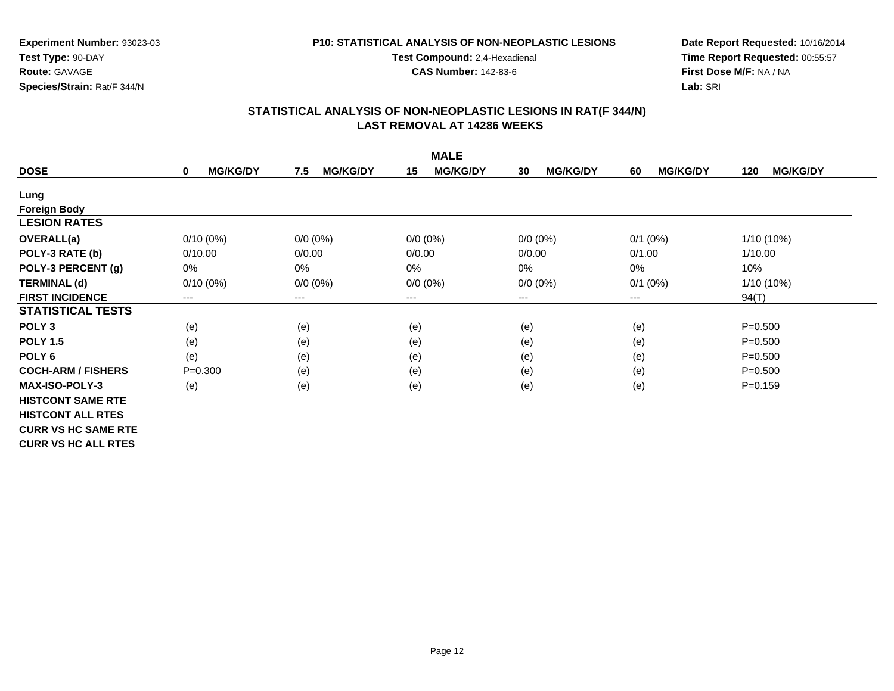**Experiment Number:** 93023-03
**Test Type:** 90-DAY
**Route:** GAVAGE
**Species/Strain:** Rat/F 344/N

**P10: STATISTICAL ANALYSIS OF NON-NEOPLASTIC LESIONS**
**Test Compound:** 2,4-Hexadienal
**CAS Number:** 142-83-6

**Date Report Requested:** 10/16/2014
**Time Report Requested:** 00:55:57
**First Dose M/F:** NA / NA
**Lab:** SRI

## STATISTICAL ANALYSIS OF NON-NEOPLASTIC LESIONS IN RAT(F 344/N)
## LAST REMOVAL AT 14286 WEEKS

| | MALE | | | | | |
|---|---|---|---|---|---|---|
| **DOSE** | **0 MG/KG/DY** | **7.5 MG/KG/DY** | **15 MG/KG/DY** | **30 MG/KG/DY** | **60 MG/KG/DY** | **120 MG/KG/DY** |
| **Lung** | | | | | | |
| **Foreign Body** | | | | | | |
| **LESION RATES** | | | | | | |
| **OVERALL(a)** | 0/10 (0%) | 0/0 (0%) | 0/0 (0%) | 0/0 (0%) | 0/1 (0%) | 1/10 (10%) |
| **POLY-3 RATE (b)** | 0/10.00 | 0/0.00 | 0/0.00 | 0/0.00 | 0/1.00 | 1/10.00 |
| **POLY-3 PERCENT (g)** | 0% | 0% | 0% | 0% | 0% | 10% |
| **TERMINAL (d)** | 0/10 (0%) | 0/0 (0%) | 0/0 (0%) | 0/0 (0%) | 0/1 (0%) | 1/10 (10%) |
| **FIRST INCIDENCE** | --- | --- | --- | --- | --- | 94(T) |
| **STATISTICAL TESTS** | | | | | | |
| **POLY 3** | (e) | (e) | (e) | (e) | (e) | P=0.500 |
| **POLY 1.5** | (e) | (e) | (e) | (e) | (e) | P=0.500 |
| **POLY 6** | (e) | (e) | (e) | (e) | (e) | P=0.500 |
| **COCH-ARM / FISHERS** | P=0.300 | (e) | (e) | (e) | (e) | P=0.500 |
| **MAX-ISO-POLY-3** | (e) | (e) | (e) | (e) | (e) | P=0.159 |
| **HISTCONT SAME RTE** | | | | | | |
| **HISTCONT ALL RTES** | | | | | | |
| **CURR VS HC SAME RTE** | | | | | | |
| **CURR VS HC ALL RTES** | | | | | | |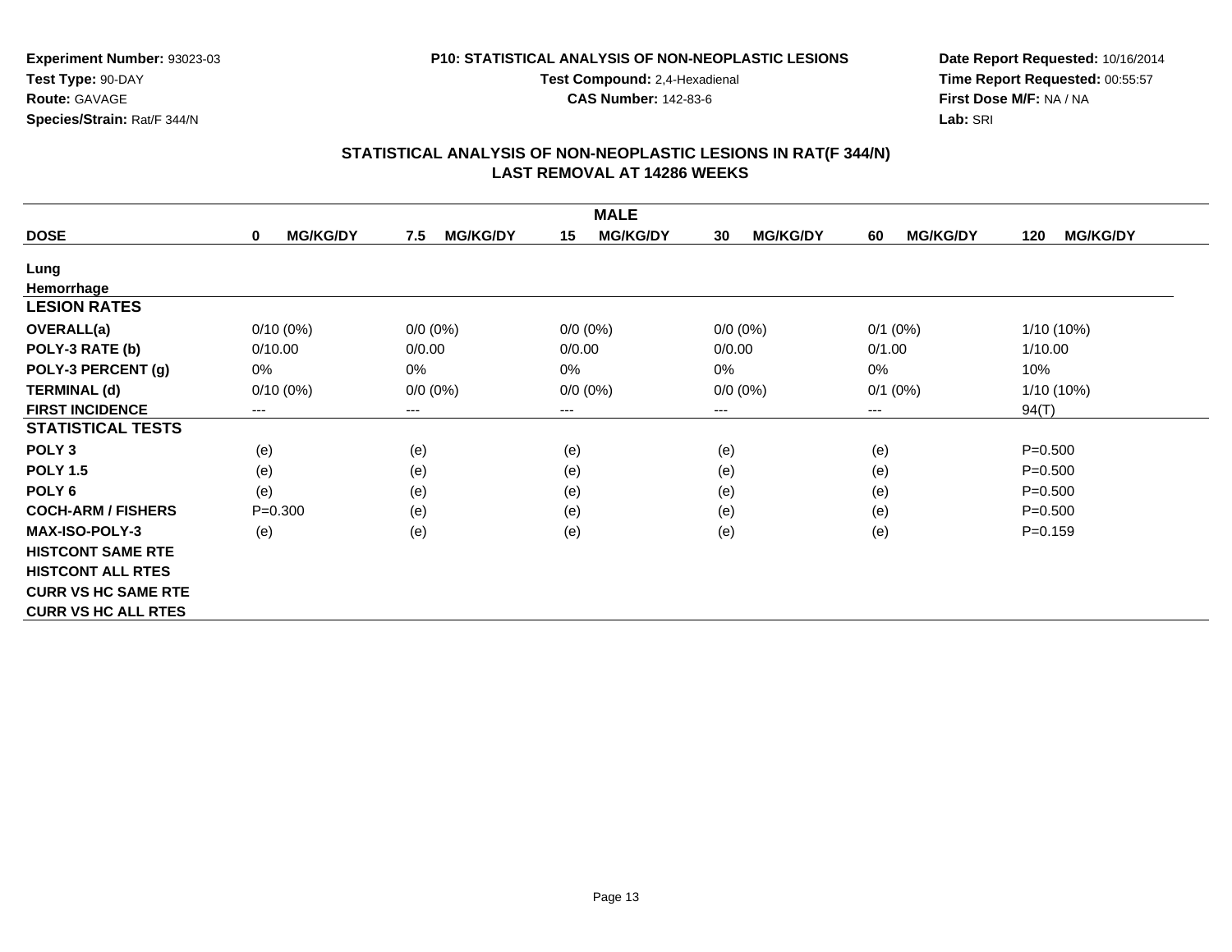**Experiment Number:** 93023-03
**Test Type:** 90-DAY
**Route:** GAVAGE
**Species/Strain:** Rat/F 344/N

**P10: STATISTICAL ANALYSIS OF NON-NEOPLASTIC LESIONS**
**Test Compound:** 2,4-Hexadienal
**CAS Number:** 142-83-6

**Date Report Requested:** 10/16/2014
**Time Report Requested:** 00:55:57
**First Dose M/F:** NA / NA
**Lab:** SRI

## STATISTICAL ANALYSIS OF NON-NEOPLASTIC LESIONS IN RAT(F 344/N)
## LAST REMOVAL AT 14286 WEEKS

| | MALE | | | | | |
|---|---|---|---|---|---|---|
| **DOSE** | **0 MG/KG/DY** | **7.5 MG/KG/DY** | **15 MG/KG/DY** | **30 MG/KG/DY** | **60 MG/KG/DY** | **120 MG/KG/DY** |
| **Lung** | | | | | | |
| **Hemorrhage** | | | | | | |
| **LESION RATES** | | | | | | |
| **OVERALL(a)** | 0/10 (0%) | 0/0 (0%) | 0/0 (0%) | 0/0 (0%) | 0/1 (0%) | 1/10 (10%) |
| **POLY-3 RATE (b)** | 0/10.00 | 0/0.00 | 0/0.00 | 0/0.00 | 0/1.00 | 1/10.00 |
| **POLY-3 PERCENT (g)** | 0% | 0% | 0% | 0% | 0% | 10% |
| **TERMINAL (d)** | 0/10 (0%) | 0/0 (0%) | 0/0 (0%) | 0/0 (0%) | 0/1 (0%) | 1/10 (10%) |
| **FIRST INCIDENCE** | --- | --- | --- | --- | --- | 94(T) |
| **STATISTICAL TESTS** | | | | | | |
| **POLY 3** | (e) | (e) | (e) | (e) | (e) | P=0.500 |
| **POLY 1.5** | (e) | (e) | (e) | (e) | (e) | P=0.500 |
| **POLY 6** | (e) | (e) | (e) | (e) | (e) | P=0.500 |
| **COCH-ARM / FISHERS** | P=0.300 | (e) | (e) | (e) | (e) | P=0.500 |
| **MAX-ISO-POLY-3** | (e) | (e) | (e) | (e) | (e) | P=0.159 |
| **HISTCONT SAME RTE** | | | | | | |
| **HISTCONT ALL RTES** | | | | | | |
| **CURR VS HC SAME RTE** | | | | | | |
| **CURR VS HC ALL RTES** | | | | | | |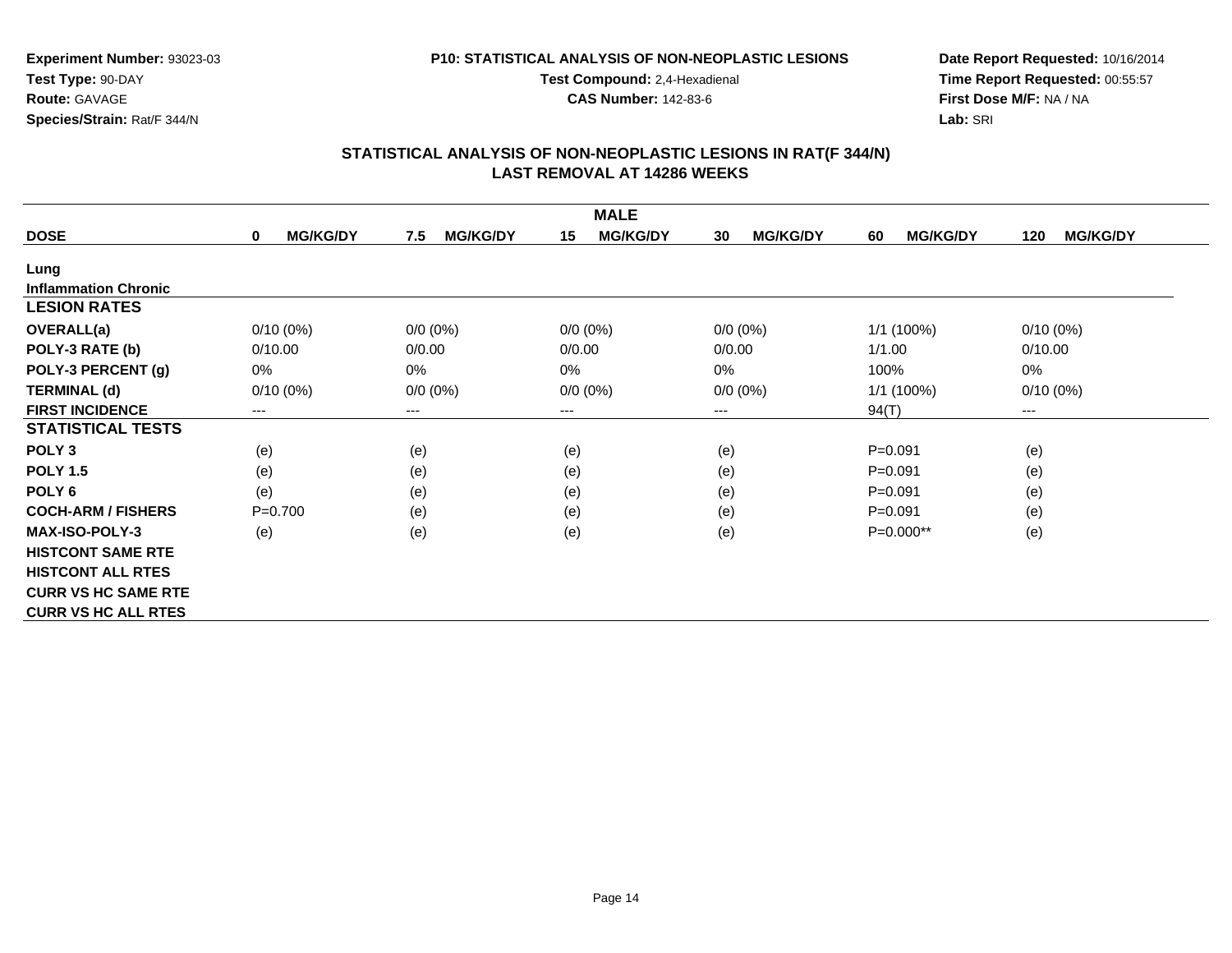**Experiment Number:** 93023-03
**Test Type:** 90-DAY
**Route:** GAVAGE
**Species/Strain:** Rat/F 344/N

**P10: STATISTICAL ANALYSIS OF NON-NEOPLASTIC LESIONS**
**Test Compound:** 2,4-Hexadienal
**CAS Number:** 142-83-6

**Date Report Requested:** 10/16/2014
**Time Report Requested:** 00:55:57
**First Dose M/F:** NA / NA
**Lab:** SRI

## STATISTICAL ANALYSIS OF NON-NEOPLASTIC LESIONS IN RAT(F 344/N)
## LAST REMOVAL AT 14286 WEEKS

| | MALE | | | | | |
|---|---|---|---|---|---|---|
| **DOSE** | **0 MG/KG/DY** | **7.5 MG/KG/DY** | **15 MG/KG/DY** | **30 MG/KG/DY** | **60 MG/KG/DY** | **120 MG/KG/DY** |
| **Lung** | | | | | | |
| **Inflammation Chronic** | | | | | | |
| **LESION RATES** | | | | | | |
| **OVERALL(a)** | 0/10 (0%) | 0/0 (0%) | 0/0 (0%) | 0/0 (0%) | 1/1 (100%) | 0/10 (0%) |
| **POLY-3 RATE (b)** | 0/10.00 | 0/0.00 | 0/0.00 | 0/0.00 | 1/1.00 | 0/10.00 |
| **POLY-3 PERCENT (g)** | 0% | 0% | 0% | 0% | 100% | 0% |
| **TERMINAL (d)** | 0/10 (0%) | 0/0 (0%) | 0/0 (0%) | 0/0 (0%) | 1/1 (100%) | 0/10 (0%) |
| **FIRST INCIDENCE** | --- | --- | --- | --- | 94(T) | --- |
| **STATISTICAL TESTS** | | | | | | |
| **POLY 3** | (e) | (e) | (e) | (e) | P=0.091 | (e) |
| **POLY 1.5** | (e) | (e) | (e) | (e) | P=0.091 | (e) |
| **POLY 6** | (e) | (e) | (e) | (e) | P=0.091 | (e) |
| **COCH-ARM / FISHERS** | P=0.700 | (e) | (e) | (e) | P=0.091 | (e) |
| **MAX-ISO-POLY-3** | (e) | (e) | (e) | (e) | P=0.000** | (e) |
| **HISTCONT SAME RTE** | | | | | | |
| **HISTCONT ALL RTES** | | | | | | |
| **CURR VS HC SAME RTE** | | | | | | |
| **CURR VS HC ALL RTES** | | | | | | |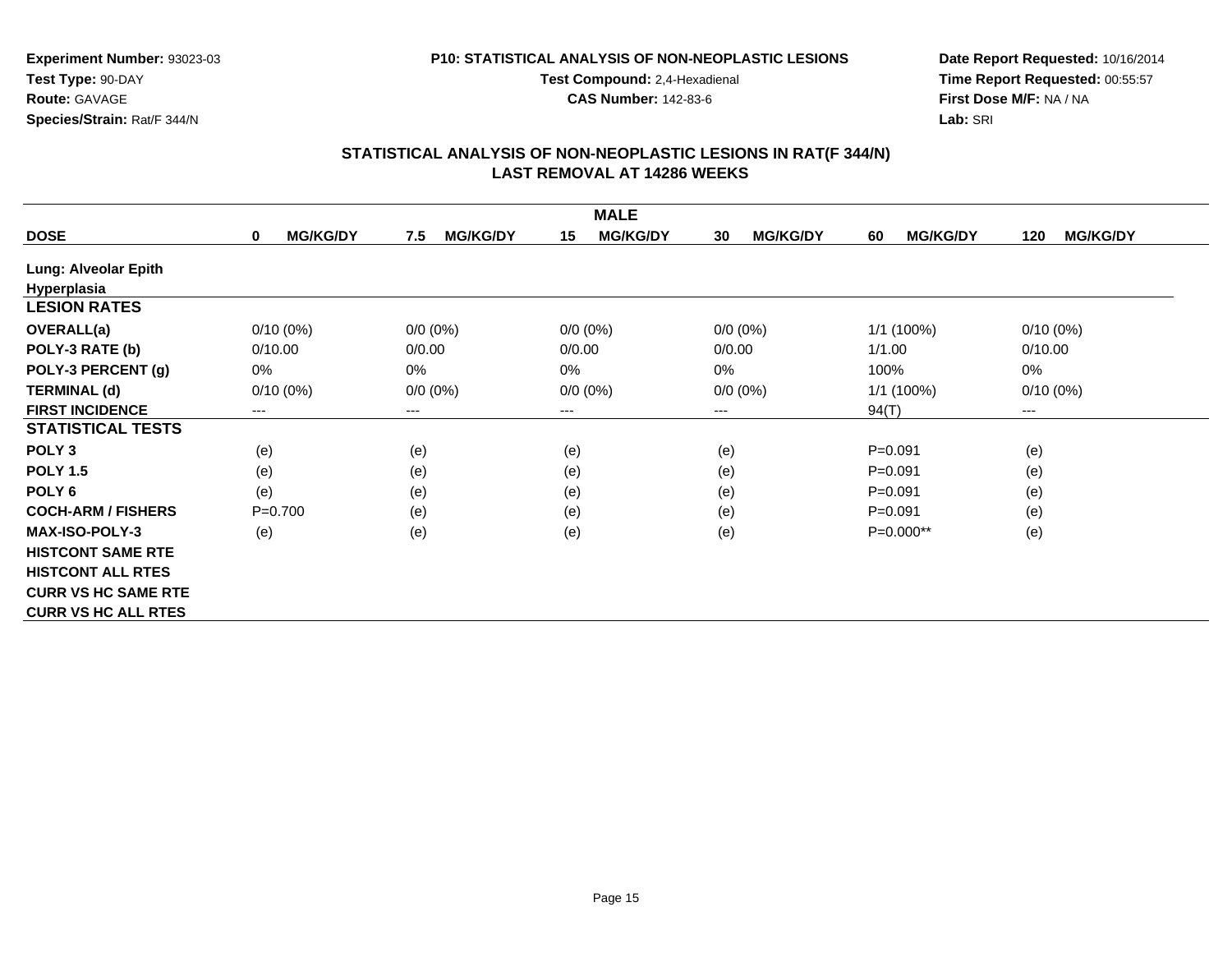**Experiment Number:** 93023-03
**Test Type:** 90-DAY
**Route:** GAVAGE
**Species/Strain:** Rat/F 344/N

**P10: STATISTICAL ANALYSIS OF NON-NEOPLASTIC LESIONS**
**Test Compound:** 2,4-Hexadienal
**CAS Number:** 142-83-6

**Date Report Requested:** 10/16/2014
**Time Report Requested:** 00:55:57
**First Dose M/F:** NA / NA
**Lab:** SRI

## STATISTICAL ANALYSIS OF NON-NEOPLASTIC LESIONS IN RAT(F 344/N)
## LAST REMOVAL AT 14286 WEEKS

| | MALE | | | | | |
|---|---|---|---|---|---|---|
| **DOSE** | **0 MG/KG/DY** | **7.5 MG/KG/DY** | **15 MG/KG/DY** | **30 MG/KG/DY** | **60 MG/KG/DY** | **120 MG/KG/DY** |
| **Lung: Alveolar Epith Hyperplasia** | | | | | | |
| **LESION RATES** | | | | | | |
| **OVERALL(a)** | 0/10 (0%) | 0/0 (0%) | 0/0 (0%) | 0/0 (0%) | 1/1 (100%) | 0/10 (0%) |
| **POLY-3 RATE (b)** | 0/10.00 | 0/0.00 | 0/0.00 | 0/0.00 | 1/1.00 | 0/10.00 |
| **POLY-3 PERCENT (g)** | 0% | 0% | 0% | 0% | 100% | 0% |
| **TERMINAL (d)** | 0/10 (0%) | 0/0 (0%) | 0/0 (0%) | 0/0 (0%) | 1/1 (100%) | 0/10 (0%) |
| **FIRST INCIDENCE** | --- | --- | --- | --- | 94(T) | --- |
| **STATISTICAL TESTS** | | | | | | |
| **POLY 3** | (e) | (e) | (e) | (e) | P=0.091 | (e) |
| **POLY 1.5** | (e) | (e) | (e) | (e) | P=0.091 | (e) |
| **POLY 6** | (e) | (e) | (e) | (e) | P=0.091 | (e) |
| **COCH-ARM / FISHERS** | P=0.700 | (e) | (e) | (e) | P=0.091 | (e) |
| **MAX-ISO-POLY-3** | (e) | (e) | (e) | (e) | P=0.000** | (e) |
| **HISTCONT SAME RTE** | | | | | | |
| **HISTCONT ALL RTES** | | | | | | |
| **CURR VS HC SAME RTE** | | | | | | |
| **CURR VS HC ALL RTES** | | | | | | |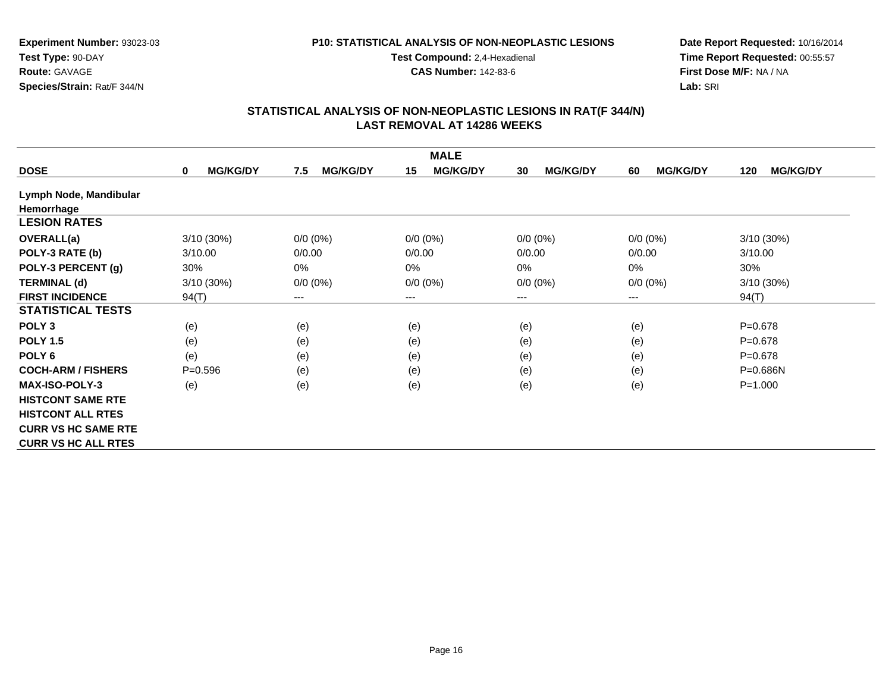**Experiment Number:** 93023-03
**Test Type:** 90-DAY
**Route:** GAVAGE
**Species/Strain:** Rat/F 344/N

**P10: STATISTICAL ANALYSIS OF NON-NEOPLASTIC LESIONS**
**Test Compound:** 2,4-Hexadienal
**CAS Number:** 142-83-6

**Date Report Requested:** 10/16/2014
**Time Report Requested:** 00:55:57
**First Dose M/F:** NA / NA
**Lab:** SRI

## STATISTICAL ANALYSIS OF NON-NEOPLASTIC LESIONS IN RAT(F 344/N)
## LAST REMOVAL AT 14286 WEEKS

| | MALE | | | | | |
|---|---|---|---|---|---|---|
| **DOSE** | **0 MG/KG/DY** | **7.5 MG/KG/DY** | **15 MG/KG/DY** | **30 MG/KG/DY** | **60 MG/KG/DY** | **120 MG/KG/DY** |
| **Lymph Node, Mandibular** | | | | | | |
| **Hemorrhage** | | | | | | |
| **LESION RATES** | | | | | | |
| **OVERALL(a)** | 3/10 (30%) | 0/0 (0%) | 0/0 (0%) | 0/0 (0%) | 0/0 (0%) | 3/10 (30%) |
| **POLY-3 RATE (b)** | 3/10.00 | 0/0.00 | 0/0.00 | 0/0.00 | 0/0.00 | 3/10.00 |
| **POLY-3 PERCENT (g)** | 30% | 0% | 0% | 0% | 0% | 30% |
| **TERMINAL (d)** | 3/10 (30%) | 0/0 (0%) | 0/0 (0%) | 0/0 (0%) | 0/0 (0%) | 3/10 (30%) |
| **FIRST INCIDENCE** | 94(T) | --- | --- | --- | --- | 94(T) |
| **STATISTICAL TESTS** | | | | | | |
| **POLY 3** | (e) | (e) | (e) | (e) | (e) | P=0.678 |
| **POLY 1.5** | (e) | (e) | (e) | (e) | (e) | P=0.678 |
| **POLY 6** | (e) | (e) | (e) | (e) | (e) | P=0.678 |
| **COCH-ARM / FISHERS** | P=0.596 | (e) | (e) | (e) | (e) | P=0.686N |
| **MAX-ISO-POLY-3** | (e) | (e) | (e) | (e) | (e) | P=1.000 |
| **HISTCONT SAME RTE** | | | | | | |
| **HISTCONT ALL RTES** | | | | | | |
| **CURR VS HC SAME RTE** | | | | | | |
| **CURR VS HC ALL RTES** | | | | | | |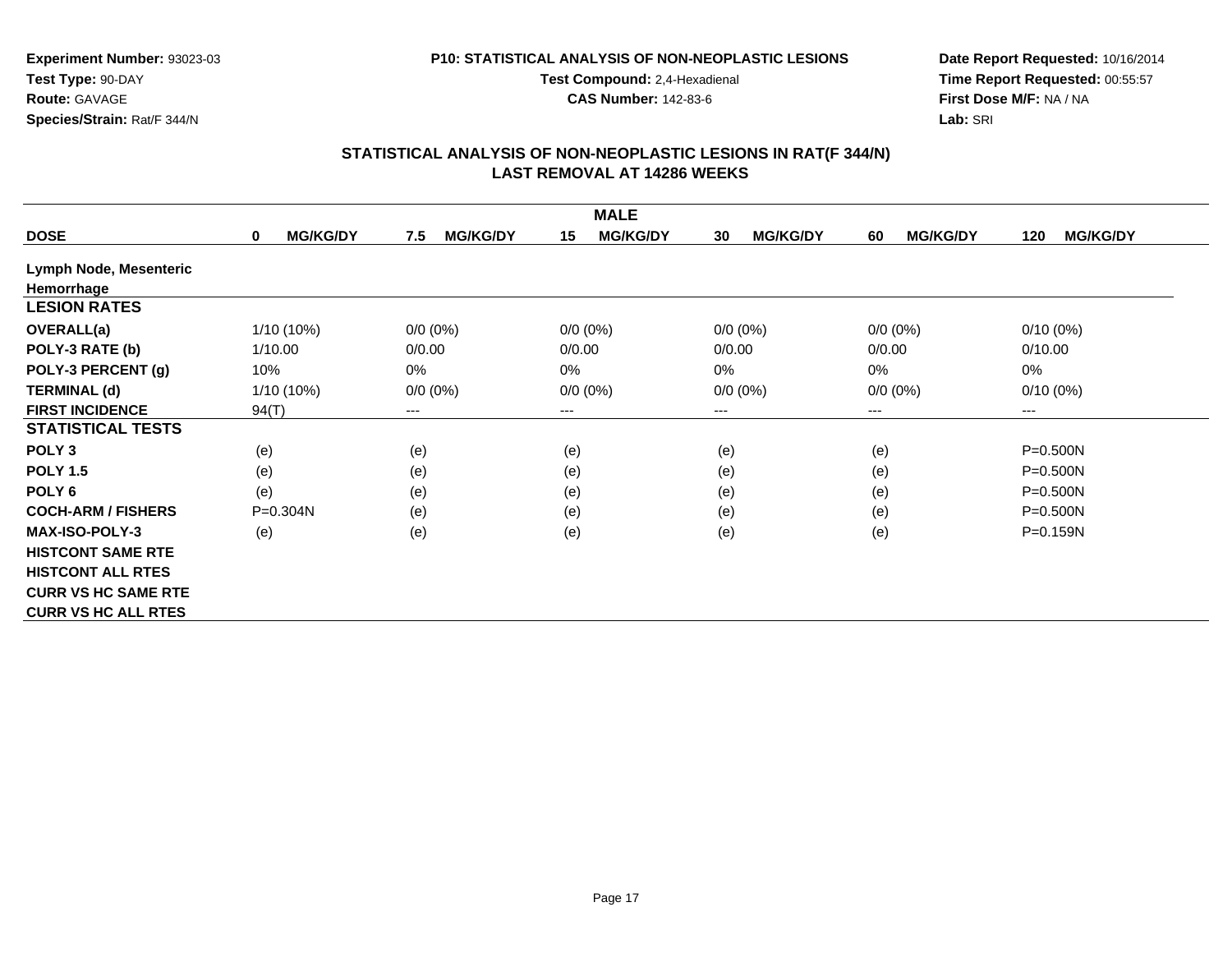**Experiment Number:** 93023-03
**Test Type:** 90-DAY
**Route:** GAVAGE
**Species/Strain:** Rat/F 344/N

**P10: STATISTICAL ANALYSIS OF NON-NEOPLASTIC LESIONS**
**Test Compound:** 2,4-Hexadienal
**CAS Number:** 142-83-6

**Date Report Requested:** 10/16/2014
**Time Report Requested:** 00:55:57
**First Dose M/F:** NA / NA
**Lab:** SRI

## STATISTICAL ANALYSIS OF NON-NEOPLASTIC LESIONS IN RAT(F 344/N)
## LAST REMOVAL AT 14286 WEEKS

| | MALE | | | | | |
|---|---|---|---|---|---|---|
| **DOSE** | **0 MG/KG/DY** | **7.5 MG/KG/DY** | **15 MG/KG/DY** | **30 MG/KG/DY** | **60 MG/KG/DY** | **120 MG/KG/DY** |
| **Lymph Node, Mesenteric** | | | | | | |
| **Hemorrhage** | | | | | | |
| **LESION RATES** | | | | | | |
| **OVERALL(a)** | 1/10 (10%) | 0/0 (0%) | 0/0 (0%) | 0/0 (0%) | 0/0 (0%) | 0/10 (0%) |
| **POLY-3 RATE (b)** | 1/10.00 | 0/0.00 | 0/0.00 | 0/0.00 | 0/0.00 | 0/10.00 |
| **POLY-3 PERCENT (g)** | 10% | 0% | 0% | 0% | 0% | 0% |
| **TERMINAL (d)** | 1/10 (10%) | 0/0 (0%) | 0/0 (0%) | 0/0 (0%) | 0/0 (0%) | 0/10 (0%) |
| **FIRST INCIDENCE** | 94(T) | --- | --- | --- | --- | --- |
| **STATISTICAL TESTS** | | | | | | |
| **POLY 3** | (e) | (e) | (e) | (e) | (e) | P=0.500N |
| **POLY 1.5** | (e) | (e) | (e) | (e) | (e) | P=0.500N |
| **POLY 6** | (e) | (e) | (e) | (e) | (e) | P=0.500N |
| **COCH-ARM / FISHERS** | P=0.304N | (e) | (e) | (e) | (e) | P=0.500N |
| **MAX-ISO-POLY-3** | (e) | (e) | (e) | (e) | (e) | P=0.159N |
| **HISTCONT SAME RTE** | | | | | | |
| **HISTCONT ALL RTES** | | | | | | |
| **CURR VS HC SAME RTE** | | | | | | |
| **CURR VS HC ALL RTES** | | | | | | |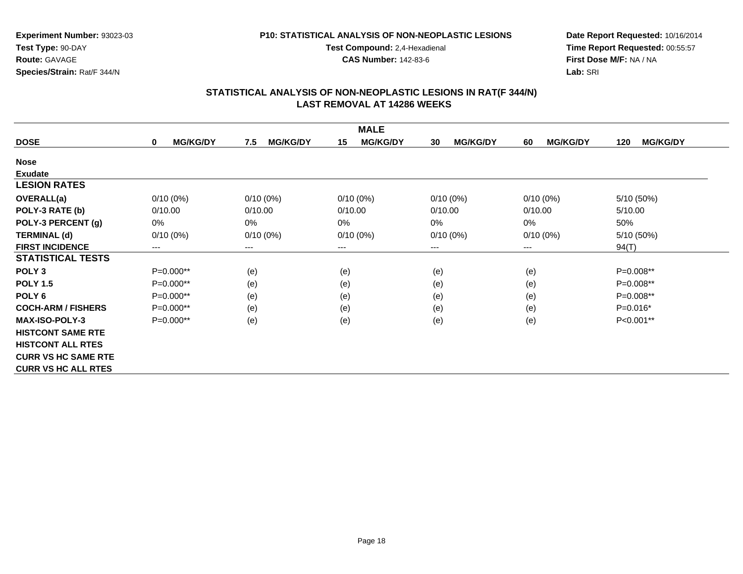**Experiment Number:** 93023-03
**Test Type:** 90-DAY
**Route:** GAVAGE
**Species/Strain:** Rat/F 344/N

**P10: STATISTICAL ANALYSIS OF NON-NEOPLASTIC LESIONS**
**Test Compound:** 2,4-Hexadienal
**CAS Number:** 142-83-6

**Date Report Requested:** 10/16/2014
**Time Report Requested:** 00:55:57
**First Dose M/F:** NA / NA
**Lab:** SRI

## STATISTICAL ANALYSIS OF NON-NEOPLASTIC LESIONS IN RAT(F 344/N)
## LAST REMOVAL AT 14286 WEEKS

| MALE | | | | | | |
|---|---|---|---|---|---|---|
| **DOSE** | **0 MG/KG/DY** | **7.5 MG/KG/DY** | **15 MG/KG/DY** | **30 MG/KG/DY** | **60 MG/KG/DY** | **120 MG/KG/DY** |
| **Nose** | | | | | | |
| **Exudate** | | | | | | |
| **LESION RATES** | | | | | | |
| **OVERALL(a)** | 0/10 (0%) | 0/10 (0%) | 0/10 (0%) | 0/10 (0%) | 0/10 (0%) | 5/10 (50%) |
| **POLY-3 RATE (b)** | 0/10.00 | 0/10.00 | 0/10.00 | 0/10.00 | 0/10.00 | 5/10.00 |
| **POLY-3 PERCENT (g)** | 0% | 0% | 0% | 0% | 0% | 50% |
| **TERMINAL (d)** | 0/10 (0%) | 0/10 (0%) | 0/10 (0%) | 0/10 (0%) | 0/10 (0%) | 5/10 (50%) |
| **FIRST INCIDENCE** | --- | --- | --- | --- | --- | 94(T) |
| **STATISTICAL TESTS** | | | | | | |
| **POLY 3** | P=0.000** | (e) | (e) | (e) | (e) | P=0.008** |
| **POLY 1.5** | P=0.000** | (e) | (e) | (e) | (e) | P=0.008** |
| **POLY 6** | P=0.000** | (e) | (e) | (e) | (e) | P=0.008** |
| **COCH-ARM / FISHERS** | P=0.000** | (e) | (e) | (e) | (e) | P=0.016* |
| **MAX-ISO-POLY-3** | P=0.000** | (e) | (e) | (e) | (e) | P<0.001** |
| **HISTCONT SAME RTE** | | | | | | |
| **HISTCONT ALL RTES** | | | | | | |
| **CURR VS HC SAME RTE** | | | | | | |
| **CURR VS HC ALL RTES** | | | | | | |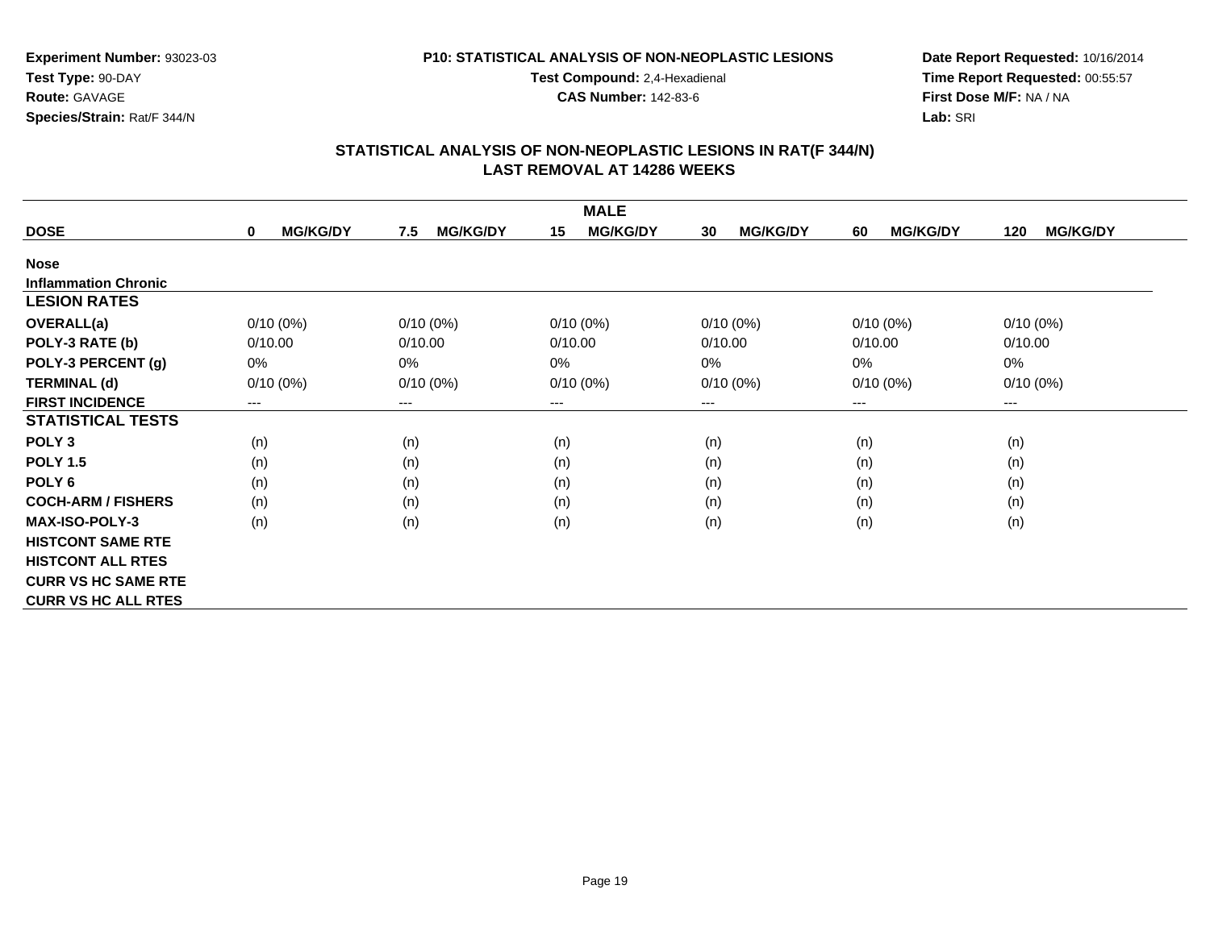**Experiment Number:** 93023-03
**Test Type:** 90-DAY
**Route:** GAVAGE
**Species/Strain:** Rat/F 344/N

**P10: STATISTICAL ANALYSIS OF NON-NEOPLASTIC LESIONS**
**Test Compound:** 2,4-Hexadienal
**CAS Number:** 142-83-6

**Date Report Requested:** 10/16/2014
**Time Report Requested:** 00:55:57
**First Dose M/F:** NA / NA
**Lab:** SRI

## STATISTICAL ANALYSIS OF NON-NEOPLASTIC LESIONS IN RAT(F 344/N) LAST REMOVAL AT 14286 WEEKS

| | MALE | | | | | |
|---|---|---|---|---|---|---|
| **DOSE** | **0 MG/KG/DY** | **7.5 MG/KG/DY** | **15 MG/KG/DY** | **30 MG/KG/DY** | **60 MG/KG/DY** | **120 MG/KG/DY** |
| **Nose** | | | | | | |
| **Inflammation Chronic** | | | | | | |
| **LESION RATES** | | | | | | |
| **OVERALL(a)** | 0/10 (0%) | 0/10 (0%) | 0/10 (0%) | 0/10 (0%) | 0/10 (0%) | 0/10 (0%) |
| **POLY-3 RATE (b)** | 0/10.00 | 0/10.00 | 0/10.00 | 0/10.00 | 0/10.00 | 0/10.00 |
| **POLY-3 PERCENT (g)** | 0% | 0% | 0% | 0% | 0% | 0% |
| **TERMINAL (d)** | 0/10 (0%) | 0/10 (0%) | 0/10 (0%) | 0/10 (0%) | 0/10 (0%) | 0/10 (0%) |
| **FIRST INCIDENCE** | --- | --- | --- | --- | --- | --- |
| **STATISTICAL TESTS** | | | | | | |
| **POLY 3** | (n) | (n) | (n) | (n) | (n) | (n) |
| **POLY 1.5** | (n) | (n) | (n) | (n) | (n) | (n) |
| **POLY 6** | (n) | (n) | (n) | (n) | (n) | (n) |
| **COCH-ARM / FISHERS** | (n) | (n) | (n) | (n) | (n) | (n) |
| **MAX-ISO-POLY-3** | (n) | (n) | (n) | (n) | (n) | (n) |
| **HISTCONT SAME RTE** | | | | | | |
| **HISTCONT ALL RTES** | | | | | | |
| **CURR VS HC SAME RTE** | | | | | | |
| **CURR VS HC ALL RTES** | | | | | | |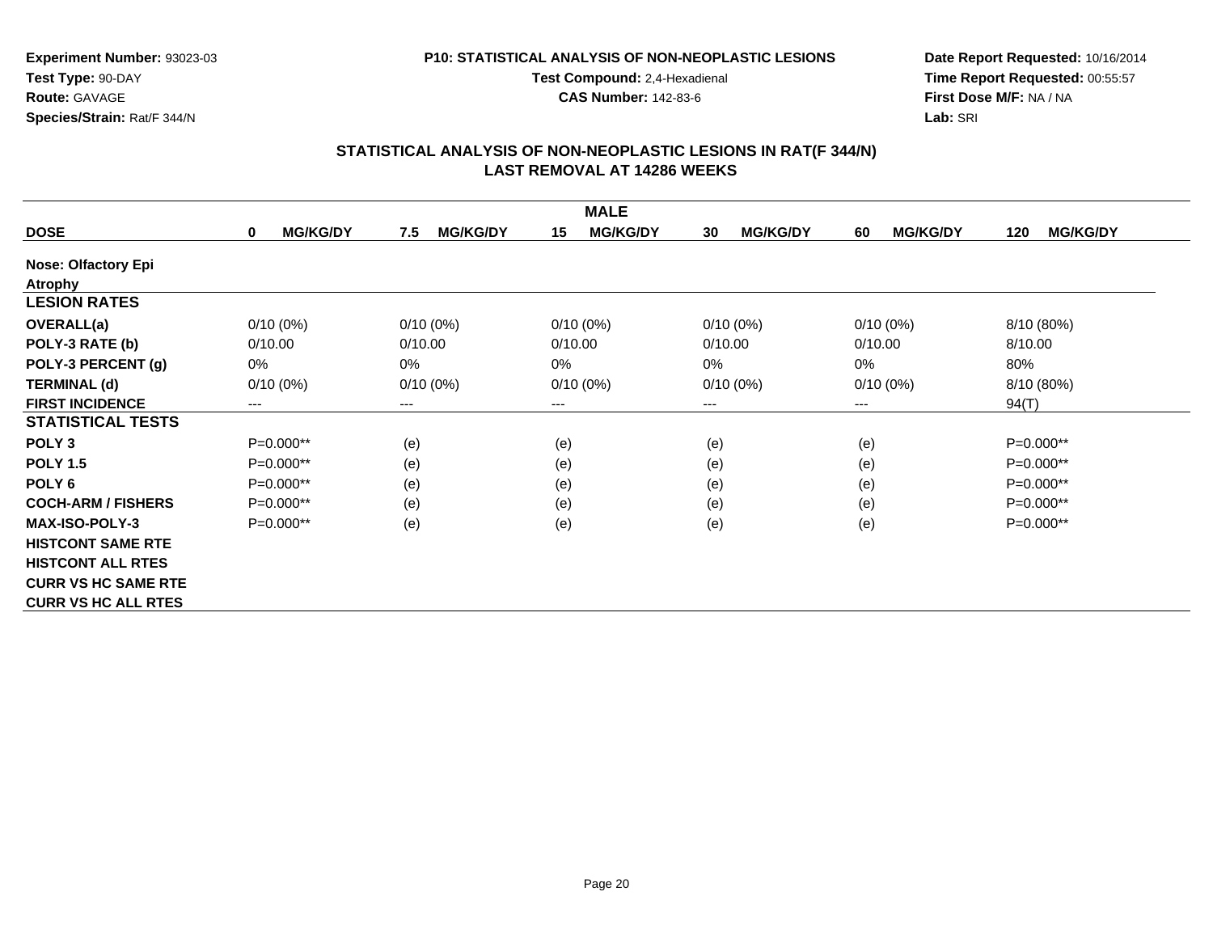**Experiment Number:** 93023-03
**Test Type:** 90-DAY
**Route:** GAVAGE
**Species/Strain:** Rat/F 344/N

**P10: STATISTICAL ANALYSIS OF NON-NEOPLASTIC LESIONS**
**Test Compound:** 2,4-Hexadienal
**CAS Number:** 142-83-6

**Date Report Requested:** 10/16/2014
**Time Report Requested:** 00:55:57
**First Dose M/F:** NA / NA
**Lab:** SRI

## STATISTICAL ANALYSIS OF NON-NEOPLASTIC LESIONS IN RAT(F 344/N)
## LAST REMOVAL AT 14286 WEEKS

| | MALE | | | | | |
|---|---|---|---|---|---|---|
| **DOSE** | **0 MG/KG/DY** | **7.5 MG/KG/DY** | **15 MG/KG/DY** | **30 MG/KG/DY** | **60 MG/KG/DY** | **120 MG/KG/DY** |
| **Nose: Olfactory Epi** | | | | | | |
| **Atrophy** | | | | | | |
| **LESION RATES** | | | | | | |
| **OVERALL(a)** | 0/10 (0%) | 0/10 (0%) | 0/10 (0%) | 0/10 (0%) | 0/10 (0%) | 8/10 (80%) |
| **POLY-3 RATE (b)** | 0/10.00 | 0/10.00 | 0/10.00 | 0/10.00 | 0/10.00 | 8/10.00 |
| **POLY-3 PERCENT (g)** | 0% | 0% | 0% | 0% | 0% | 80% |
| **TERMINAL (d)** | 0/10 (0%) | 0/10 (0%) | 0/10 (0%) | 0/10 (0%) | 0/10 (0%) | 8/10 (80%) |
| **FIRST INCIDENCE** | --- | --- | --- | --- | --- | 94(T) |
| **STATISTICAL TESTS** | | | | | | |
| **POLY 3** | P=0.000** | (e) | (e) | (e) | (e) | P=0.000** |
| **POLY 1.5** | P=0.000** | (e) | (e) | (e) | (e) | P=0.000** |
| **POLY 6** | P=0.000** | (e) | (e) | (e) | (e) | P=0.000** |
| **COCH-ARM / FISHERS** | P=0.000** | (e) | (e) | (e) | (e) | P=0.000** |
| **MAX-ISO-POLY-3** | P=0.000** | (e) | (e) | (e) | (e) | P=0.000** |
| **HISTCONT SAME RTE** | | | | | | |
| **HISTCONT ALL RTES** | | | | | | |
| **CURR VS HC SAME RTE** | | | | | | |
| **CURR VS HC ALL RTES** | | | | | | |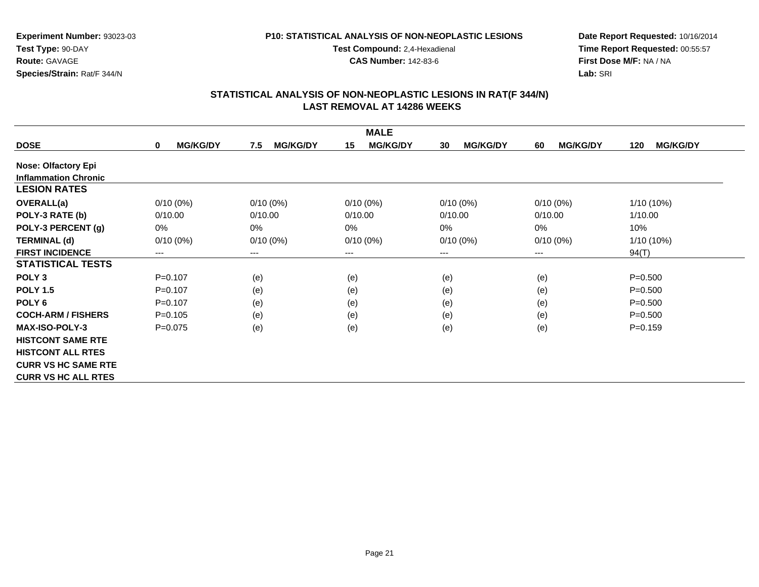**Experiment Number:** 93023-03
**Test Type:** 90-DAY
**Route:** GAVAGE
**Species/Strain:** Rat/F 344/N

**P10: STATISTICAL ANALYSIS OF NON-NEOPLASTIC LESIONS**
**Test Compound:** 2,4-Hexadienal
**CAS Number:** 142-83-6

**Date Report Requested:** 10/16/2014
**Time Report Requested:** 00:55:57
**First Dose M/F:** NA / NA
**Lab:** SRI

## STATISTICAL ANALYSIS OF NON-NEOPLASTIC LESIONS IN RAT(F 344/N)
## LAST REMOVAL AT 14286 WEEKS

| MALE | | | | | | |
|---|---|---|---|---|---|---|
| **DOSE** | **0 MG/KG/DY** | **7.5 MG/KG/DY** | **15 MG/KG/DY** | **30 MG/KG/DY** | **60 MG/KG/DY** | **120 MG/KG/DY** |
| **Nose: Olfactory Epi** | | | | | | |
| **Inflammation Chronic** | | | | | | |
| **LESION RATES** | | | | | | |
| **OVERALL(a)** | 0/10 (0%) | 0/10 (0%) | 0/10 (0%) | 0/10 (0%) | 0/10 (0%) | 1/10 (10%) |
| **POLY-3 RATE (b)** | 0/10.00 | 0/10.00 | 0/10.00 | 0/10.00 | 0/10.00 | 1/10.00 |
| **POLY-3 PERCENT (g)** | 0% | 0% | 0% | 0% | 0% | 10% |
| **TERMINAL (d)** | 0/10 (0%) | 0/10 (0%) | 0/10 (0%) | 0/10 (0%) | 0/10 (0%) | 1/10 (10%) |
| **FIRST INCIDENCE** | --- | --- | --- | --- | --- | 94(T) |
| **STATISTICAL TESTS** | | | | | | |
| **POLY 3** | P=0.107 | (e) | (e) | (e) | (e) | P=0.500 |
| **POLY 1.5** | P=0.107 | (e) | (e) | (e) | (e) | P=0.500 |
| **POLY 6** | P=0.107 | (e) | (e) | (e) | (e) | P=0.500 |
| **COCH-ARM / FISHERS** | P=0.105 | (e) | (e) | (e) | (e) | P=0.500 |
| **MAX-ISO-POLY-3** | P=0.075 | (e) | (e) | (e) | (e) | P=0.159 |
| **HISTCONT SAME RTE** | | | | | | |
| **HISTCONT ALL RTES** | | | | | | |
| **CURR VS HC SAME RTE** | | | | | | |
| **CURR VS HC ALL RTES** | | | | | | |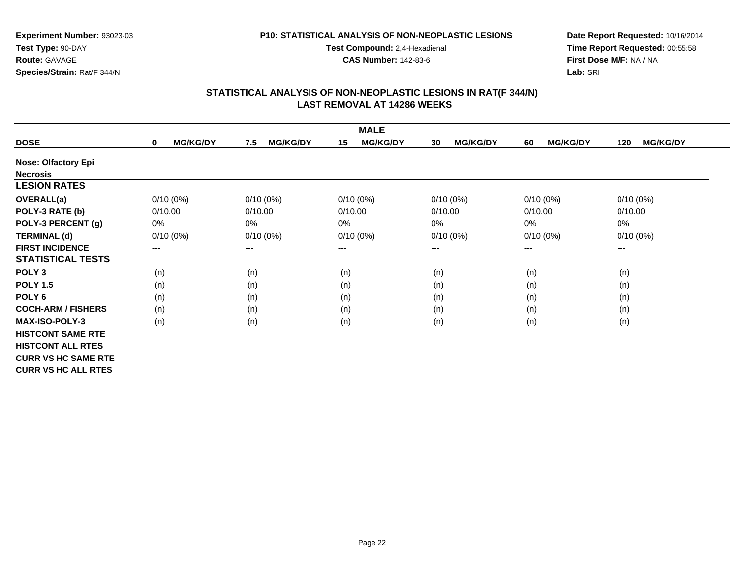**Experiment Number:** 93023-03
**Test Type:** 90-DAY
**Route:** GAVAGE
**Species/Strain:** Rat/F 344/N

**P10: STATISTICAL ANALYSIS OF NON-NEOPLASTIC LESIONS**
**Test Compound:** 2,4-Hexadienal
**CAS Number:** 142-83-6

**Date Report Requested:** 10/16/2014
**Time Report Requested:** 00:55:58
**First Dose M/F:** NA / NA
**Lab:** SRI

## STATISTICAL ANALYSIS OF NON-NEOPLASTIC LESIONS IN RAT(F 344/N) LAST REMOVAL AT 14286 WEEKS

| | MALE | | | | | |
|---|---|---|---|---|---|---|
| **DOSE** | **0 MG/KG/DY** | **7.5 MG/KG/DY** | **15 MG/KG/DY** | **30 MG/KG/DY** | **60 MG/KG/DY** | **120 MG/KG/DY** |
| **Nose: Olfactory Epi** | | | | | | |
| **Necrosis** | | | | | | |
| **LESION RATES** | | | | | | |
| **OVERALL(a)** | 0/10 (0%) | 0/10 (0%) | 0/10 (0%) | 0/10 (0%) | 0/10 (0%) | 0/10 (0%) |
| **POLY-3 RATE (b)** | 0/10.00 | 0/10.00 | 0/10.00 | 0/10.00 | 0/10.00 | 0/10.00 |
| **POLY-3 PERCENT (g)** | 0% | 0% | 0% | 0% | 0% | 0% |
| **TERMINAL (d)** | 0/10 (0%) | 0/10 (0%) | 0/10 (0%) | 0/10 (0%) | 0/10 (0%) | 0/10 (0%) |
| **FIRST INCIDENCE** | --- | --- | --- | --- | --- | --- |
| **STATISTICAL TESTS** | | | | | | |
| **POLY 3** | (n) | (n) | (n) | (n) | (n) | (n) |
| **POLY 1.5** | (n) | (n) | (n) | (n) | (n) | (n) |
| **POLY 6** | (n) | (n) | (n) | (n) | (n) | (n) |
| **COCH-ARM / FISHERS** | (n) | (n) | (n) | (n) | (n) | (n) |
| **MAX-ISO-POLY-3** | (n) | (n) | (n) | (n) | (n) | (n) |
| **HISTCONT SAME RTE** | | | | | | |
| **HISTCONT ALL RTES** | | | | | | |
| **CURR VS HC SAME RTE** | | | | | | |
| **CURR VS HC ALL RTES** | | | | | | |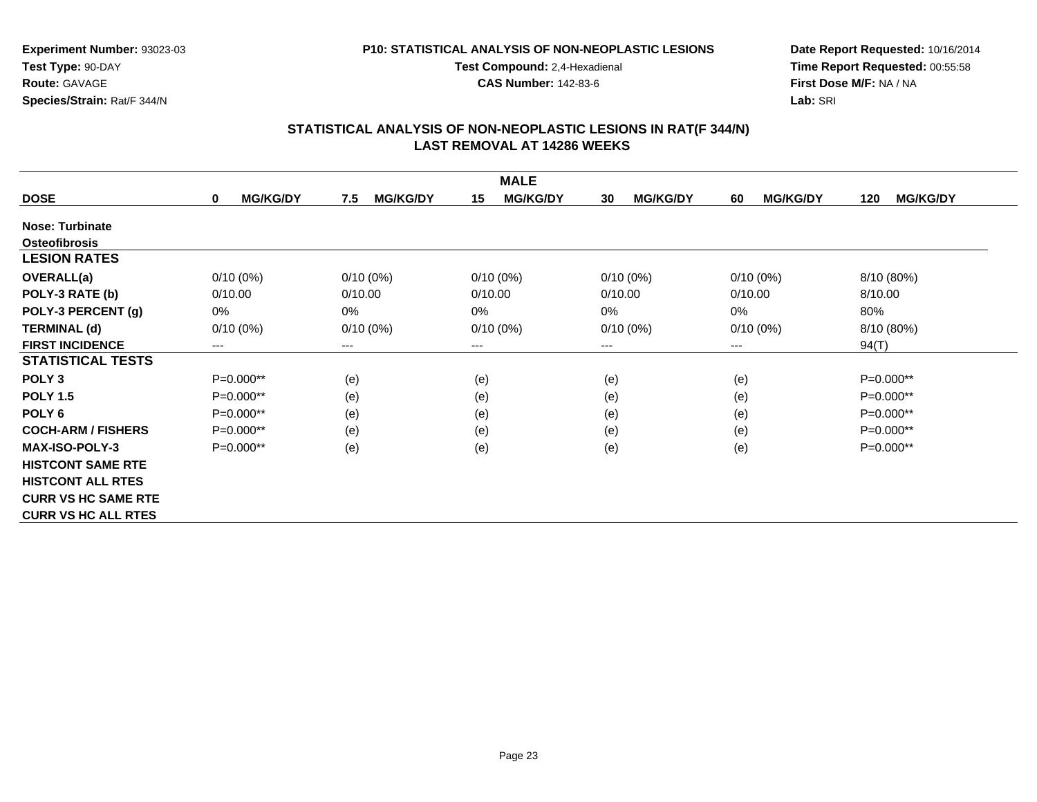**Experiment Number:** 93023-03
**Test Type:** 90-DAY
**Route:** GAVAGE
**Species/Strain:** Rat/F 344/N

**P10: STATISTICAL ANALYSIS OF NON-NEOPLASTIC LESIONS**
**Test Compound:** 2,4-Hexadienal
**CAS Number:** 142-83-6

**Date Report Requested:** 10/16/2014
**Time Report Requested:** 00:55:58
**First Dose M/F:** NA / NA
**Lab:** SRI

## STATISTICAL ANALYSIS OF NON-NEOPLASTIC LESIONS IN RAT(F 344/N)
## LAST REMOVAL AT 14286 WEEKS

| | MALE | | | | | |
|---|---|---|---|---|---|---|
| **DOSE** | **0 MG/KG/DY** | **7.5 MG/KG/DY** | **15 MG/KG/DY** | **30 MG/KG/DY** | **60 MG/KG/DY** | **120 MG/KG/DY** |
| **Nose: Turbinate** | | | | | | |
| **Osteofibrosis** | | | | | | |
| **LESION RATES** | | | | | | |
| **OVERALL(a)** | 0/10 (0%) | 0/10 (0%) | 0/10 (0%) | 0/10 (0%) | 0/10 (0%) | 8/10 (80%) |
| **POLY-3 RATE (b)** | 0/10.00 | 0/10.00 | 0/10.00 | 0/10.00 | 0/10.00 | 8/10.00 |
| **POLY-3 PERCENT (g)** | 0% | 0% | 0% | 0% | 0% | 80% |
| **TERMINAL (d)** | 0/10 (0%) | 0/10 (0%) | 0/10 (0%) | 0/10 (0%) | 0/10 (0%) | 8/10 (80%) |
| **FIRST INCIDENCE** | --- | --- | --- | --- | --- | 94(T) |
| **STATISTICAL TESTS** | | | | | | |
| **POLY 3** | P=0.000** | (e) | (e) | (e) | (e) | P=0.000** |
| **POLY 1.5** | P=0.000** | (e) | (e) | (e) | (e) | P=0.000** |
| **POLY 6** | P=0.000** | (e) | (e) | (e) | (e) | P=0.000** |
| **COCH-ARM / FISHERS** | P=0.000** | (e) | (e) | (e) | (e) | P=0.000** |
| **MAX-ISO-POLY-3** | P=0.000** | (e) | (e) | (e) | (e) | P=0.000** |
| **HISTCONT SAME RTE** | | | | | | |
| **HISTCONT ALL RTES** | | | | | | |
| **CURR VS HC SAME RTE** | | | | | | |
| **CURR VS HC ALL RTES** | | | | | | |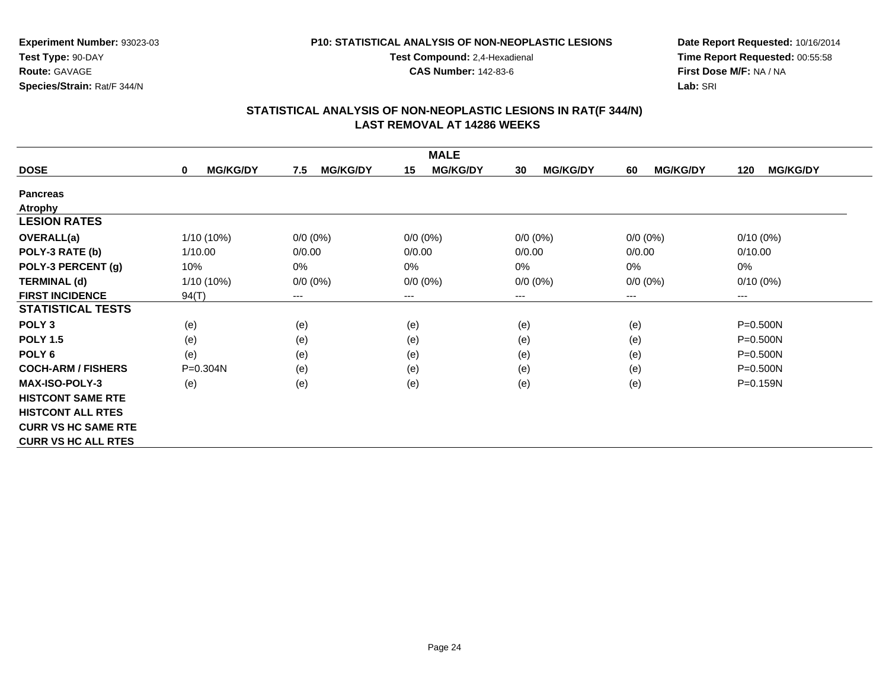**Experiment Number:** 93023-03
**Test Type:** 90-DAY
**Route:** GAVAGE
**Species/Strain:** Rat/F 344/N

**P10: STATISTICAL ANALYSIS OF NON-NEOPLASTIC LESIONS**
**Test Compound:** 2,4-Hexadienal
**CAS Number:** 142-83-6

**Date Report Requested:** 10/16/2014
**Time Report Requested:** 00:55:58
**First Dose M/F:** NA / NA
**Lab:** SRI

## STATISTICAL ANALYSIS OF NON-NEOPLASTIC LESIONS IN RAT(F 344/N)
## LAST REMOVAL AT 14286 WEEKS

| | MALE | | | | | |
|---|---|---|---|---|---|---|
| **DOSE** | **0 MG/KG/DY** | **7.5 MG/KG/DY** | **15 MG/KG/DY** | **30 MG/KG/DY** | **60 MG/KG/DY** | **120 MG/KG/DY** |
| **Pancreas** | | | | | | |
| **Atrophy** | | | | | | |
| **LESION RATES** | | | | | | |
| **OVERALL(a)** | 1/10 (10%) | 0/0 (0%) | 0/0 (0%) | 0/0 (0%) | 0/0 (0%) | 0/10 (0%) |
| **POLY-3 RATE (b)** | 1/10.00 | 0/0.00 | 0/0.00 | 0/0.00 | 0/0.00 | 0/10.00 |
| **POLY-3 PERCENT (g)** | 10% | 0% | 0% | 0% | 0% | 0% |
| **TERMINAL (d)** | 1/10 (10%) | 0/0 (0%) | 0/0 (0%) | 0/0 (0%) | 0/0 (0%) | 0/10 (0%) |
| **FIRST INCIDENCE** | 94(T) | --- | --- | --- | --- | --- |
| **STATISTICAL TESTS** | | | | | | |
| **POLY 3** | (e) | (e) | (e) | (e) | (e) | P=0.500N |
| **POLY 1.5** | (e) | (e) | (e) | (e) | (e) | P=0.500N |
| **POLY 6** | (e) | (e) | (e) | (e) | (e) | P=0.500N |
| **COCH-ARM / FISHERS** | P=0.304N | (e) | (e) | (e) | (e) | P=0.500N |
| **MAX-ISO-POLY-3** | (e) | (e) | (e) | (e) | (e) | P=0.159N |
| **HISTCONT SAME RTE** | | | | | | |
| **HISTCONT ALL RTES** | | | | | | |
| **CURR VS HC SAME RTE** | | | | | | |
| **CURR VS HC ALL RTES** | | | | | | |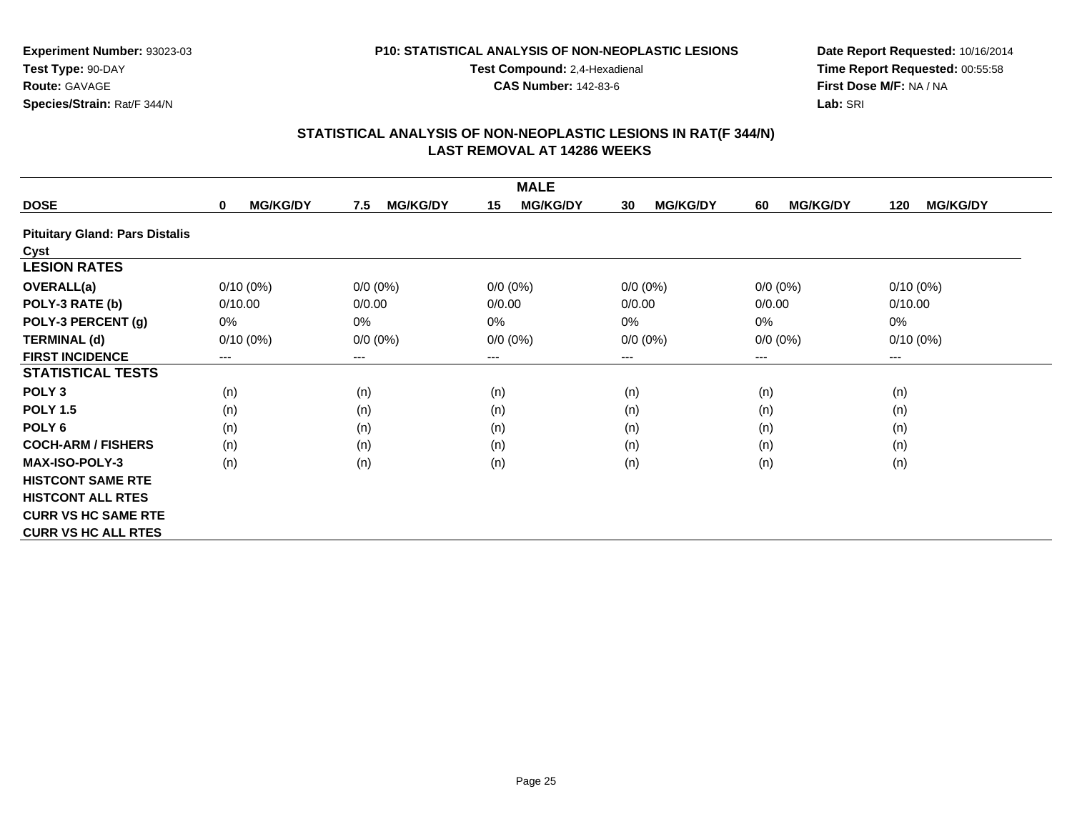**Experiment Number:** 93023-03
**Test Type:** 90-DAY
**Route:** GAVAGE
**Species/Strain:** Rat/F 344/N

**P10: STATISTICAL ANALYSIS OF NON-NEOPLASTIC LESIONS**
**Test Compound:** 2,4-Hexadienal
**CAS Number:** 142-83-6

**Date Report Requested:** 10/16/2014
**Time Report Requested:** 00:55:58
**First Dose M/F:** NA / NA
**Lab:** SRI

## STATISTICAL ANALYSIS OF NON-NEOPLASTIC LESIONS IN RAT(F 344/N)
## LAST REMOVAL AT 14286 WEEKS

| | MALE | | | | | |
|---|---|---|---|---|---|---|
| **DOSE** | **0 MG/KG/DY** | **7.5 MG/KG/DY** | **15 MG/KG/DY** | **30 MG/KG/DY** | **60 MG/KG/DY** | **120 MG/KG/DY** |
| **Pituitary Gland: Pars Distalis** | | | | | | |
| **Cyst** | | | | | | |
| **LESION RATES** | | | | | | |
| **OVERALL(a)** | 0/10 (0%) | 0/0 (0%) | 0/0 (0%) | 0/0 (0%) | 0/0 (0%) | 0/10 (0%) |
| **POLY-3 RATE (b)** | 0/10.00 | 0/0.00 | 0/0.00 | 0/0.00 | 0/0.00 | 0/10.00 |
| **POLY-3 PERCENT (g)** | 0% | 0% | 0% | 0% | 0% | 0% |
| **TERMINAL (d)** | 0/10 (0%) | 0/0 (0%) | 0/0 (0%) | 0/0 (0%) | 0/0 (0%) | 0/10 (0%) |
| **FIRST INCIDENCE** | --- | --- | --- | --- | --- | --- |
| **STATISTICAL TESTS** | | | | | | |
| **POLY 3** | (n) | (n) | (n) | (n) | (n) | (n) |
| **POLY 1.5** | (n) | (n) | (n) | (n) | (n) | (n) |
| **POLY 6** | (n) | (n) | (n) | (n) | (n) | (n) |
| **COCH-ARM / FISHERS** | (n) | (n) | (n) | (n) | (n) | (n) |
| **MAX-ISO-POLY-3** | (n) | (n) | (n) | (n) | (n) | (n) |
| **HISTCONT SAME RTE** | | | | | | |
| **HISTCONT ALL RTES** | | | | | | |
| **CURR VS HC SAME RTE** | | | | | | |
| **CURR VS HC ALL RTES** | | | | | | |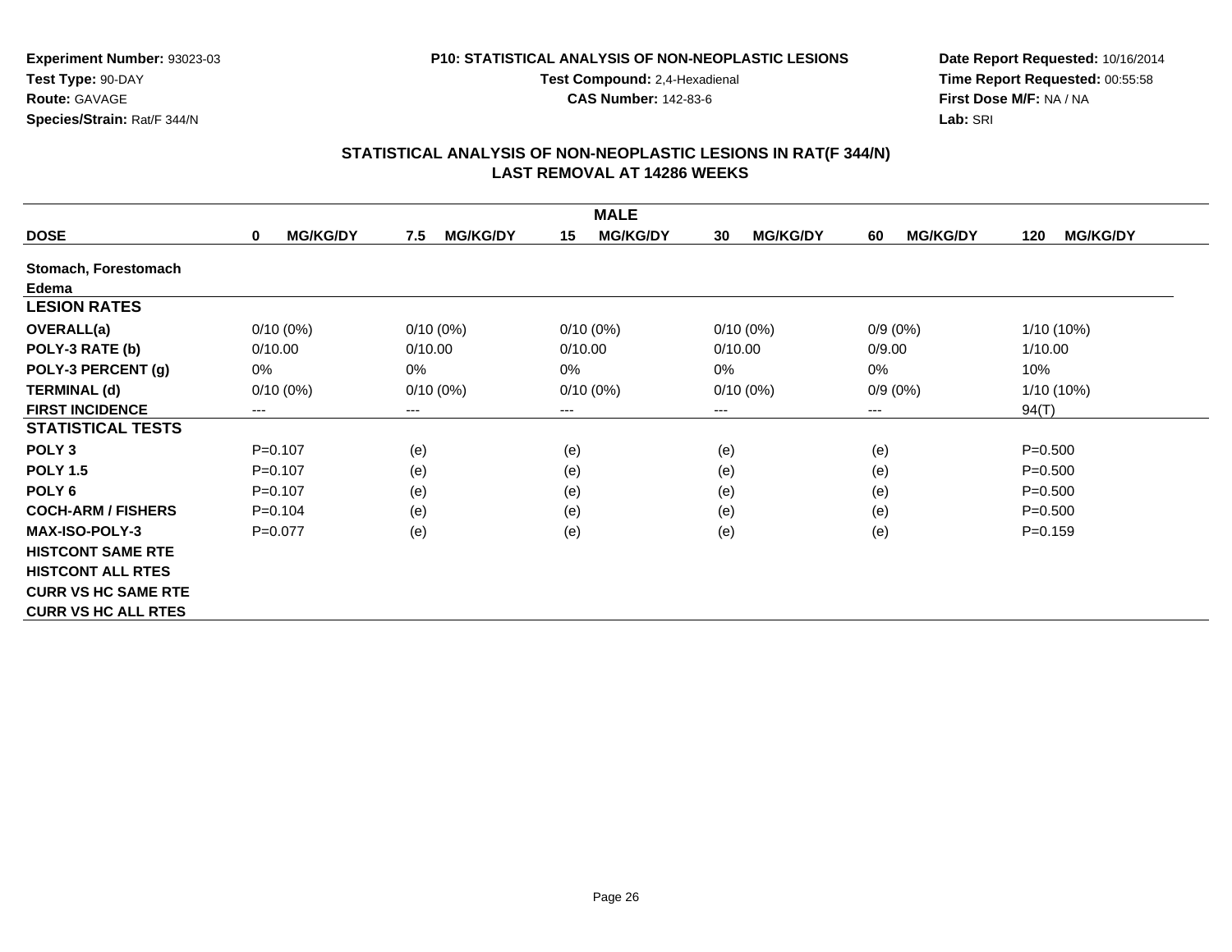**Experiment Number:** 93023-03
**Test Type:** 90-DAY
**Route:** GAVAGE
**Species/Strain:** Rat/F 344/N

**P10: STATISTICAL ANALYSIS OF NON-NEOPLASTIC LESIONS**
**Test Compound:** 2,4-Hexadienal
**CAS Number:** 142-83-6

**Date Report Requested:** 10/16/2014
**Time Report Requested:** 00:55:58
**First Dose M/F:** NA / NA
**Lab:** SRI

## STATISTICAL ANALYSIS OF NON-NEOPLASTIC LESIONS IN RAT(F 344/N)
## LAST REMOVAL AT 14286 WEEKS

| | MALE | | | | | |
|---|---|---|---|---|---|---|
| **DOSE** | **0 MG/KG/DY** | **7.5 MG/KG/DY** | **15 MG/KG/DY** | **30 MG/KG/DY** | **60 MG/KG/DY** | **120 MG/KG/DY** |
| **Stomach, Forestomach** | | | | | | |
| **Edema** | | | | | | |
| **LESION RATES** | | | | | | |
| **OVERALL(a)** | 0/10 (0%) | 0/10 (0%) | 0/10 (0%) | 0/10 (0%) | 0/9 (0%) | 1/10 (10%) |
| **POLY-3 RATE (b)** | 0/10.00 | 0/10.00 | 0/10.00 | 0/10.00 | 0/9.00 | 1/10.00 |
| **POLY-3 PERCENT (g)** | 0% | 0% | 0% | 0% | 0% | 10% |
| **TERMINAL (d)** | 0/10 (0%) | 0/10 (0%) | 0/10 (0%) | 0/10 (0%) | 0/9 (0%) | 1/10 (10%) |
| **FIRST INCIDENCE** | --- | --- | --- | --- | --- | 94(T) |
| **STATISTICAL TESTS** | | | | | | |
| **POLY 3** | P=0.107 | (e) | (e) | (e) | (e) | P=0.500 |
| **POLY 1.5** | P=0.107 | (e) | (e) | (e) | (e) | P=0.500 |
| **POLY 6** | P=0.107 | (e) | (e) | (e) | (e) | P=0.500 |
| **COCH-ARM / FISHERS** | P=0.104 | (e) | (e) | (e) | (e) | P=0.500 |
| **MAX-ISO-POLY-3** | P=0.077 | (e) | (e) | (e) | (e) | P=0.159 |
| **HISTCONT SAME RTE** | | | | | | |
| **HISTCONT ALL RTES** | | | | | | |
| **CURR VS HC SAME RTE** | | | | | | |
| **CURR VS HC ALL RTES** | | | | | | |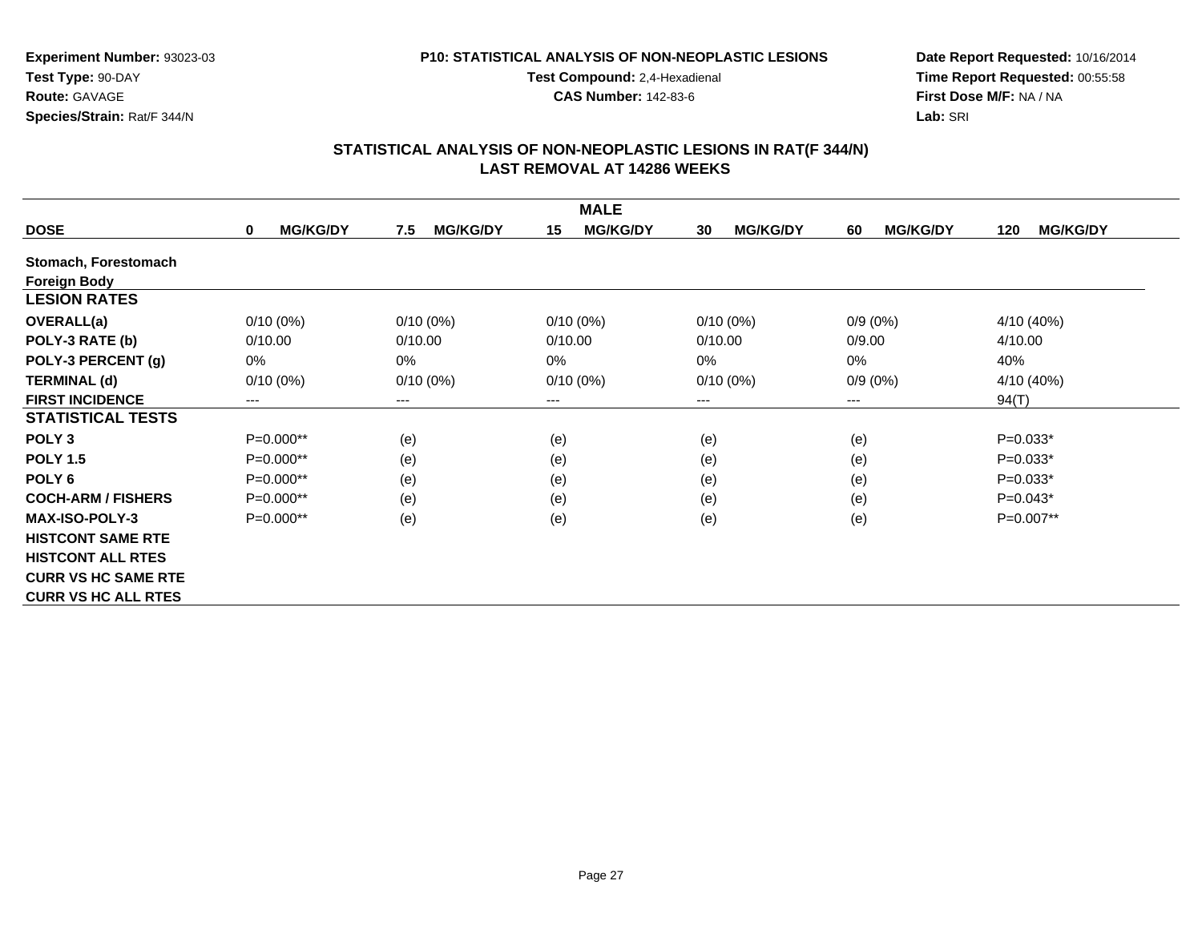**Experiment Number:** 93023-03
**Test Type:** 90-DAY
**Route:** GAVAGE
**Species/Strain:** Rat/F 344/N

**P10: STATISTICAL ANALYSIS OF NON-NEOPLASTIC LESIONS**
**Test Compound:** 2,4-Hexadienal
**CAS Number:** 142-83-6

**Date Report Requested:** 10/16/2014
**Time Report Requested:** 00:55:58
**First Dose M/F:** NA / NA
**Lab:** SRI

## STATISTICAL ANALYSIS OF NON-NEOPLASTIC LESIONS IN RAT(F 344/N)
## LAST REMOVAL AT 14286 WEEKS

| | MALE | | | | | |
|---|---|---|---|---|---|---|
| **DOSE** | **0 MG/KG/DY** | **7.5 MG/KG/DY** | **15 MG/KG/DY** | **30 MG/KG/DY** | **60 MG/KG/DY** | **120 MG/KG/DY** |
| **Stomach, Forestomach** | | | | | | |
| **Foreign Body** | | | | | | |
| **LESION RATES** | | | | | | |
| **OVERALL(a)** | 0/10 (0%) | 0/10 (0%) | 0/10 (0%) | 0/10 (0%) | 0/9 (0%) | 4/10 (40%) |
| **POLY-3 RATE (b)** | 0/10.00 | 0/10.00 | 0/10.00 | 0/10.00 | 0/9.00 | 4/10.00 |
| **POLY-3 PERCENT (g)** | 0% | 0% | 0% | 0% | 0% | 40% |
| **TERMINAL (d)** | 0/10 (0%) | 0/10 (0%) | 0/10 (0%) | 0/10 (0%) | 0/9 (0%) | 4/10 (40%) |
| **FIRST INCIDENCE** | --- | --- | --- | --- | --- | 94(T) |
| **STATISTICAL TESTS** | | | | | | |
| **POLY 3** | P=0.000** | (e) | (e) | (e) | (e) | P=0.033* |
| **POLY 1.5** | P=0.000** | (e) | (e) | (e) | (e) | P=0.033* |
| **POLY 6** | P=0.000** | (e) | (e) | (e) | (e) | P=0.033* |
| **COCH-ARM / FISHERS** | P=0.000** | (e) | (e) | (e) | (e) | P=0.043* |
| **MAX-ISO-POLY-3** | P=0.000** | (e) | (e) | (e) | (e) | P=0.007** |
| **HISTCONT SAME RTE** | | | | | | |
| **HISTCONT ALL RTES** | | | | | | |
| **CURR VS HC SAME RTE** | | | | | | |
| **CURR VS HC ALL RTES** | | | | | | |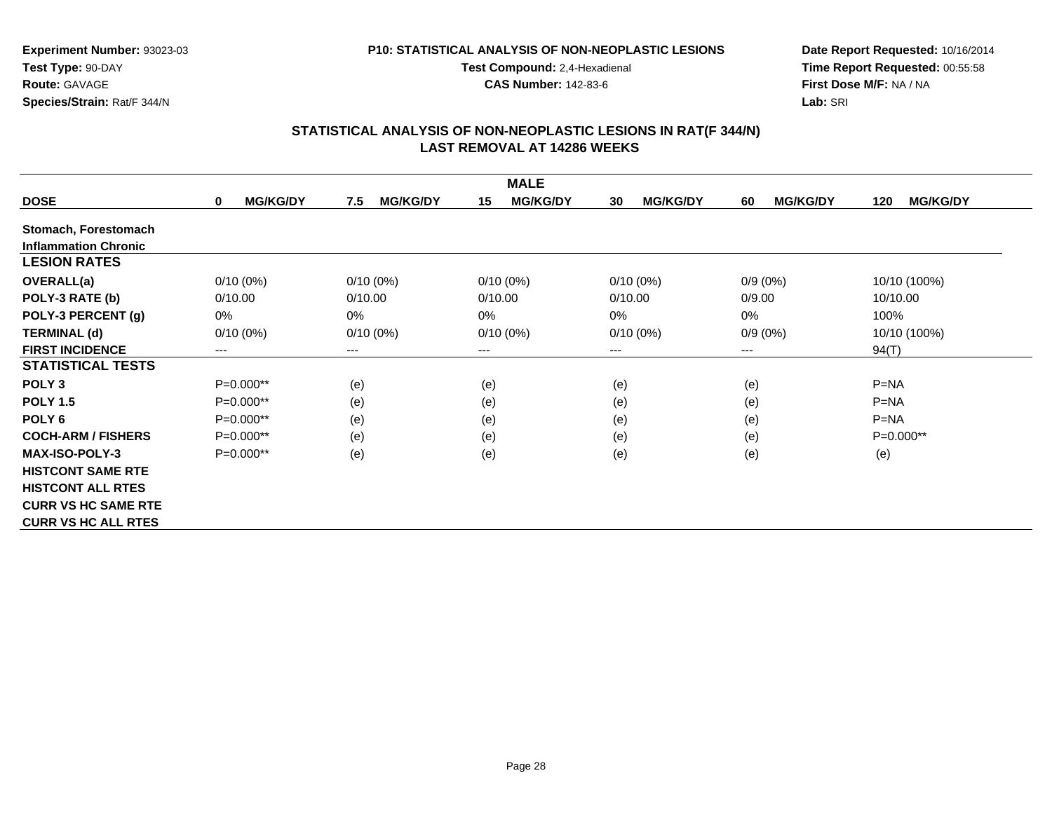**Experiment Number:** 93023-03
**Test Type:** 90-DAY
**Route:** GAVAGE
**Species/Strain:** Rat/F 344/N

**P10: STATISTICAL ANALYSIS OF NON-NEOPLASTIC LESIONS**
**Test Compound:** 2,4-Hexadienal
**CAS Number:** 142-83-6

**Date Report Requested:** 10/16/2014
**Time Report Requested:** 00:55:58
**First Dose M/F:** NA / NA
**Lab:** SRI

## STATISTICAL ANALYSIS OF NON-NEOPLASTIC LESIONS IN RAT(F 344/N)
## LAST REMOVAL AT 14286 WEEKS

| | MALE | | | | | |
|---|---|---|---|---|---|---|
| **DOSE** | **0 MG/KG/DY** | **7.5 MG/KG/DY** | **15 MG/KG/DY** | **30 MG/KG/DY** | **60 MG/KG/DY** | **120 MG/KG/DY** |
| **Stomach, Forestomach** | | | | | | |
| **Inflammation Chronic** | | | | | | |
| **LESION RATES** | | | | | | |
| **OVERALL(a)** | 0/10 (0%) | 0/10 (0%) | 0/10 (0%) | 0/10 (0%) | 0/9 (0%) | 10/10 (100%) |
| **POLY-3 RATE (b)** | 0/10.00 | 0/10.00 | 0/10.00 | 0/10.00 | 0/9.00 | 10/10.00 |
| **POLY-3 PERCENT (g)** | 0% | 0% | 0% | 0% | 0% | 100% |
| **TERMINAL (d)** | 0/10 (0%) | 0/10 (0%) | 0/10 (0%) | 0/10 (0%) | 0/9 (0%) | 10/10 (100%) |
| **FIRST INCIDENCE** | --- | --- | --- | --- | --- | 94(T) |
| **STATISTICAL TESTS** | | | | | | |
| **POLY 3** | P=0.000** | (e) | (e) | (e) | (e) | P=NA |
| **POLY 1.5** | P=0.000** | (e) | (e) | (e) | (e) | P=NA |
| **POLY 6** | P=0.000** | (e) | (e) | (e) | (e) | P=NA |
| **COCH-ARM / FISHERS** | P=0.000** | (e) | (e) | (e) | (e) | P=0.000** |
| **MAX-ISO-POLY-3** | P=0.000** | (e) | (e) | (e) | (e) | (e) |
| **HISTCONT SAME RTE** | | | | | | |
| **HISTCONT ALL RTES** | | | | | | |
| **CURR VS HC SAME RTE** | | | | | | |
| **CURR VS HC ALL RTES** | | | | | | |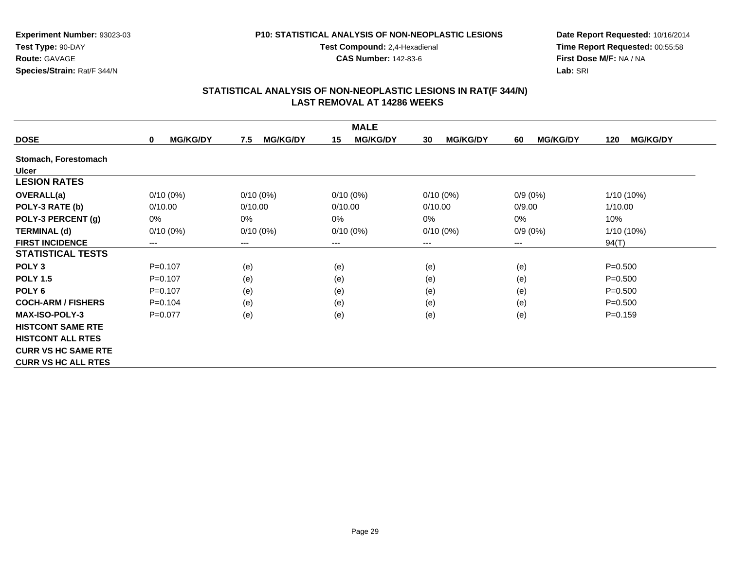**Experiment Number:** 93023-03
**Test Type:** 90-DAY
**Route:** GAVAGE
**Species/Strain:** Rat/F 344/N

**P10: STATISTICAL ANALYSIS OF NON-NEOPLASTIC LESIONS**
**Test Compound:** 2,4-Hexadienal
**CAS Number:** 142-83-6

**Date Report Requested:** 10/16/2014
**Time Report Requested:** 00:55:58
**First Dose M/F:** NA / NA
**Lab:** SRI

## STATISTICAL ANALYSIS OF NON-NEOPLASTIC LESIONS IN RAT(F 344/N)
## LAST REMOVAL AT 14286 WEEKS

| | MALE | | | | | |
|---|---|---|---|---|---|---|
| **DOSE** | **0 MG/KG/DY** | **7.5 MG/KG/DY** | **15 MG/KG/DY** | **30 MG/KG/DY** | **60 MG/KG/DY** | **120 MG/KG/DY** |
| **Stomach, Forestomach** | | | | | | |
| **Ulcer** | | | | | | |
| **LESION RATES** | | | | | | |
| **OVERALL(a)** | 0/10 (0%) | 0/10 (0%) | 0/10 (0%) | 0/10 (0%) | 0/9 (0%) | 1/10 (10%) |
| **POLY-3 RATE (b)** | 0/10.00 | 0/10.00 | 0/10.00 | 0/10.00 | 0/9.00 | 1/10.00 |
| **POLY-3 PERCENT (g)** | 0% | 0% | 0% | 0% | 0% | 10% |
| **TERMINAL (d)** | 0/10 (0%) | 0/10 (0%) | 0/10 (0%) | 0/10 (0%) | 0/9 (0%) | 1/10 (10%) |
| **FIRST INCIDENCE** | --- | --- | --- | --- | --- | 94(T) |
| **STATISTICAL TESTS** | | | | | | |
| **POLY 3** | P=0.107 | (e) | (e) | (e) | (e) | P=0.500 |
| **POLY 1.5** | P=0.107 | (e) | (e) | (e) | (e) | P=0.500 |
| **POLY 6** | P=0.107 | (e) | (e) | (e) | (e) | P=0.500 |
| **COCH-ARM / FISHERS** | P=0.104 | (e) | (e) | (e) | (e) | P=0.500 |
| **MAX-ISO-POLY-3** | P=0.077 | (e) | (e) | (e) | (e) | P=0.159 |
| **HISTCONT SAME RTE** | | | | | | |
| **HISTCONT ALL RTES** | | | | | | |
| **CURR VS HC SAME RTE** | | | | | | |
| **CURR VS HC ALL RTES** | | | | | | |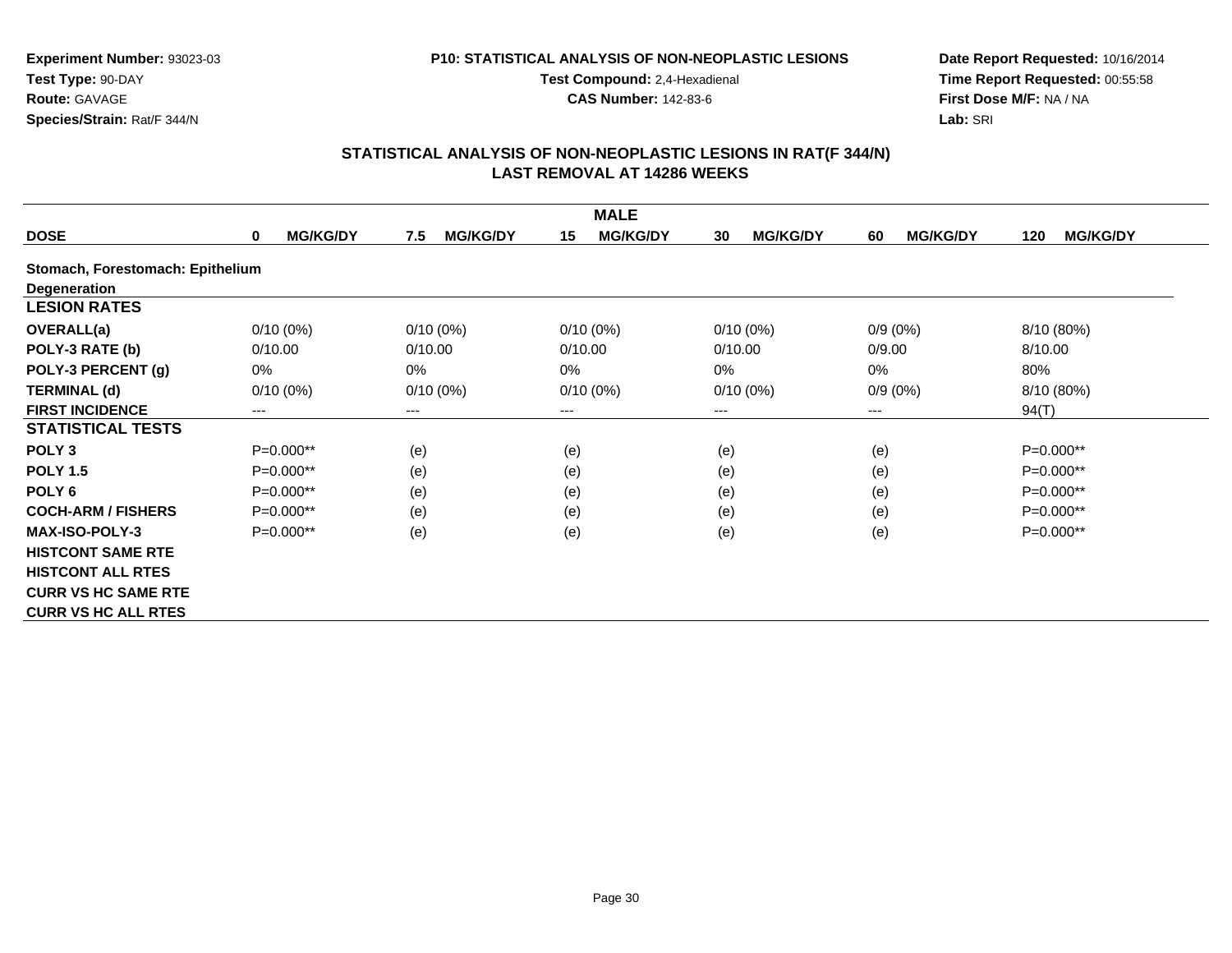**Experiment Number:** 93023-03
**Test Type:** 90-DAY
**Route:** GAVAGE
**Species/Strain:** Rat/F 344/N

**P10: STATISTICAL ANALYSIS OF NON-NEOPLASTIC LESIONS**
**Test Compound:** 2,4-Hexadienal
**CAS Number:** 142-83-6

**Date Report Requested:** 10/16/2014
**Time Report Requested:** 00:55:58
**First Dose M/F:** NA / NA
**Lab:** SRI

## STATISTICAL ANALYSIS OF NON-NEOPLASTIC LESIONS IN RAT(F 344/N)
## LAST REMOVAL AT 14286 WEEKS

| | MALE | | | | | |
|---|---|---|---|---|---|---|
| **DOSE** | **0 MG/KG/DY** | **7.5 MG/KG/DY** | **15 MG/KG/DY** | **30 MG/KG/DY** | **60 MG/KG/DY** | **120 MG/KG/DY** |
| **Stomach, Forestomach: Epithelium** | | | | | | |
| **Degeneration** | | | | | | |
| **LESION RATES** | | | | | | |
| **OVERALL(a)** | 0/10 (0%) | 0/10 (0%) | 0/10 (0%) | 0/10 (0%) | 0/9 (0%) | 8/10 (80%) |
| **POLY-3 RATE (b)** | 0/10.00 | 0/10.00 | 0/10.00 | 0/10.00 | 0/9.00 | 8/10.00 |
| **POLY-3 PERCENT (g)** | 0% | 0% | 0% | 0% | 0% | 80% |
| **TERMINAL (d)** | 0/10 (0%) | 0/10 (0%) | 0/10 (0%) | 0/10 (0%) | 0/9 (0%) | 8/10 (80%) |
| **FIRST INCIDENCE** | --- | --- | --- | --- | --- | 94(T) |
| **STATISTICAL TESTS** | | | | | | |
| **POLY 3** | P=0.000** | (e) | (e) | (e) | (e) | P=0.000** |
| **POLY 1.5** | P=0.000** | (e) | (e) | (e) | (e) | P=0.000** |
| **POLY 6** | P=0.000** | (e) | (e) | (e) | (e) | P=0.000** |
| **COCH-ARM / FISHERS** | P=0.000** | (e) | (e) | (e) | (e) | P=0.000** |
| **MAX-ISO-POLY-3** | P=0.000** | (e) | (e) | (e) | (e) | P=0.000** |
| **HISTCONT SAME RTE** | | | | | | |
| **HISTCONT ALL RTES** | | | | | | |
| **CURR VS HC SAME RTE** | | | | | | |
| **CURR VS HC ALL RTES** | | | | | | |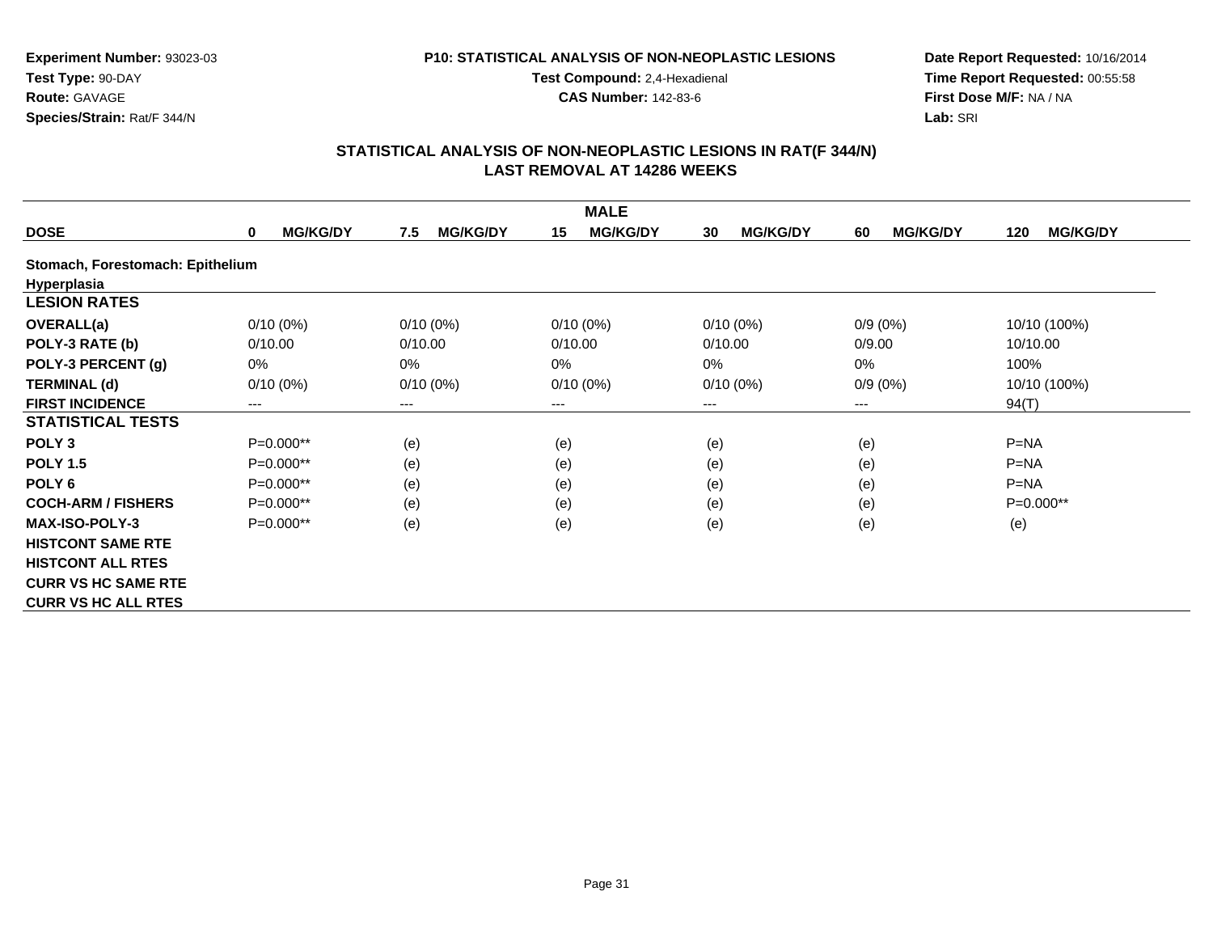**Experiment Number:** 93023-03
**Test Type:** 90-DAY
**Route:** GAVAGE
**Species/Strain:** Rat/F 344/N

**P10: STATISTICAL ANALYSIS OF NON-NEOPLASTIC LESIONS**
**Test Compound:** 2,4-Hexadienal
**CAS Number:** 142-83-6

**Date Report Requested:** 10/16/2014
**Time Report Requested:** 00:55:58
**First Dose M/F:** NA / NA
**Lab:** SRI

## STATISTICAL ANALYSIS OF NON-NEOPLASTIC LESIONS IN RAT(F 344/N)
## LAST REMOVAL AT 14286 WEEKS

| MALE | | | | | | |
|---|---|---|---|---|---|---|
| **DOSE** | **0 MG/KG/DY** | **7.5 MG/KG/DY** | **15 MG/KG/DY** | **30 MG/KG/DY** | **60 MG/KG/DY** | **120 MG/KG/DY** |
| **Stomach, Forestomach: Epithelium** | | | | | | |
| **Hyperplasia** | | | | | | |
| **LESION RATES** | | | | | | |
| **OVERALL(a)** | 0/10 (0%) | 0/10 (0%) | 0/10 (0%) | 0/10 (0%) | 0/9 (0%) | 10/10 (100%) |
| **POLY-3 RATE (b)** | 0/10.00 | 0/10.00 | 0/10.00 | 0/10.00 | 0/9.00 | 10/10.00 |
| **POLY-3 PERCENT (g)** | 0% | 0% | 0% | 0% | 0% | 100% |
| **TERMINAL (d)** | 0/10 (0%) | 0/10 (0%) | 0/10 (0%) | 0/10 (0%) | 0/9 (0%) | 10/10 (100%) |
| **FIRST INCIDENCE** | --- | --- | --- | --- | --- | 94(T) |
| **STATISTICAL TESTS** | | | | | | |
| **POLY 3** | P=0.000** | (e) | (e) | (e) | (e) | P=NA |
| **POLY 1.5** | P=0.000** | (e) | (e) | (e) | (e) | P=NA |
| **POLY 6** | P=0.000** | (e) | (e) | (e) | (e) | P=NA |
| **COCH-ARM / FISHERS** | P=0.000** | (e) | (e) | (e) | (e) | P=0.000** |
| **MAX-ISO-POLY-3** | P=0.000** | (e) | (e) | (e) | (e) | (e) |
| **HISTCONT SAME RTE** | | | | | | |
| **HISTCONT ALL RTES** | | | | | | |
| **CURR VS HC SAME RTE** | | | | | | |
| **CURR VS HC ALL RTES** | | | | | | |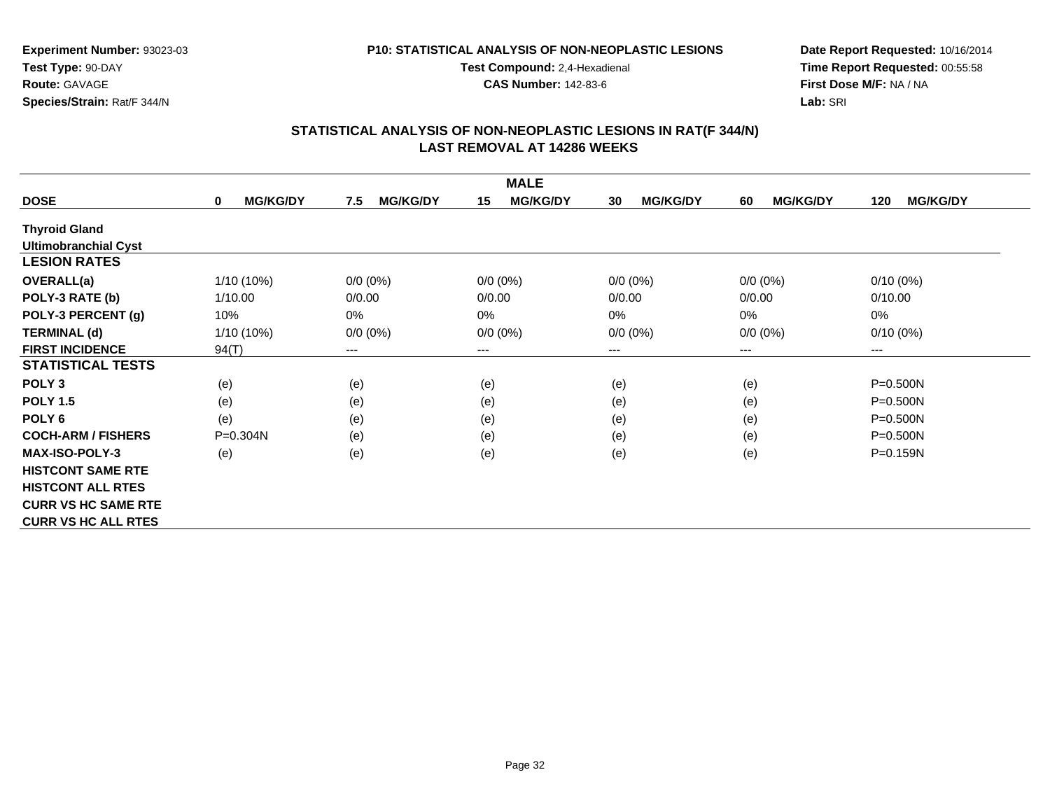**Experiment Number:** 93023-03
**Test Type:** 90-DAY
**Route:** GAVAGE
**Species/Strain:** Rat/F 344/N

**P10: STATISTICAL ANALYSIS OF NON-NEOPLASTIC LESIONS**
**Test Compound:** 2,4-Hexadienal
**CAS Number:** 142-83-6

**Date Report Requested:** 10/16/2014
**Time Report Requested:** 00:55:58
**First Dose M/F:** NA / NA
**Lab:** SRI

## STATISTICAL ANALYSIS OF NON-NEOPLASTIC LESIONS IN RAT(F 344/N) LAST REMOVAL AT 14286 WEEKS

| | MALE | | | | | |
|---|---|---|---|---|---|---|
| **DOSE** | **0 MG/KG/DY** | **7.5 MG/KG/DY** | **15 MG/KG/DY** | **30 MG/KG/DY** | **60 MG/KG/DY** | **120 MG/KG/DY** |
| **Thyroid Gland** | | | | | | |
| **Ultimobranchial Cyst** | | | | | | |
| **LESION RATES** | | | | | | |
| **OVERALL(a)** | 1/10 (10%) | 0/0 (0%) | 0/0 (0%) | 0/0 (0%) | 0/0 (0%) | 0/10 (0%) |
| **POLY-3 RATE (b)** | 1/10.00 | 0/0.00 | 0/0.00 | 0/0.00 | 0/0.00 | 0/10.00 |
| **POLY-3 PERCENT (g)** | 10% | 0% | 0% | 0% | 0% | 0% |
| **TERMINAL (d)** | 1/10 (10%) | 0/0 (0%) | 0/0 (0%) | 0/0 (0%) | 0/0 (0%) | 0/10 (0%) |
| **FIRST INCIDENCE** | 94(T) | --- | --- | --- | --- | --- |
| **STATISTICAL TESTS** | | | | | | |
| **POLY 3** | (e) | (e) | (e) | (e) | (e) | P=0.500N |
| **POLY 1.5** | (e) | (e) | (e) | (e) | (e) | P=0.500N |
| **POLY 6** | (e) | (e) | (e) | (e) | (e) | P=0.500N |
| **COCH-ARM / FISHERS** | P=0.304N | (e) | (e) | (e) | (e) | P=0.500N |
| **MAX-ISO-POLY-3** | (e) | (e) | (e) | (e) | (e) | P=0.159N |
| **HISTCONT SAME RTE** | | | | | | |
| **HISTCONT ALL RTES** | | | | | | |
| **CURR VS HC SAME RTE** | | | | | | |
| **CURR VS HC ALL RTES** | | | | | | |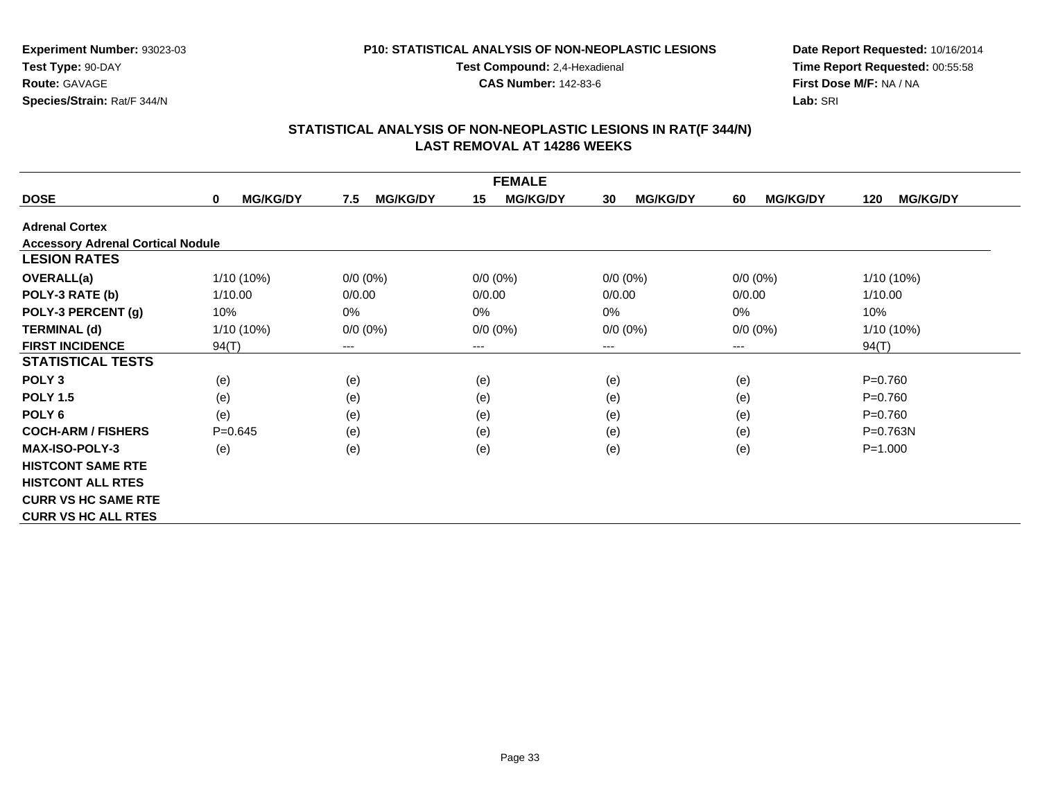**Experiment Number:** 93023-03
**Test Type:** 90-DAY
**Route:** GAVAGE
**Species/Strain:** Rat/F 344/N

**P10: STATISTICAL ANALYSIS OF NON-NEOPLASTIC LESIONS**
**Test Compound:** 2,4-Hexadienal
**CAS Number:** 142-83-6

**Date Report Requested:** 10/16/2014
**Time Report Requested:** 00:55:58
**First Dose M/F:** NA / NA
**Lab:** SRI

## STATISTICAL ANALYSIS OF NON-NEOPLASTIC LESIONS IN RAT(F 344/N)
## LAST REMOVAL AT 14286 WEEKS

| FEMALE | | | | | | |
|---|---|---|---|---|---|---|
| **DOSE** | **0 MG/KG/DY** | **7.5 MG/KG/DY** | **15 MG/KG/DY** | **30 MG/KG/DY** | **60 MG/KG/DY** | **120 MG/KG/DY** |
| **Adrenal Cortex** | | | | | | |
| **Accessory Adrenal Cortical Nodule** | | | | | | |
| **LESION RATES** | | | | | | |
| **OVERALL(a)** | 1/10 (10%) | 0/0 (0%) | 0/0 (0%) | 0/0 (0%) | 0/0 (0%) | 1/10 (10%) |
| **POLY-3 RATE (b)** | 1/10.00 | 0/0.00 | 0/0.00 | 0/0.00 | 0/0.00 | 1/10.00 |
| **POLY-3 PERCENT (g)** | 10% | 0% | 0% | 0% | 0% | 10% |
| **TERMINAL (d)** | 1/10 (10%) | 0/0 (0%) | 0/0 (0%) | 0/0 (0%) | 0/0 (0%) | 1/10 (10%) |
| **FIRST INCIDENCE** | 94(T) | --- | --- | --- | --- | 94(T) |
| **STATISTICAL TESTS** | | | | | | |
| **POLY 3** | (e) | (e) | (e) | (e) | (e) | P=0.760 |
| **POLY 1.5** | (e) | (e) | (e) | (e) | (e) | P=0.760 |
| **POLY 6** | (e) | (e) | (e) | (e) | (e) | P=0.760 |
| **COCH-ARM / FISHERS** | P=0.645 | (e) | (e) | (e) | (e) | P=0.763N |
| **MAX-ISO-POLY-3** | (e) | (e) | (e) | (e) | (e) | P=1.000 |
| **HISTCONT SAME RTE** | | | | | | |
| **HISTCONT ALL RTES** | | | | | | |
| **CURR VS HC SAME RTE** | | | | | | |
| **CURR VS HC ALL RTES** | | | | | | |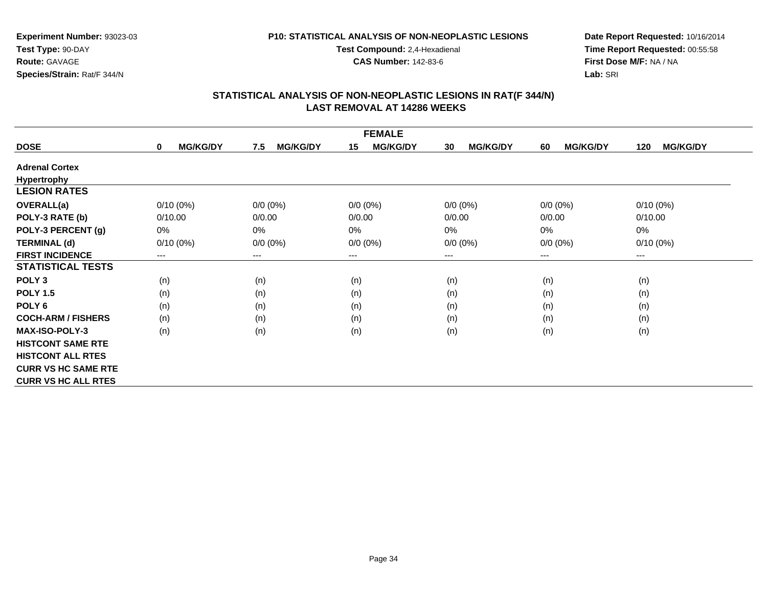**Experiment Number:** 93023-03
**Test Type:** 90-DAY
**Route:** GAVAGE
**Species/Strain:** Rat/F 344/N

**P10: STATISTICAL ANALYSIS OF NON-NEOPLASTIC LESIONS**
**Test Compound:** 2,4-Hexadienal
**CAS Number:** 142-83-6

**Date Report Requested:** 10/16/2014
**Time Report Requested:** 00:55:58
**First Dose M/F:** NA / NA
**Lab:** SRI

## STATISTICAL ANALYSIS OF NON-NEOPLASTIC LESIONS IN RAT(F 344/N)
## LAST REMOVAL AT 14286 WEEKS

| FEMALE | | | | | | |
|---|---|---|---|---|---|---|
| **DOSE** | **0 MG/KG/DY** | **7.5 MG/KG/DY** | **15 MG/KG/DY** | **30 MG/KG/DY** | **60 MG/KG/DY** | **120 MG/KG/DY** |
| **Adrenal Cortex** | | | | | | |
| **Hypertrophy** | | | | | | |
| **LESION RATES** | | | | | | |
| **OVERALL(a)** | 0/10 (0%) | 0/0 (0%) | 0/0 (0%) | 0/0 (0%) | 0/0 (0%) | 0/10 (0%) |
| **POLY-3 RATE (b)** | 0/10.00 | 0/0.00 | 0/0.00 | 0/0.00 | 0/0.00 | 0/10.00 |
| **POLY-3 PERCENT (g)** | 0% | 0% | 0% | 0% | 0% | 0% |
| **TERMINAL (d)** | 0/10 (0%) | 0/0 (0%) | 0/0 (0%) | 0/0 (0%) | 0/0 (0%) | 0/10 (0%) |
| **FIRST INCIDENCE** | --- | --- | --- | --- | --- | --- |
| **STATISTICAL TESTS** | | | | | | |
| **POLY 3** | (n) | (n) | (n) | (n) | (n) | (n) |
| **POLY 1.5** | (n) | (n) | (n) | (n) | (n) | (n) |
| **POLY 6** | (n) | (n) | (n) | (n) | (n) | (n) |
| **COCH-ARM / FISHERS** | (n) | (n) | (n) | (n) | (n) | (n) |
| **MAX-ISO-POLY-3** | (n) | (n) | (n) | (n) | (n) | (n) |
| **HISTCONT SAME RTE** | | | | | | |
| **HISTCONT ALL RTES** | | | | | | |
| **CURR VS HC SAME RTE** | | | | | | |
| **CURR VS HC ALL RTES** | | | | | | |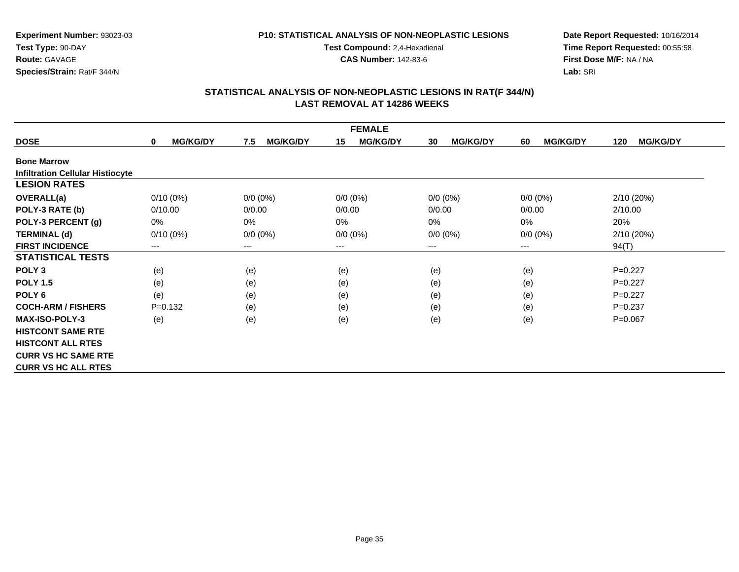**Experiment Number:** 93023-03
**Test Type:** 90-DAY
**Route:** GAVAGE
**Species/Strain:** Rat/F 344/N

**P10: STATISTICAL ANALYSIS OF NON-NEOPLASTIC LESIONS**
**Test Compound:** 2,4-Hexadienal
**CAS Number:** 142-83-6

**Date Report Requested:** 10/16/2014
**Time Report Requested:** 00:55:58
**First Dose M/F:** NA / NA
**Lab:** SRI

## STATISTICAL ANALYSIS OF NON-NEOPLASTIC LESIONS IN RAT(F 344/N)
## LAST REMOVAL AT 14286 WEEKS

| FEMALE | | | | | | |
|---|---|---|---|---|---|---|
| **DOSE** | **0 MG/KG/DY** | **7.5 MG/KG/DY** | **15 MG/KG/DY** | **30 MG/KG/DY** | **60 MG/KG/DY** | **120 MG/KG/DY** |
| **Bone Marrow** | | | | | | |
| **Infiltration Cellular Histiocyte** | | | | | | |
| **LESION RATES** | | | | | | |
| **OVERALL(a)** | 0/10 (0%) | 0/0 (0%) | 0/0 (0%) | 0/0 (0%) | 0/0 (0%) | 2/10 (20%) |
| **POLY-3 RATE (b)** | 0/10.00 | 0/0.00 | 0/0.00 | 0/0.00 | 0/0.00 | 2/10.00 |
| **POLY-3 PERCENT (g)** | 0% | 0% | 0% | 0% | 0% | 20% |
| **TERMINAL (d)** | 0/10 (0%) | 0/0 (0%) | 0/0 (0%) | 0/0 (0%) | 0/0 (0%) | 2/10 (20%) |
| **FIRST INCIDENCE** | --- | --- | --- | --- | --- | 94(T) |
| **STATISTICAL TESTS** | | | | | | |
| **POLY 3** | (e) | (e) | (e) | (e) | (e) | P=0.227 |
| **POLY 1.5** | (e) | (e) | (e) | (e) | (e) | P=0.227 |
| **POLY 6** | (e) | (e) | (e) | (e) | (e) | P=0.227 |
| **COCH-ARM / FISHERS** | P=0.132 | (e) | (e) | (e) | (e) | P=0.237 |
| **MAX-ISO-POLY-3** | (e) | (e) | (e) | (e) | (e) | P=0.067 |
| **HISTCONT SAME RTE** | | | | | | |
| **HISTCONT ALL RTES** | | | | | | |
| **CURR VS HC SAME RTE** | | | | | | |
| **CURR VS HC ALL RTES** | | | | | | |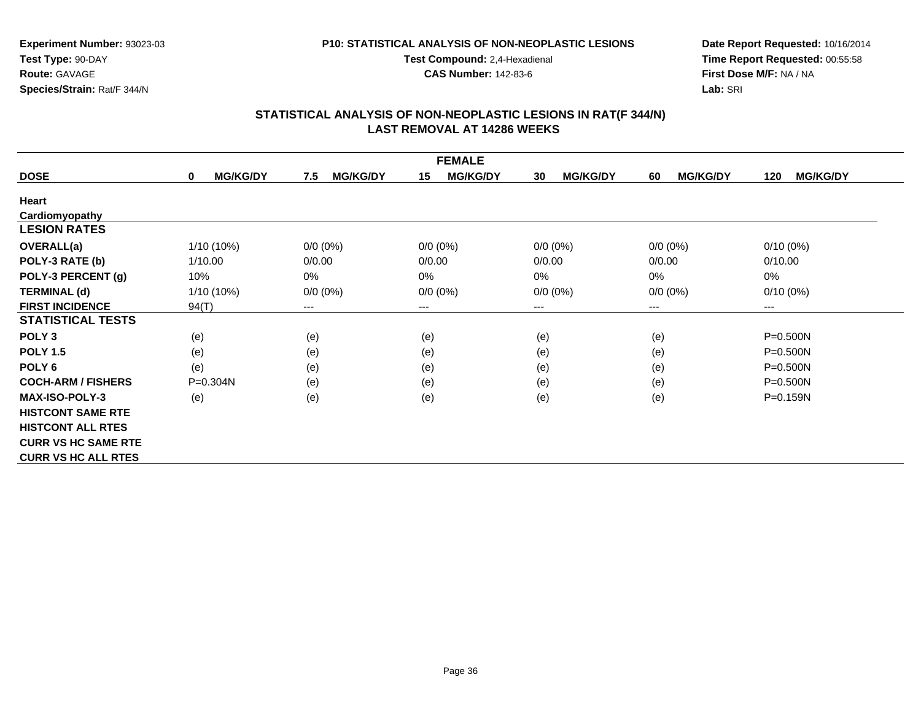**Experiment Number:** 93023-03
**Test Type:** 90-DAY
**Route:** GAVAGE
**Species/Strain:** Rat/F 344/N

**P10: STATISTICAL ANALYSIS OF NON-NEOPLASTIC LESIONS**
**Test Compound:** 2,4-Hexadienal
**CAS Number:** 142-83-6

**Date Report Requested:** 10/16/2014
**Time Report Requested:** 00:55:58
**First Dose M/F:** NA / NA
**Lab:** SRI

## STATISTICAL ANALYSIS OF NON-NEOPLASTIC LESIONS IN RAT(F 344/N)
## LAST REMOVAL AT 14286 WEEKS

| FEMALE | | | | | | |
|---|---|---|---|---|---|---|
| **DOSE** | **0 MG/KG/DY** | **7.5 MG/KG/DY** | **15 MG/KG/DY** | **30 MG/KG/DY** | **60 MG/KG/DY** | **120 MG/KG/DY** |
| **Heart** | | | | | | |
| **Cardiomyopathy** | | | | | | |
| **LESION RATES** | | | | | | |
| **OVERALL(a)** | 1/10 (10%) | 0/0 (0%) | 0/0 (0%) | 0/0 (0%) | 0/0 (0%) | 0/10 (0%) |
| **POLY-3 RATE (b)** | 1/10.00 | 0/0.00 | 0/0.00 | 0/0.00 | 0/0.00 | 0/10.00 |
| **POLY-3 PERCENT (g)** | 10% | 0% | 0% | 0% | 0% | 0% |
| **TERMINAL (d)** | 1/10 (10%) | 0/0 (0%) | 0/0 (0%) | 0/0 (0%) | 0/0 (0%) | 0/10 (0%) |
| **FIRST INCIDENCE** | 94(T) | --- | --- | --- | --- | --- |
| **STATISTICAL TESTS** | | | | | | |
| **POLY 3** | (e) | (e) | (e) | (e) | (e) | P=0.500N |
| **POLY 1.5** | (e) | (e) | (e) | (e) | (e) | P=0.500N |
| **POLY 6** | (e) | (e) | (e) | (e) | (e) | P=0.500N |
| **COCH-ARM / FISHERS** | P=0.304N | (e) | (e) | (e) | (e) | P=0.500N |
| **MAX-ISO-POLY-3** | (e) | (e) | (e) | (e) | (e) | P=0.159N |
| **HISTCONT SAME RTE** | | | | | | |
| **HISTCONT ALL RTES** | | | | | | |
| **CURR VS HC SAME RTE** | | | | | | |
| **CURR VS HC ALL RTES** | | | | | | |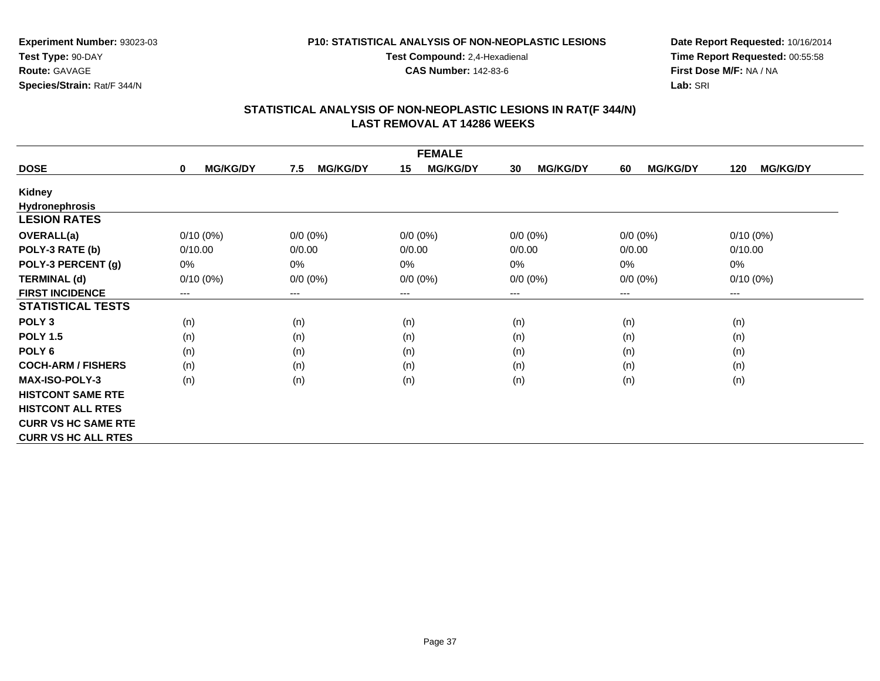**Experiment Number:** 93023-03
**Test Type:** 90-DAY
**Route:** GAVAGE
**Species/Strain:** Rat/F 344/N

**P10: STATISTICAL ANALYSIS OF NON-NEOPLASTIC LESIONS**
**Test Compound:** 2,4-Hexadienal
**CAS Number:** 142-83-6

**Date Report Requested:** 10/16/2014
**Time Report Requested:** 00:55:58
**First Dose M/F:** NA / NA
**Lab:** SRI

## STATISTICAL ANALYSIS OF NON-NEOPLASTIC LESIONS IN RAT(F 344/N)
## LAST REMOVAL AT 14286 WEEKS

| FEMALE | | | | | | |
|---|---|---|---|---|---|---|
| **DOSE** | **0 MG/KG/DY** | **7.5 MG/KG/DY** | **15 MG/KG/DY** | **30 MG/KG/DY** | **60 MG/KG/DY** | **120 MG/KG/DY** |
| **Kidney** | | | | | | |
| **Hydronephrosis** | | | | | | |
| **LESION RATES** | | | | | | |
| **OVERALL(a)** | 0/10 (0%) | 0/0 (0%) | 0/0 (0%) | 0/0 (0%) | 0/0 (0%) | 0/10 (0%) |
| **POLY-3 RATE (b)** | 0/10.00 | 0/0.00 | 0/0.00 | 0/0.00 | 0/0.00 | 0/10.00 |
| **POLY-3 PERCENT (g)** | 0% | 0% | 0% | 0% | 0% | 0% |
| **TERMINAL (d)** | 0/10 (0%) | 0/0 (0%) | 0/0 (0%) | 0/0 (0%) | 0/0 (0%) | 0/10 (0%) |
| **FIRST INCIDENCE** | --- | --- | --- | --- | --- | --- |
| **STATISTICAL TESTS** | | | | | | |
| **POLY 3** | (n) | (n) | (n) | (n) | (n) | (n) |
| **POLY 1.5** | (n) | (n) | (n) | (n) | (n) | (n) |
| **POLY 6** | (n) | (n) | (n) | (n) | (n) | (n) |
| **COCH-ARM / FISHERS** | (n) | (n) | (n) | (n) | (n) | (n) |
| **MAX-ISO-POLY-3** | (n) | (n) | (n) | (n) | (n) | (n) |
| **HISTCONT SAME RTE** | | | | | | |
| **HISTCONT ALL RTES** | | | | | | |
| **CURR VS HC SAME RTE** | | | | | | |
| **CURR VS HC ALL RTES** | | | | | | |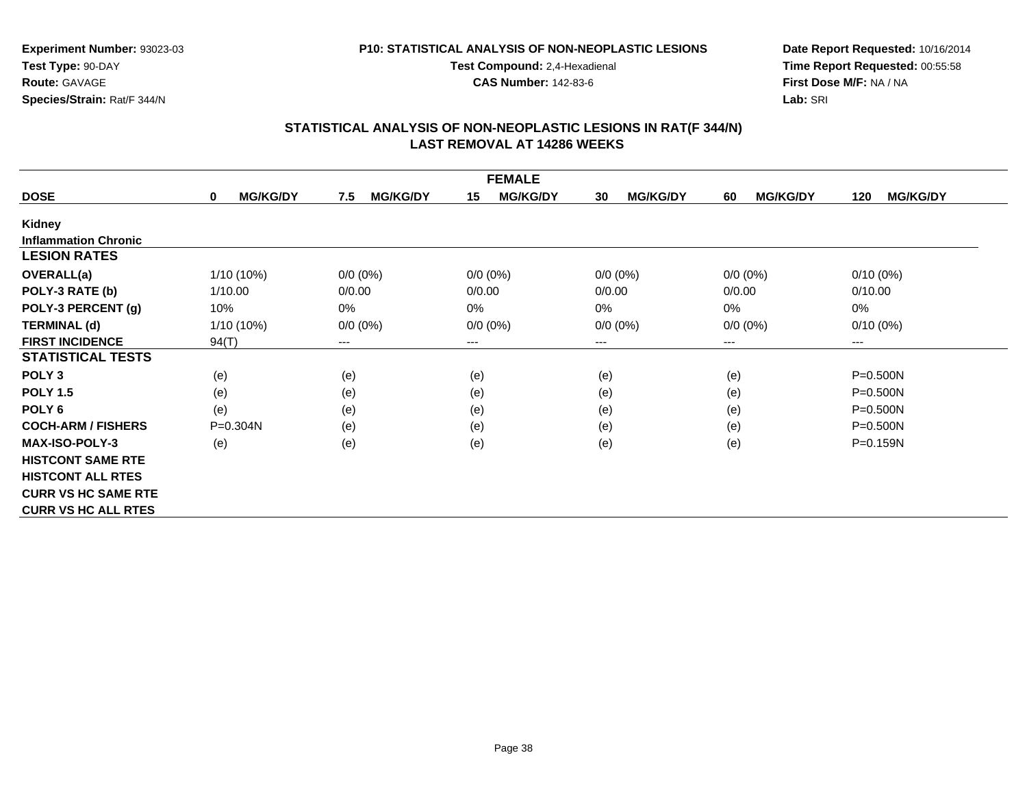Experiment Number: 93023-03
Test Type: 90-DAY
Route: GAVAGE
Species/Strain: Rat/F 344/N

P10: STATISTICAL ANALYSIS OF NON-NEOPLASTIC LESIONS
Test Compound: 2,4-Hexadienal
CAS Number: 142-83-6

Date Report Requested: 10/16/2014
Time Report Requested: 00:55:58
First Dose M/F: NA / NA
Lab: SRI

## STATISTICAL ANALYSIS OF NON-NEOPLASTIC LESIONS IN RAT(F 344/N)
## LAST REMOVAL AT 14286 WEEKS

| FEMALE | | | | | | |
|---|---|---|---|---|---|---|
| **DOSE** | **0 MG/KG/DY** | **7.5 MG/KG/DY** | **15 MG/KG/DY** | **30 MG/KG/DY** | **60 MG/KG/DY** | **120 MG/KG/DY** |
| **Kidney** | | | | | | |
| **Inflammation Chronic** | | | | | | |
| **LESION RATES** | | | | | | |
| **OVERALL(a)** | 1/10 (10%) | 0/0 (0%) | 0/0 (0%) | 0/0 (0%) | 0/0 (0%) | 0/10 (0%) |
| **POLY-3 RATE (b)** | 1/10.00 | 0/0.00 | 0/0.00 | 0/0.00 | 0/0.00 | 0/10.00 |
| **POLY-3 PERCENT (g)** | 10% | 0% | 0% | 0% | 0% | 0% |
| **TERMINAL (d)** | 1/10 (10%) | 0/0 (0%) | 0/0 (0%) | 0/0 (0%) | 0/0 (0%) | 0/10 (0%) |
| **FIRST INCIDENCE** | 94(T) | --- | --- | --- | --- | --- |
| **STATISTICAL TESTS** | | | | | | |
| **POLY 3** | (e) | (e) | (e) | (e) | (e) | P=0.500N |
| **POLY 1.5** | (e) | (e) | (e) | (e) | (e) | P=0.500N |
| **POLY 6** | (e) | (e) | (e) | (e) | (e) | P=0.500N |
| **COCH-ARM / FISHERS** | P=0.304N | (e) | (e) | (e) | (e) | P=0.500N |
| **MAX-ISO-POLY-3** | (e) | (e) | (e) | (e) | (e) | P=0.159N |
| **HISTCONT SAME RTE** | | | | | | |
| **HISTCONT ALL RTES** | | | | | | |
| **CURR VS HC SAME RTE** | | | | | | |
| **CURR VS HC ALL RTES** | | | | | | |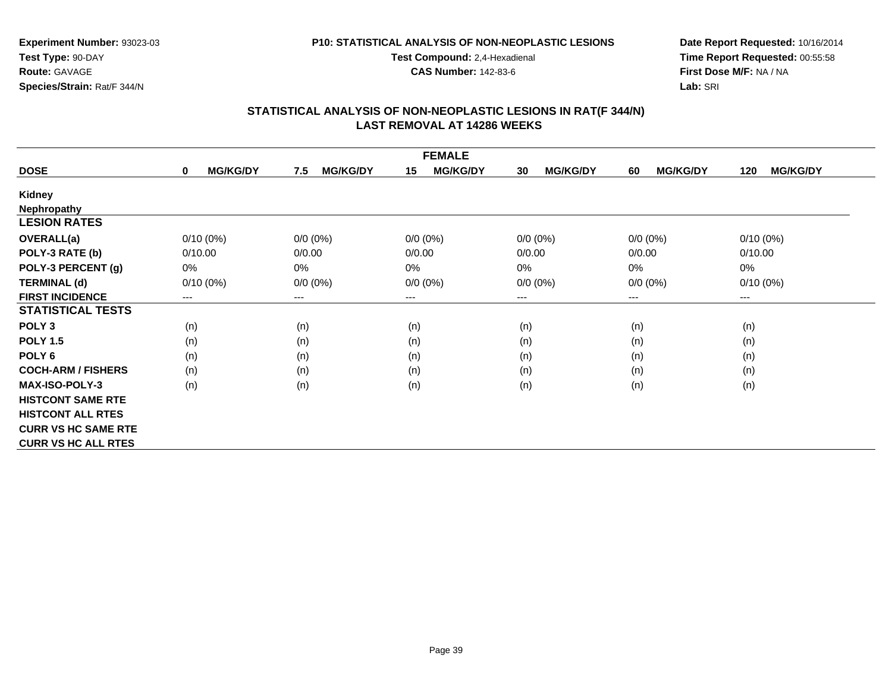**Experiment Number:** 93023-03
**Test Type:** 90-DAY
**Route:** GAVAGE
**Species/Strain:** Rat/F 344/N

**P10: STATISTICAL ANALYSIS OF NON-NEOPLASTIC LESIONS**
**Test Compound:** 2,4-Hexadienal
**CAS Number:** 142-83-6

**Date Report Requested:** 10/16/2014
**Time Report Requested:** 00:55:58
**First Dose M/F:** NA / NA
**Lab:** SRI

## STATISTICAL ANALYSIS OF NON-NEOPLASTIC LESIONS IN RAT(F 344/N)
## LAST REMOVAL AT 14286 WEEKS

| FEMALE | | | | | | |
|---|---|---|---|---|---|---|
| **DOSE** | **0 MG/KG/DY** | **7.5 MG/KG/DY** | **15 MG/KG/DY** | **30 MG/KG/DY** | **60 MG/KG/DY** | **120 MG/KG/DY** |
| **Kidney** | | | | | | |
| **Nephropathy** | | | | | | |
| **LESION RATES** | | | | | | |
| **OVERALL(a)** | 0/10 (0%) | 0/0 (0%) | 0/0 (0%) | 0/0 (0%) | 0/0 (0%) | 0/10 (0%) |
| **POLY-3 RATE (b)** | 0/10.00 | 0/0.00 | 0/0.00 | 0/0.00 | 0/0.00 | 0/10.00 |
| **POLY-3 PERCENT (g)** | 0% | 0% | 0% | 0% | 0% | 0% |
| **TERMINAL (d)** | 0/10 (0%) | 0/0 (0%) | 0/0 (0%) | 0/0 (0%) | 0/0 (0%) | 0/10 (0%) |
| **FIRST INCIDENCE** | --- | --- | --- | --- | --- | --- |
| **STATISTICAL TESTS** | | | | | | |
| **POLY 3** | (n) | (n) | (n) | (n) | (n) | (n) |
| **POLY 1.5** | (n) | (n) | (n) | (n) | (n) | (n) |
| **POLY 6** | (n) | (n) | (n) | (n) | (n) | (n) |
| **COCH-ARM / FISHERS** | (n) | (n) | (n) | (n) | (n) | (n) |
| **MAX-ISO-POLY-3** | (n) | (n) | (n) | (n) | (n) | (n) |
| **HISTCONT SAME RTE** | | | | | | |
| **HISTCONT ALL RTES** | | | | | | |
| **CURR VS HC SAME RTE** | | | | | | |
| **CURR VS HC ALL RTES** | | | | | | |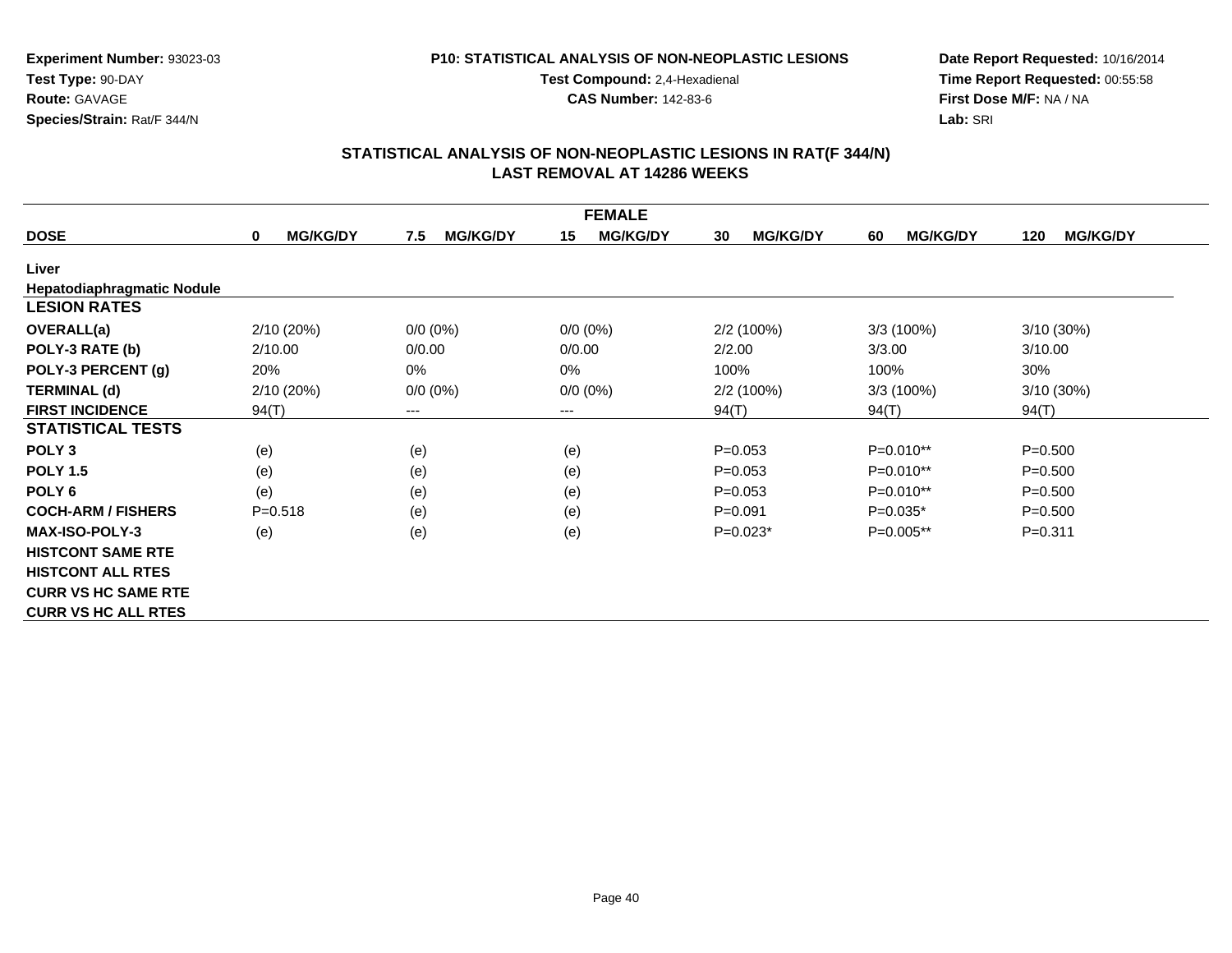**Experiment Number:** 93023-03
**Test Type:** 90-DAY
**Route:** GAVAGE
**Species/Strain:** Rat/F 344/N

**P10: STATISTICAL ANALYSIS OF NON-NEOPLASTIC LESIONS**
**Test Compound:** 2,4-Hexadienal
**CAS Number:** 142-83-6

**Date Report Requested:** 10/16/2014
**Time Report Requested:** 00:55:58
**First Dose M/F:** NA / NA
**Lab:** SRI

## STATISTICAL ANALYSIS OF NON-NEOPLASTIC LESIONS IN RAT(F 344/N)
## LAST REMOVAL AT 14286 WEEKS

| | FEMALE | | | | | |
|---|---|---|---|---|---|---|
| **DOSE** | **0 MG/KG/DY** | **7.5 MG/KG/DY** | **15 MG/KG/DY** | **30 MG/KG/DY** | **60 MG/KG/DY** | **120 MG/KG/DY** |
| **Liver** | | | | | | |
| **Hepatodiaphragmatic Nodule** | | | | | | |
| **LESION RATES** | | | | | | |
| **OVERALL(a)** | 2/10 (20%) | 0/0 (0%) | 0/0 (0%) | 2/2 (100%) | 3/3 (100%) | 3/10 (30%) |
| **POLY-3 RATE (b)** | 2/10.00 | 0/0.00 | 0/0.00 | 2/2.00 | 3/3.00 | 3/10.00 |
| **POLY-3 PERCENT (g)** | 20% | 0% | 0% | 100% | 100% | 30% |
| **TERMINAL (d)** | 2/10 (20%) | 0/0 (0%) | 0/0 (0%) | 2/2 (100%) | 3/3 (100%) | 3/10 (30%) |
| **FIRST INCIDENCE** | 94(T) | --- | --- | 94(T) | 94(T) | 94(T) |
| **STATISTICAL TESTS** | | | | | | |
| **POLY 3** | (e) | (e) | (e) | P=0.053 | P=0.010** | P=0.500 |
| **POLY 1.5** | (e) | (e) | (e) | P=0.053 | P=0.010** | P=0.500 |
| **POLY 6** | (e) | (e) | (e) | P=0.053 | P=0.010** | P=0.500 |
| **COCH-ARM / FISHERS** | P=0.518 | (e) | (e) | P=0.091 | P=0.035* | P=0.500 |
| **MAX-ISO-POLY-3** | (e) | (e) | (e) | P=0.023* | P=0.005** | P=0.311 |
| **HISTCONT SAME RTE** | | | | | | |
| **HISTCONT ALL RTES** | | | | | | |
| **CURR VS HC SAME RTE** | | | | | | |
| **CURR VS HC ALL RTES** | | | | | | |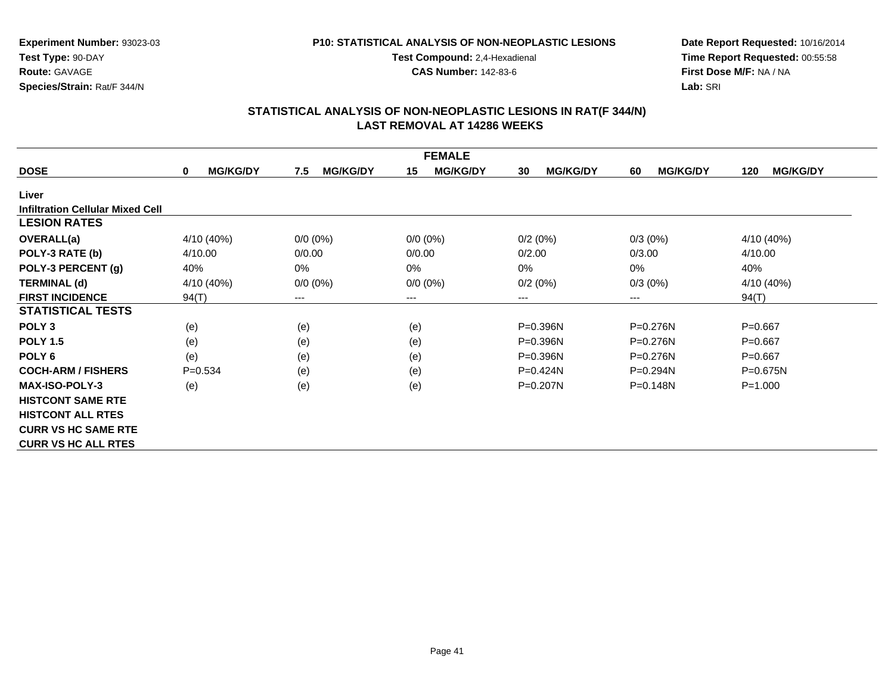**Experiment Number:** 93023-03
**Test Type:** 90-DAY
**Route:** GAVAGE
**Species/Strain:** Rat/F 344/N

**P10: STATISTICAL ANALYSIS OF NON-NEOPLASTIC LESIONS**
**Test Compound:** 2,4-Hexadienal
**CAS Number:** 142-83-6

**Date Report Requested:** 10/16/2014
**Time Report Requested:** 00:55:58
**First Dose M/F:** NA / NA
**Lab:** SRI

## STATISTICAL ANALYSIS OF NON-NEOPLASTIC LESIONS IN RAT(F 344/N)
## LAST REMOVAL AT 14286 WEEKS

| FEMALE | | | | | | |
|---|---|---|---|---|---|---|
| **DOSE** | **0 MG/KG/DY** | **7.5 MG/KG/DY** | **15 MG/KG/DY** | **30 MG/KG/DY** | **60 MG/KG/DY** | **120 MG/KG/DY** |
| **Liver** | | | | | | |
| **Infiltration Cellular Mixed Cell** | | | | | | |
| **LESION RATES** | | | | | | |
| **OVERALL(a)** | 4/10 (40%) | 0/0 (0%) | 0/0 (0%) | 0/2 (0%) | 0/3 (0%) | 4/10 (40%) |
| **POLY-3 RATE (b)** | 4/10.00 | 0/0.00 | 0/0.00 | 0/2.00 | 0/3.00 | 4/10.00 |
| **POLY-3 PERCENT (g)** | 40% | 0% | 0% | 0% | 0% | 40% |
| **TERMINAL (d)** | 4/10 (40%) | 0/0 (0%) | 0/0 (0%) | 0/2 (0%) | 0/3 (0%) | 4/10 (40%) |
| **FIRST INCIDENCE** | 94(T) | --- | --- | --- | --- | 94(T) |
| **STATISTICAL TESTS** | | | | | | |
| **POLY 3** | (e) | (e) | (e) | P=0.396N | P=0.276N | P=0.667 |
| **POLY 1.5** | (e) | (e) | (e) | P=0.396N | P=0.276N | P=0.667 |
| **POLY 6** | (e) | (e) | (e) | P=0.396N | P=0.276N | P=0.667 |
| **COCH-ARM / FISHERS** | P=0.534 | (e) | (e) | P=0.424N | P=0.294N | P=0.675N |
| **MAX-ISO-POLY-3** | (e) | (e) | (e) | P=0.207N | P=0.148N | P=1.000 |
| **HISTCONT SAME RTE** | | | | | | |
| **HISTCONT ALL RTES** | | | | | | |
| **CURR VS HC SAME RTE** | | | | | | |
| **CURR VS HC ALL RTES** | | | | | | |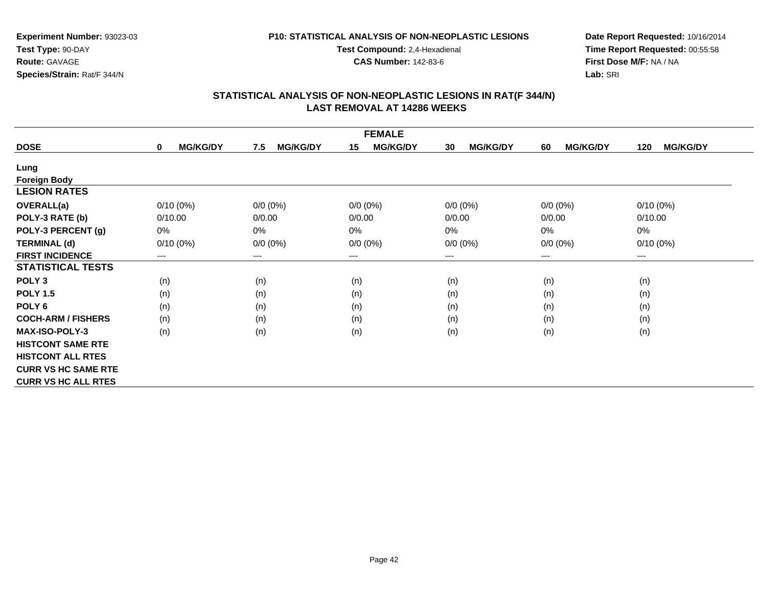**Experiment Number:** 93023-03
**Test Type:** 90-DAY
**Route:** GAVAGE
**Species/Strain:** Rat/F 344/N

**P10: STATISTICAL ANALYSIS OF NON-NEOPLASTIC LESIONS**
**Test Compound:** 2,4-Hexadienal
**CAS Number:** 142-83-6

**Date Report Requested:** 10/16/2014
**Time Report Requested:** 00:55:58
**First Dose M/F:** NA / NA
**Lab:** SRI

## STATISTICAL ANALYSIS OF NON-NEOPLASTIC LESIONS IN RAT(F 344/N)
## LAST REMOVAL AT 14286 WEEKS

| FEMALE | | | | | | |
|---|---|---|---|---|---|---|
| **DOSE** | **0 MG/KG/DY** | **7.5 MG/KG/DY** | **15 MG/KG/DY** | **30 MG/KG/DY** | **60 MG/KG/DY** | **120 MG/KG/DY** |
| **Lung** | | | | | | |
| **Foreign Body** | | | | | | |
| **LESION RATES** | | | | | | |
| **OVERALL(a)** | 0/10 (0%) | 0/0 (0%) | 0/0 (0%) | 0/0 (0%) | 0/0 (0%) | 0/10 (0%) |
| **POLY-3 RATE (b)** | 0/10.00 | 0/0.00 | 0/0.00 | 0/0.00 | 0/0.00 | 0/10.00 |
| **POLY-3 PERCENT (g)** | 0% | 0% | 0% | 0% | 0% | 0% |
| **TERMINAL (d)** | 0/10 (0%) | 0/0 (0%) | 0/0 (0%) | 0/0 (0%) | 0/0 (0%) | 0/10 (0%) |
| **FIRST INCIDENCE** | --- | --- | --- | --- | --- | --- |
| **STATISTICAL TESTS** | | | | | | |
| **POLY 3** | (n) | (n) | (n) | (n) | (n) | (n) |
| **POLY 1.5** | (n) | (n) | (n) | (n) | (n) | (n) |
| **POLY 6** | (n) | (n) | (n) | (n) | (n) | (n) |
| **COCH-ARM / FISHERS** | (n) | (n) | (n) | (n) | (n) | (n) |
| **MAX-ISO-POLY-3** | (n) | (n) | (n) | (n) | (n) | (n) |
| **HISTCONT SAME RTE** | | | | | | |
| **HISTCONT ALL RTES** | | | | | | |
| **CURR VS HC SAME RTE** | | | | | | |
| **CURR VS HC ALL RTES** | | | | | | |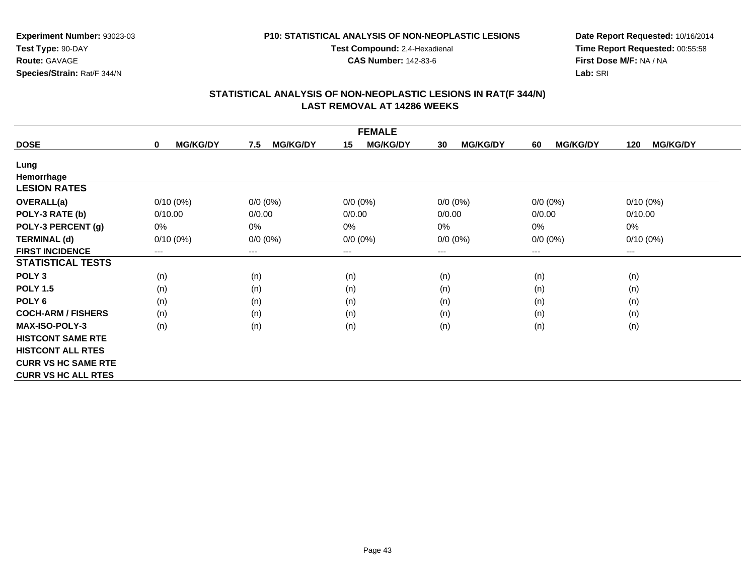**Experiment Number:** 93023-03
**Test Type:** 90-DAY
**Route:** GAVAGE
**Species/Strain:** Rat/F 344/N

**P10: STATISTICAL ANALYSIS OF NON-NEOPLASTIC LESIONS**
**Test Compound:** 2,4-Hexadienal
**CAS Number:** 142-83-6

**Date Report Requested:** 10/16/2014
**Time Report Requested:** 00:55:58
**First Dose M/F:** NA / NA
**Lab:** SRI

## STATISTICAL ANALYSIS OF NON-NEOPLASTIC LESIONS IN RAT(F 344/N)
## LAST REMOVAL AT 14286 WEEKS

| FEMALE | | | | | | |
|---|---|---|---|---|---|---|
| **DOSE** | **0 MG/KG/DY** | **7.5 MG/KG/DY** | **15 MG/KG/DY** | **30 MG/KG/DY** | **60 MG/KG/DY** | **120 MG/KG/DY** |
| **Lung** | | | | | | |
| **Hemorrhage** | | | | | | |
| **LESION RATES** | | | | | | |
| **OVERALL(a)** | 0/10 (0%) | 0/0 (0%) | 0/0 (0%) | 0/0 (0%) | 0/0 (0%) | 0/10 (0%) |
| **POLY-3 RATE (b)** | 0/10.00 | 0/0.00 | 0/0.00 | 0/0.00 | 0/0.00 | 0/10.00 |
| **POLY-3 PERCENT (g)** | 0% | 0% | 0% | 0% | 0% | 0% |
| **TERMINAL (d)** | 0/10 (0%) | 0/0 (0%) | 0/0 (0%) | 0/0 (0%) | 0/0 (0%) | 0/10 (0%) |
| **FIRST INCIDENCE** | --- | --- | --- | --- | --- | --- |
| **STATISTICAL TESTS** | | | | | | |
| **POLY 3** | (n) | (n) | (n) | (n) | (n) | (n) |
| **POLY 1.5** | (n) | (n) | (n) | (n) | (n) | (n) |
| **POLY 6** | (n) | (n) | (n) | (n) | (n) | (n) |
| **COCH-ARM / FISHERS** | (n) | (n) | (n) | (n) | (n) | (n) |
| **MAX-ISO-POLY-3** | (n) | (n) | (n) | (n) | (n) | (n) |
| **HISTCONT SAME RTE** | | | | | | |
| **HISTCONT ALL RTES** | | | | | | |
| **CURR VS HC SAME RTE** | | | | | | |
| **CURR VS HC ALL RTES** | | | | | | |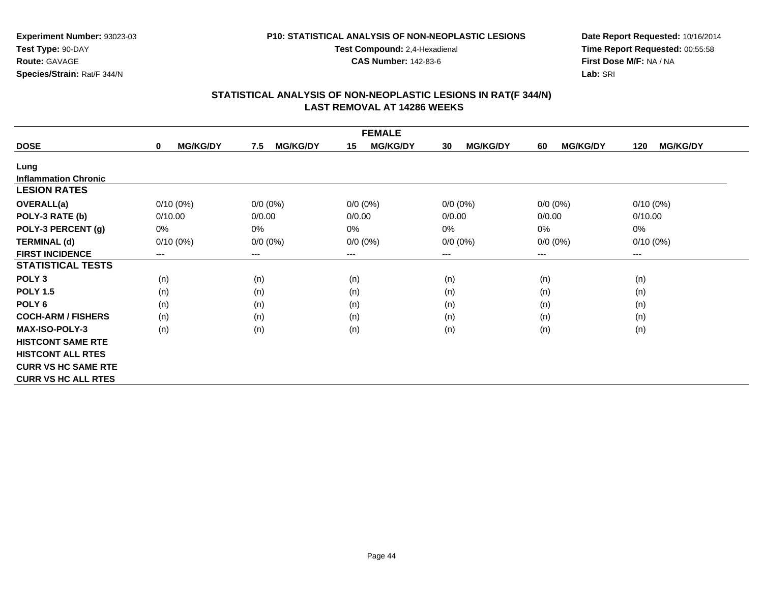**Experiment Number:** 93023-03
**Test Type:** 90-DAY
**Route:** GAVAGE
**Species/Strain:** Rat/F 344/N

**P10: STATISTICAL ANALYSIS OF NON-NEOPLASTIC LESIONS**
**Test Compound:** 2,4-Hexadienal
**CAS Number:** 142-83-6

**Date Report Requested:** 10/16/2014
**Time Report Requested:** 00:55:58
**First Dose M/F:** NA / NA
**Lab:** SRI

## STATISTICAL ANALYSIS OF NON-NEOPLASTIC LESIONS IN RAT(F 344/N)
## LAST REMOVAL AT 14286 WEEKS

| FEMALE | | | | | | |
|---|---|---|---|---|---|---|
| **DOSE** | **0 MG/KG/DY** | **7.5 MG/KG/DY** | **15 MG/KG/DY** | **30 MG/KG/DY** | **60 MG/KG/DY** | **120 MG/KG/DY** |
| **Lung** | | | | | | |
| **Inflammation Chronic** | | | | | | |
| **LESION RATES** | | | | | | |
| **OVERALL(a)** | 0/10 (0%) | 0/0 (0%) | 0/0 (0%) | 0/0 (0%) | 0/0 (0%) | 0/10 (0%) |
| **POLY-3 RATE (b)** | 0/10.00 | 0/0.00 | 0/0.00 | 0/0.00 | 0/0.00 | 0/10.00 |
| **POLY-3 PERCENT (g)** | 0% | 0% | 0% | 0% | 0% | 0% |
| **TERMINAL (d)** | 0/10 (0%) | 0/0 (0%) | 0/0 (0%) | 0/0 (0%) | 0/0 (0%) | 0/10 (0%) |
| **FIRST INCIDENCE** | --- | --- | --- | --- | --- | --- |
| **STATISTICAL TESTS** | | | | | | |
| **POLY 3** | (n) | (n) | (n) | (n) | (n) | (n) |
| **POLY 1.5** | (n) | (n) | (n) | (n) | (n) | (n) |
| **POLY 6** | (n) | (n) | (n) | (n) | (n) | (n) |
| **COCH-ARM / FISHERS** | (n) | (n) | (n) | (n) | (n) | (n) |
| **MAX-ISO-POLY-3** | (n) | (n) | (n) | (n) | (n) | (n) |
| **HISTCONT SAME RTE** | | | | | | |
| **HISTCONT ALL RTES** | | | | | | |
| **CURR VS HC SAME RTE** | | | | | | |
| **CURR VS HC ALL RTES** | | | | | | |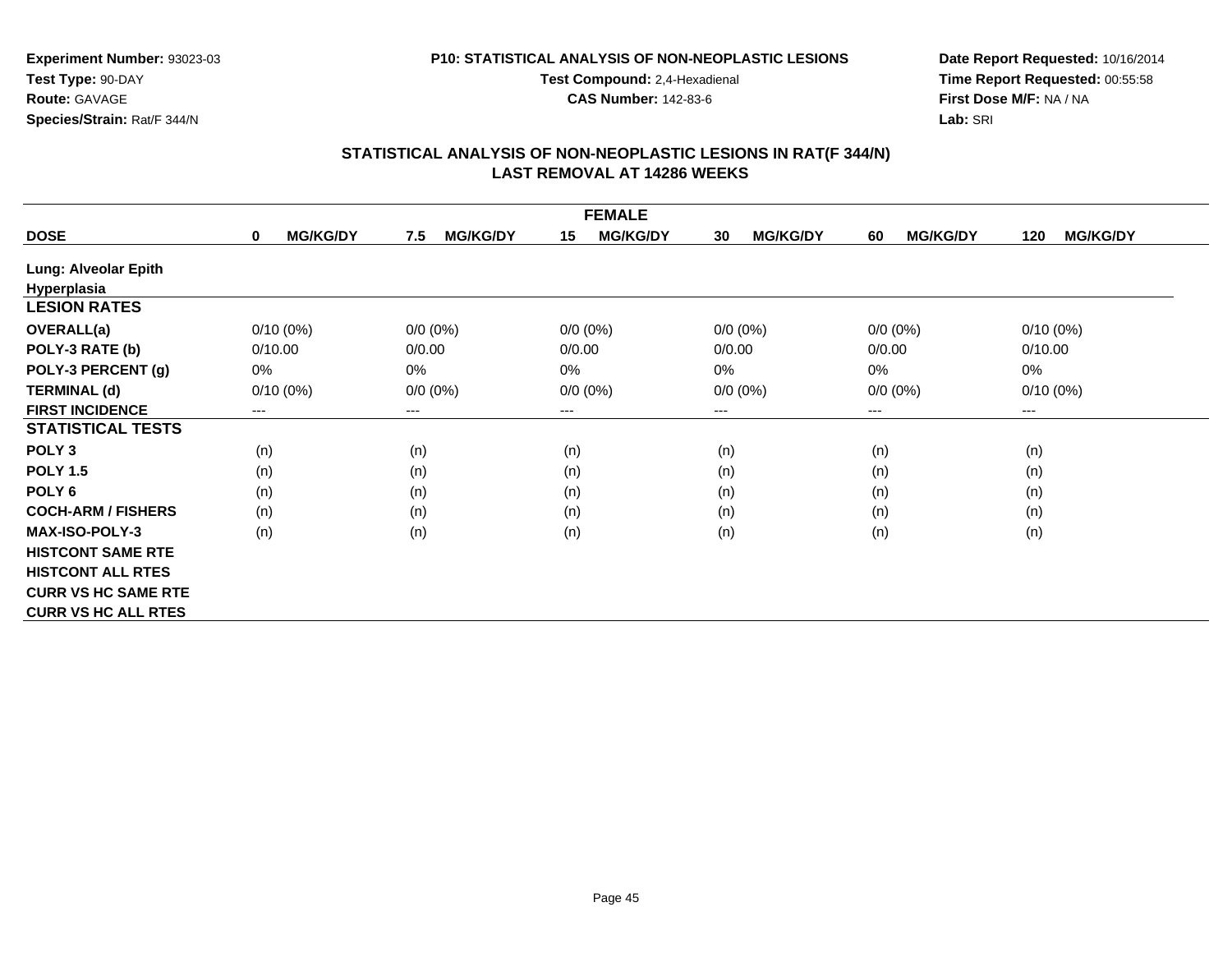**Experiment Number:** 93023-03
**Test Type:** 90-DAY
**Route:** GAVAGE
**Species/Strain:** Rat/F 344/N

**P10: STATISTICAL ANALYSIS OF NON-NEOPLASTIC LESIONS**
**Test Compound:** 2,4-Hexadienal
**CAS Number:** 142-83-6

**Date Report Requested:** 10/16/2014
**Time Report Requested:** 00:55:58
**First Dose M/F:** NA / NA
**Lab:** SRI

## STATISTICAL ANALYSIS OF NON-NEOPLASTIC LESIONS IN RAT(F 344/N)
## LAST REMOVAL AT 14286 WEEKS

| FEMALE | | | | | | |
|---|---|---|---|---|---|---|
| **DOSE** | **0 MG/KG/DY** | **7.5 MG/KG/DY** | **15 MG/KG/DY** | **30 MG/KG/DY** | **60 MG/KG/DY** | **120 MG/KG/DY** |
| **Lung: Alveolar Epith Hyperplasia** | | | | | | |
| **LESION RATES** | | | | | | |
| **OVERALL(a)** | 0/10 (0%) | 0/0 (0%) | 0/0 (0%) | 0/0 (0%) | 0/0 (0%) | 0/10 (0%) |
| **POLY-3 RATE (b)** | 0/10.00 | 0/0.00 | 0/0.00 | 0/0.00 | 0/0.00 | 0/10.00 |
| **POLY-3 PERCENT (g)** | 0% | 0% | 0% | 0% | 0% | 0% |
| **TERMINAL (d)** | 0/10 (0%) | 0/0 (0%) | 0/0 (0%) | 0/0 (0%) | 0/0 (0%) | 0/10 (0%) |
| **FIRST INCIDENCE** | --- | --- | --- | --- | --- | --- |
| **STATISTICAL TESTS** | | | | | | |
| **POLY 3** | (n) | (n) | (n) | (n) | (n) | (n) |
| **POLY 1.5** | (n) | (n) | (n) | (n) | (n) | (n) |
| **POLY 6** | (n) | (n) | (n) | (n) | (n) | (n) |
| **COCH-ARM / FISHERS** | (n) | (n) | (n) | (n) | (n) | (n) |
| **MAX-ISO-POLY-3** | (n) | (n) | (n) | (n) | (n) | (n) |
| **HISTCONT SAME RTE** | | | | | | |
| **HISTCONT ALL RTES** | | | | | | |
| **CURR VS HC SAME RTE** | | | | | | |
| **CURR VS HC ALL RTES** | | | | | | |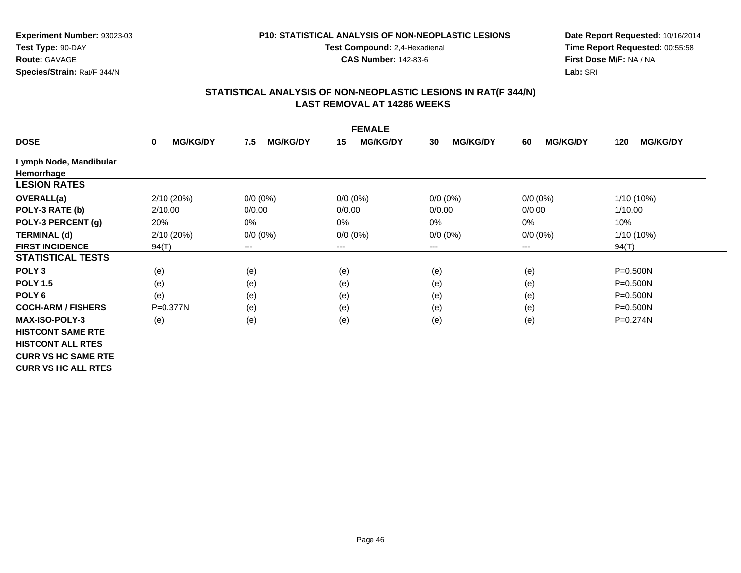**Experiment Number:** 93023-03
**Test Type:** 90-DAY
**Route:** GAVAGE
**Species/Strain:** Rat/F 344/N

**P10: STATISTICAL ANALYSIS OF NON-NEOPLASTIC LESIONS**
**Test Compound:** 2,4-Hexadienal
**CAS Number:** 142-83-6

**Date Report Requested:** 10/16/2014
**Time Report Requested:** 00:55:58
**First Dose M/F:** NA / NA
**Lab:** SRI

## STATISTICAL ANALYSIS OF NON-NEOPLASTIC LESIONS IN RAT(F 344/N)
## LAST REMOVAL AT 14286 WEEKS

| FEMALE | | | | | | |
|---|---|---|---|---|---|---|
| **DOSE** | **0 MG/KG/DY** | **7.5 MG/KG/DY** | **15 MG/KG/DY** | **30 MG/KG/DY** | **60 MG/KG/DY** | **120 MG/KG/DY** |
| **Lymph Node, Mandibular** | | | | | | |
| **Hemorrhage** | | | | | | |
| **LESION RATES** | | | | | | |
| **OVERALL(a)** | 2/10 (20%) | 0/0 (0%) | 0/0 (0%) | 0/0 (0%) | 0/0 (0%) | 1/10 (10%) |
| **POLY-3 RATE (b)** | 2/10.00 | 0/0.00 | 0/0.00 | 0/0.00 | 0/0.00 | 1/10.00 |
| **POLY-3 PERCENT (g)** | 20% | 0% | 0% | 0% | 0% | 10% |
| **TERMINAL (d)** | 2/10 (20%) | 0/0 (0%) | 0/0 (0%) | 0/0 (0%) | 0/0 (0%) | 1/10 (10%) |
| **FIRST INCIDENCE** | 94(T) | --- | --- | --- | --- | 94(T) |
| **STATISTICAL TESTS** | | | | | | |
| **POLY 3** | (e) | (e) | (e) | (e) | (e) | P=0.500N |
| **POLY 1.5** | (e) | (e) | (e) | (e) | (e) | P=0.500N |
| **POLY 6** | (e) | (e) | (e) | (e) | (e) | P=0.500N |
| **COCH-ARM / FISHERS** | P=0.377N | (e) | (e) | (e) | (e) | P=0.500N |
| **MAX-ISO-POLY-3** | (e) | (e) | (e) | (e) | (e) | P=0.274N |
| **HISTCONT SAME RTE** | | | | | | |
| **HISTCONT ALL RTES** | | | | | | |
| **CURR VS HC SAME RTE** | | | | | | |
| **CURR VS HC ALL RTES** | | | | | | |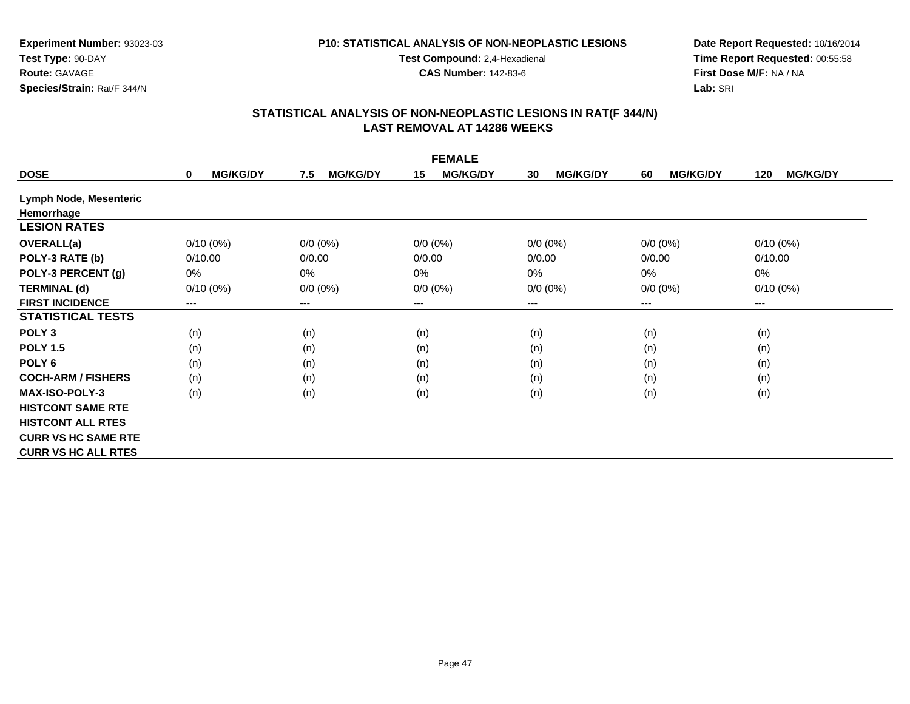**Experiment Number:** 93023-03
**Test Type:** 90-DAY
**Route:** GAVAGE
**Species/Strain:** Rat/F 344/N

**P10: STATISTICAL ANALYSIS OF NON-NEOPLASTIC LESIONS**
**Test Compound:** 2,4-Hexadienal
**CAS Number:** 142-83-6

**Date Report Requested:** 10/16/2014
**Time Report Requested:** 00:55:58
**First Dose M/F:** NA / NA
**Lab:** SRI

## STATISTICAL ANALYSIS OF NON-NEOPLASTIC LESIONS IN RAT(F 344/N)
## LAST REMOVAL AT 14286 WEEKS

| | FEMALE | | | | | |
|---|---|---|---|---|---|---|
| **DOSE** | **0 MG/KG/DY** | **7.5 MG/KG/DY** | **15 MG/KG/DY** | **30 MG/KG/DY** | **60 MG/KG/DY** | **120 MG/KG/DY** |
| **Lymph Node, Mesenteric** | | | | | | |
| **Hemorrhage** | | | | | | |
| **LESION RATES** | | | | | | |
| **OVERALL(a)** | 0/10 (0%) | 0/0 (0%) | 0/0 (0%) | 0/0 (0%) | 0/0 (0%) | 0/10 (0%) |
| **POLY-3 RATE (b)** | 0/10.00 | 0/0.00 | 0/0.00 | 0/0.00 | 0/0.00 | 0/10.00 |
| **POLY-3 PERCENT (g)** | 0% | 0% | 0% | 0% | 0% | 0% |
| **TERMINAL (d)** | 0/10 (0%) | 0/0 (0%) | 0/0 (0%) | 0/0 (0%) | 0/0 (0%) | 0/10 (0%) |
| **FIRST INCIDENCE** | --- | --- | --- | --- | --- | --- |
| **STATISTICAL TESTS** | | | | | | |
| **POLY 3** | (n) | (n) | (n) | (n) | (n) | (n) |
| **POLY 1.5** | (n) | (n) | (n) | (n) | (n) | (n) |
| **POLY 6** | (n) | (n) | (n) | (n) | (n) | (n) |
| **COCH-ARM / FISHERS** | (n) | (n) | (n) | (n) | (n) | (n) |
| **MAX-ISO-POLY-3** | (n) | (n) | (n) | (n) | (n) | (n) |
| **HISTCONT SAME RTE** | | | | | | |
| **HISTCONT ALL RTES** | | | | | | |
| **CURR VS HC SAME RTE** | | | | | | |
| **CURR VS HC ALL RTES** | | | | | | |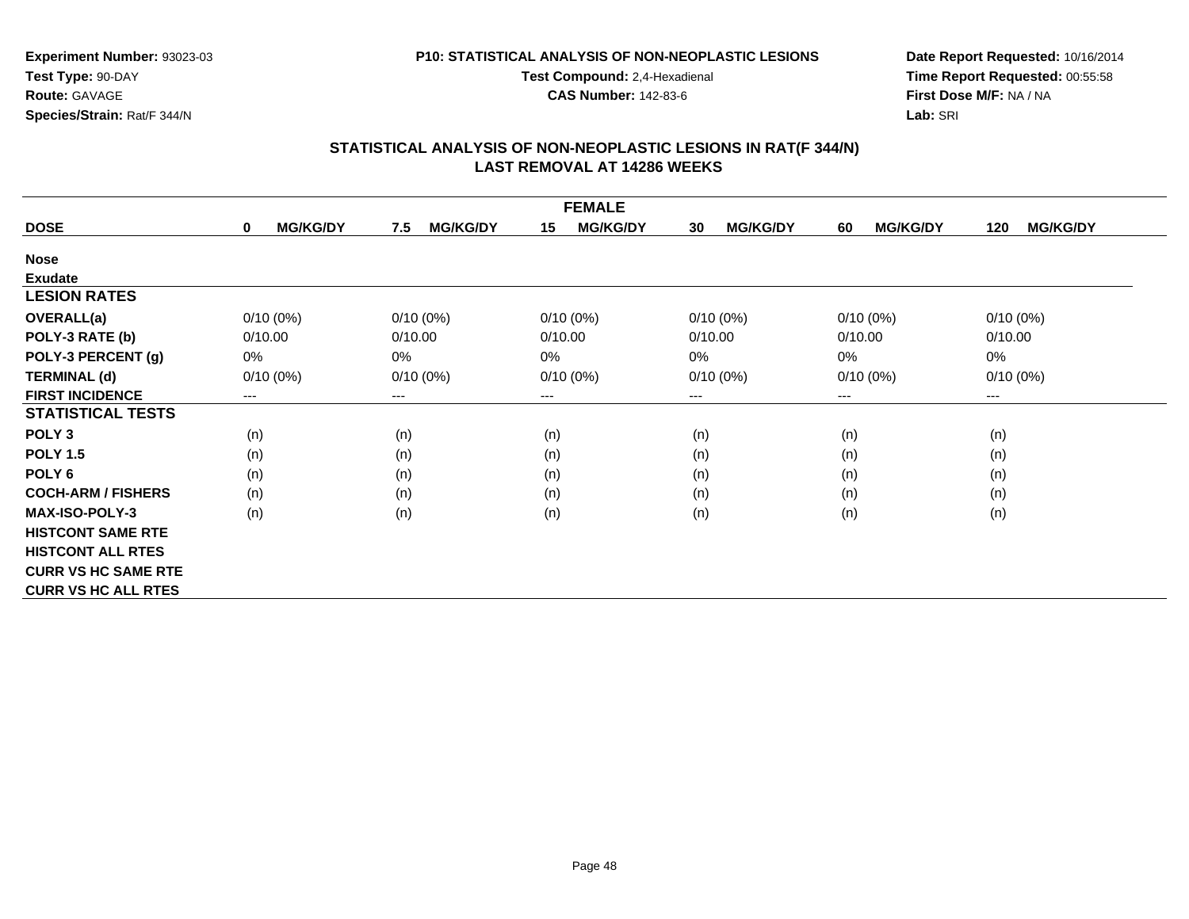**Experiment Number:** 93023-03
**Test Type:** 90-DAY
**Route:** GAVAGE
**Species/Strain:** Rat/F 344/N

**P10: STATISTICAL ANALYSIS OF NON-NEOPLASTIC LESIONS**
**Test Compound:** 2,4-Hexadienal
**CAS Number:** 142-83-6

**Date Report Requested:** 10/16/2014
**Time Report Requested:** 00:55:58
**First Dose M/F:** NA / NA
**Lab:** SRI

## STATISTICAL ANALYSIS OF NON-NEOPLASTIC LESIONS IN RAT(F 344/N)
## LAST REMOVAL AT 14286 WEEKS

| FEMALE | | | | | | |
|---|---|---|---|---|---|---|
| **DOSE** | **0 MG/KG/DY** | **7.5 MG/KG/DY** | **15 MG/KG/DY** | **30 MG/KG/DY** | **60 MG/KG/DY** | **120 MG/KG/DY** |
| **Nose** | | | | | | |
| **Exudate** | | | | | | |
| **LESION RATES** | | | | | | |
| **OVERALL(a)** | 0/10 (0%) | 0/10 (0%) | 0/10 (0%) | 0/10 (0%) | 0/10 (0%) | 0/10 (0%) |
| **POLY-3 RATE (b)** | 0/10.00 | 0/10.00 | 0/10.00 | 0/10.00 | 0/10.00 | 0/10.00 |
| **POLY-3 PERCENT (g)** | 0% | 0% | 0% | 0% | 0% | 0% |
| **TERMINAL (d)** | 0/10 (0%) | 0/10 (0%) | 0/10 (0%) | 0/10 (0%) | 0/10 (0%) | 0/10 (0%) |
| **FIRST INCIDENCE** | --- | --- | --- | --- | --- | --- |
| **STATISTICAL TESTS** | | | | | | |
| **POLY 3** | (n) | (n) | (n) | (n) | (n) | (n) |
| **POLY 1.5** | (n) | (n) | (n) | (n) | (n) | (n) |
| **POLY 6** | (n) | (n) | (n) | (n) | (n) | (n) |
| **COCH-ARM / FISHERS** | (n) | (n) | (n) | (n) | (n) | (n) |
| **MAX-ISO-POLY-3** | (n) | (n) | (n) | (n) | (n) | (n) |
| **HISTCONT SAME RTE** | | | | | | |
| **HISTCONT ALL RTES** | | | | | | |
| **CURR VS HC SAME RTE** | | | | | | |
| **CURR VS HC ALL RTES** | | | | | | |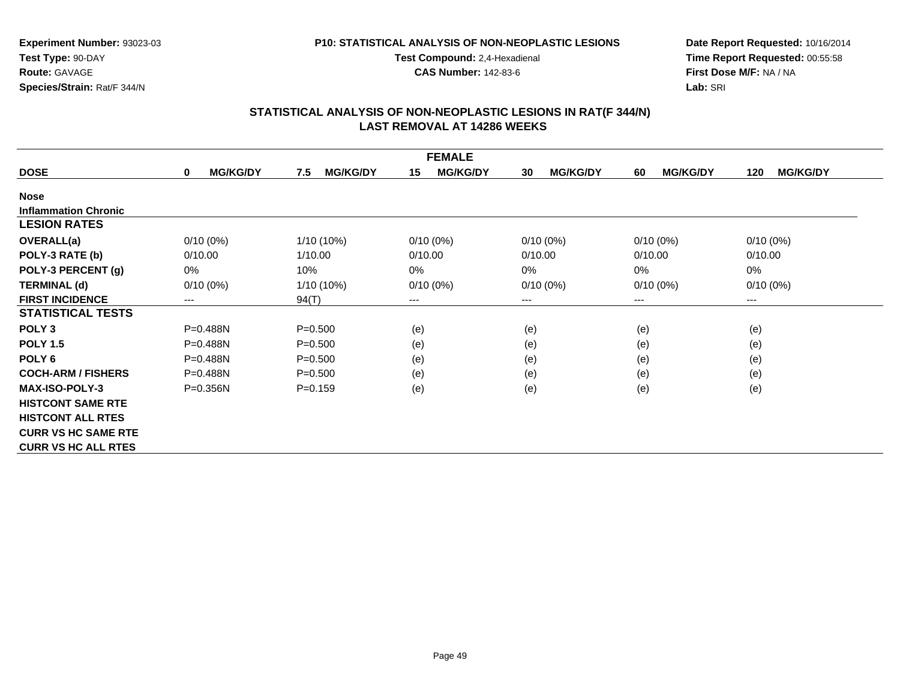**Experiment Number:** 93023-03
**Test Type:** 90-DAY
**Route:** GAVAGE
**Species/Strain:** Rat/F 344/N

**P10: STATISTICAL ANALYSIS OF NON-NEOPLASTIC LESIONS**
**Test Compound:** 2,4-Hexadienal
**CAS Number:** 142-83-6

**Date Report Requested:** 10/16/2014
**Time Report Requested:** 00:55:58
**First Dose M/F:** NA / NA
**Lab:** SRI

## STATISTICAL ANALYSIS OF NON-NEOPLASTIC LESIONS IN RAT(F 344/N)
## LAST REMOVAL AT 14286 WEEKS

| FEMALE | | | | | | |
|---|---|---|---|---|---|---|
| **DOSE** | **0 MG/KG/DY** | **7.5 MG/KG/DY** | **15 MG/KG/DY** | **30 MG/KG/DY** | **60 MG/KG/DY** | **120 MG/KG/DY** |
| **Nose** | | | | | | |
| **Inflammation Chronic** | | | | | | |
| **LESION RATES** | | | | | | |
| **OVERALL(a)** | 0/10 (0%) | 1/10 (10%) | 0/10 (0%) | 0/10 (0%) | 0/10 (0%) | 0/10 (0%) |
| **POLY-3 RATE (b)** | 0/10.00 | 1/10.00 | 0/10.00 | 0/10.00 | 0/10.00 | 0/10.00 |
| **POLY-3 PERCENT (g)** | 0% | 10% | 0% | 0% | 0% | 0% |
| **TERMINAL (d)** | 0/10 (0%) | 1/10 (10%) | 0/10 (0%) | 0/10 (0%) | 0/10 (0%) | 0/10 (0%) |
| **FIRST INCIDENCE** | --- | 94(T) | --- | --- | --- | --- |
| **STATISTICAL TESTS** | | | | | | |
| **POLY 3** | P=0.488N | P=0.500 | (e) | (e) | (e) | (e) |
| **POLY 1.5** | P=0.488N | P=0.500 | (e) | (e) | (e) | (e) |
| **POLY 6** | P=0.488N | P=0.500 | (e) | (e) | (e) | (e) |
| **COCH-ARM / FISHERS** | P=0.488N | P=0.500 | (e) | (e) | (e) | (e) |
| **MAX-ISO-POLY-3** | P=0.356N | P=0.159 | (e) | (e) | (e) | (e) |
| **HISTCONT SAME RTE** | | | | | | |
| **HISTCONT ALL RTES** | | | | | | |
| **CURR VS HC SAME RTE** | | | | | | |
| **CURR VS HC ALL RTES** | | | | | | |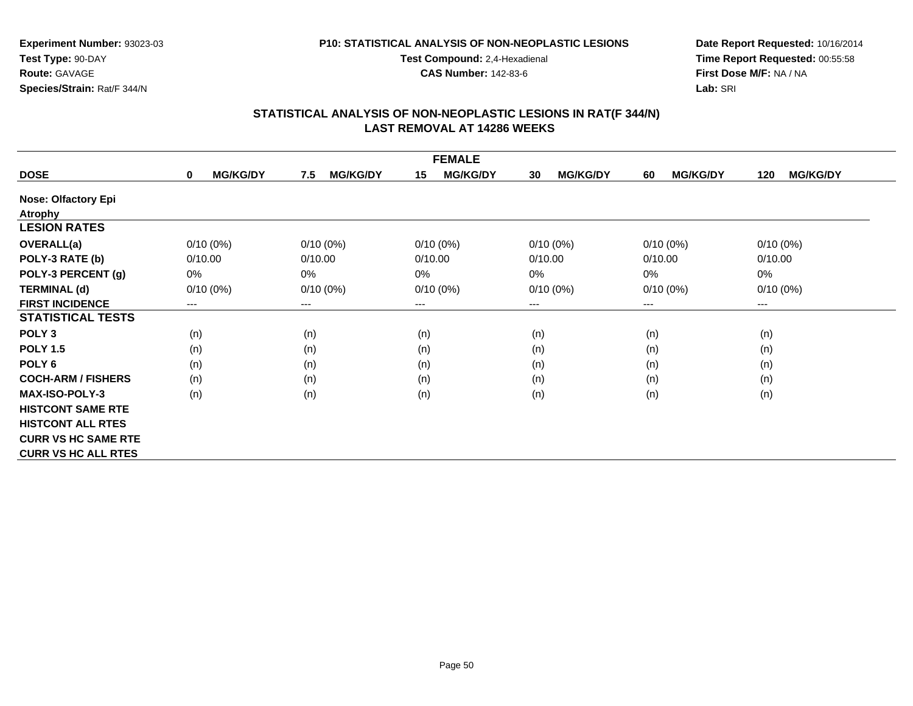**Experiment Number:** 93023-03
**Test Type:** 90-DAY
**Route:** GAVAGE
**Species/Strain:** Rat/F 344/N

**P10: STATISTICAL ANALYSIS OF NON-NEOPLASTIC LESIONS**
**Test Compound:** 2,4-Hexadienal
**CAS Number:** 142-83-6

**Date Report Requested:** 10/16/2014
**Time Report Requested:** 00:55:58
**First Dose M/F:** NA / NA
**Lab:** SRI

## STATISTICAL ANALYSIS OF NON-NEOPLASTIC LESIONS IN RAT(F 344/N)
## LAST REMOVAL AT 14286 WEEKS

| | FEMALE | | | | | |
|---|---|---|---|---|---|---|
| **DOSE** | **0 MG/KG/DY** | **7.5 MG/KG/DY** | **15 MG/KG/DY** | **30 MG/KG/DY** | **60 MG/KG/DY** | **120 MG/KG/DY** |
| **Nose: Olfactory Epi** | | | | | | |
| **Atrophy** | | | | | | |
| **LESION RATES** | | | | | | |
| **OVERALL(a)** | 0/10 (0%) | 0/10 (0%) | 0/10 (0%) | 0/10 (0%) | 0/10 (0%) | 0/10 (0%) |
| **POLY-3 RATE (b)** | 0/10.00 | 0/10.00 | 0/10.00 | 0/10.00 | 0/10.00 | 0/10.00 |
| **POLY-3 PERCENT (g)** | 0% | 0% | 0% | 0% | 0% | 0% |
| **TERMINAL (d)** | 0/10 (0%) | 0/10 (0%) | 0/10 (0%) | 0/10 (0%) | 0/10 (0%) | 0/10 (0%) |
| **FIRST INCIDENCE** | --- | --- | --- | --- | --- | --- |
| **STATISTICAL TESTS** | | | | | | |
| **POLY 3** | (n) | (n) | (n) | (n) | (n) | (n) |
| **POLY 1.5** | (n) | (n) | (n) | (n) | (n) | (n) |
| **POLY 6** | (n) | (n) | (n) | (n) | (n) | (n) |
| **COCH-ARM / FISHERS** | (n) | (n) | (n) | (n) | (n) | (n) |
| **MAX-ISO-POLY-3** | (n) | (n) | (n) | (n) | (n) | (n) |
| **HISTCONT SAME RTE** | | | | | | |
| **HISTCONT ALL RTES** | | | | | | |
| **CURR VS HC SAME RTE** | | | | | | |
| **CURR VS HC ALL RTES** | | | | | | |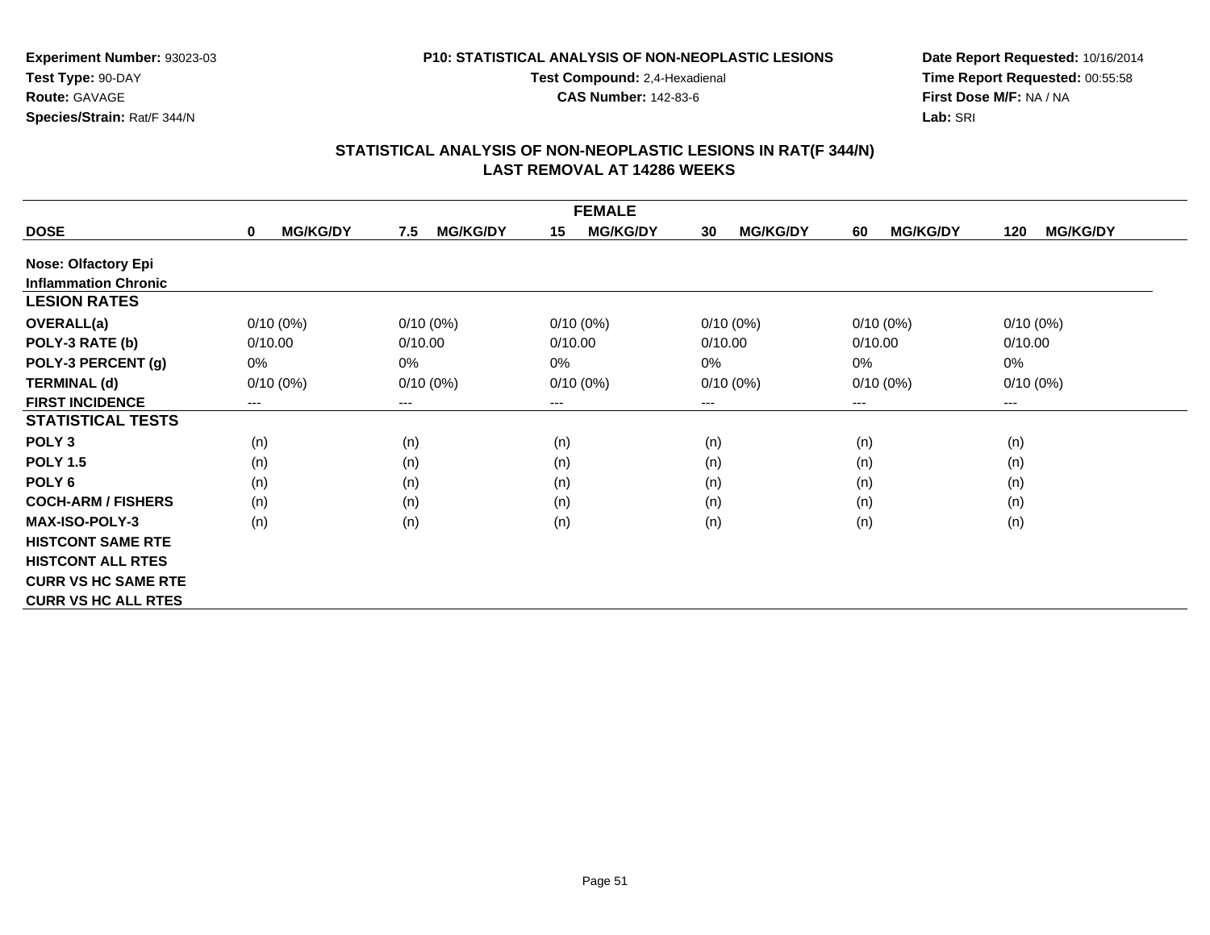**Experiment Number:** 93023-03
**Test Type:** 90-DAY
**Route:** GAVAGE
**Species/Strain:** Rat/F 344/N

**P10: STATISTICAL ANALYSIS OF NON-NEOPLASTIC LESIONS**
**Test Compound:** 2,4-Hexadienal
**CAS Number:** 142-83-6

**Date Report Requested:** 10/16/2014
**Time Report Requested:** 00:55:58
**First Dose M/F:** NA / NA
**Lab:** SRI

## STATISTICAL ANALYSIS OF NON-NEOPLASTIC LESIONS IN RAT(F 344/N)
## LAST REMOVAL AT 14286 WEEKS

| | FEMALE | | | | | |
|---|---|---|---|---|---|---|
| **DOSE** | **0 MG/KG/DY** | **7.5 MG/KG/DY** | **15 MG/KG/DY** | **30 MG/KG/DY** | **60 MG/KG/DY** | **120 MG/KG/DY** |
| **Nose: Olfactory Epi** | | | | | | |
| **Inflammation Chronic** | | | | | | |
| **LESION RATES** | | | | | | |
| **OVERALL(a)** | 0/10 (0%) | 0/10 (0%) | 0/10 (0%) | 0/10 (0%) | 0/10 (0%) | 0/10 (0%) |
| **POLY-3 RATE (b)** | 0/10.00 | 0/10.00 | 0/10.00 | 0/10.00 | 0/10.00 | 0/10.00 |
| **POLY-3 PERCENT (g)** | 0% | 0% | 0% | 0% | 0% | 0% |
| **TERMINAL (d)** | 0/10 (0%) | 0/10 (0%) | 0/10 (0%) | 0/10 (0%) | 0/10 (0%) | 0/10 (0%) |
| **FIRST INCIDENCE** | --- | --- | --- | --- | --- | --- |
| **STATISTICAL TESTS** | | | | | | |
| **POLY 3** | (n) | (n) | (n) | (n) | (n) | (n) |
| **POLY 1.5** | (n) | (n) | (n) | (n) | (n) | (n) |
| **POLY 6** | (n) | (n) | (n) | (n) | (n) | (n) |
| **COCH-ARM / FISHERS** | (n) | (n) | (n) | (n) | (n) | (n) |
| **MAX-ISO-POLY-3** | (n) | (n) | (n) | (n) | (n) | (n) |
| **HISTCONT SAME RTE** | | | | | | |
| **HISTCONT ALL RTES** | | | | | | |
| **CURR VS HC SAME RTE** | | | | | | |
| **CURR VS HC ALL RTES** | | | | | | |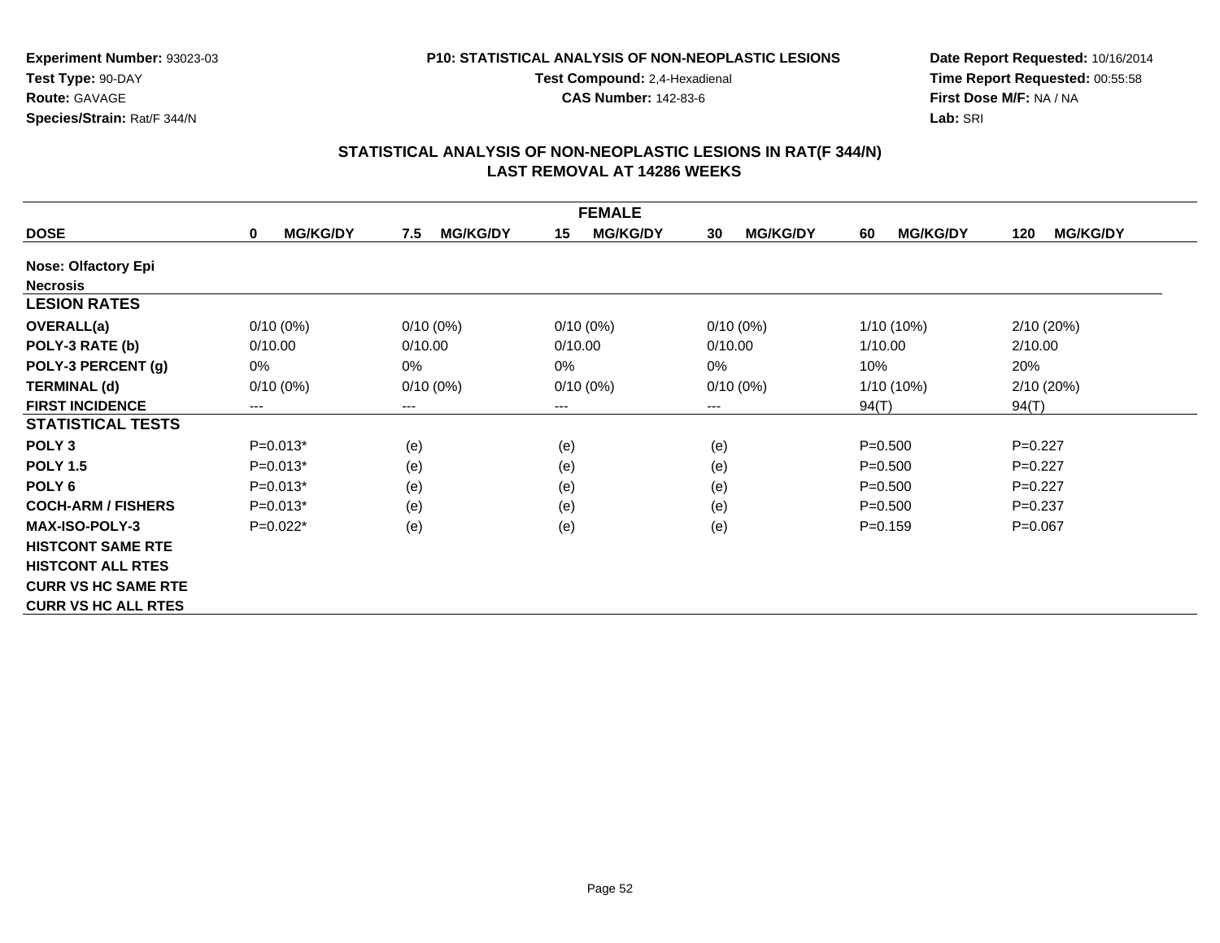**Experiment Number:** 93023-03
**Test Type:** 90-DAY
**Route:** GAVAGE
**Species/Strain:** Rat/F 344/N

**P10: STATISTICAL ANALYSIS OF NON-NEOPLASTIC LESIONS**
**Test Compound:** 2,4-Hexadienal
**CAS Number:** 142-83-6

**Date Report Requested:** 10/16/2014
**Time Report Requested:** 00:55:58
**First Dose M/F:** NA / NA
**Lab:** SRI

## STATISTICAL ANALYSIS OF NON-NEOPLASTIC LESIONS IN RAT(F 344/N)
## LAST REMOVAL AT 14286 WEEKS

| FEMALE | | | | | | |
|---|---|---|---|---|---|---|
| **DOSE** | **0 MG/KG/DY** | **7.5 MG/KG/DY** | **15 MG/KG/DY** | **30 MG/KG/DY** | **60 MG/KG/DY** | **120 MG/KG/DY** |
| **Nose: Olfactory Epi** | | | | | | |
| **Necrosis** | | | | | | |
| **LESION RATES** | | | | | | |
| **OVERALL(a)** | 0/10 (0%) | 0/10 (0%) | 0/10 (0%) | 0/10 (0%) | 1/10 (10%) | 2/10 (20%) |
| **POLY-3 RATE (b)** | 0/10.00 | 0/10.00 | 0/10.00 | 0/10.00 | 1/10.00 | 2/10.00 |
| **POLY-3 PERCENT (g)** | 0% | 0% | 0% | 0% | 10% | 20% |
| **TERMINAL (d)** | 0/10 (0%) | 0/10 (0%) | 0/10 (0%) | 0/10 (0%) | 1/10 (10%) | 2/10 (20%) |
| **FIRST INCIDENCE** | --- | --- | --- | --- | 94(T) | 94(T) |
| **STATISTICAL TESTS** | | | | | | |
| **POLY 3** | P=0.013* | (e) | (e) | (e) | P=0.500 | P=0.227 |
| **POLY 1.5** | P=0.013* | (e) | (e) | (e) | P=0.500 | P=0.227 |
| **POLY 6** | P=0.013* | (e) | (e) | (e) | P=0.500 | P=0.227 |
| **COCH-ARM / FISHERS** | P=0.013* | (e) | (e) | (e) | P=0.500 | P=0.237 |
| **MAX-ISO-POLY-3** | P=0.022* | (e) | (e) | (e) | P=0.159 | P=0.067 |
| **HISTCONT SAME RTE** | | | | | | |
| **HISTCONT ALL RTES** | | | | | | |
| **CURR VS HC SAME RTE** | | | | | | |
| **CURR VS HC ALL RTES** | | | | | | |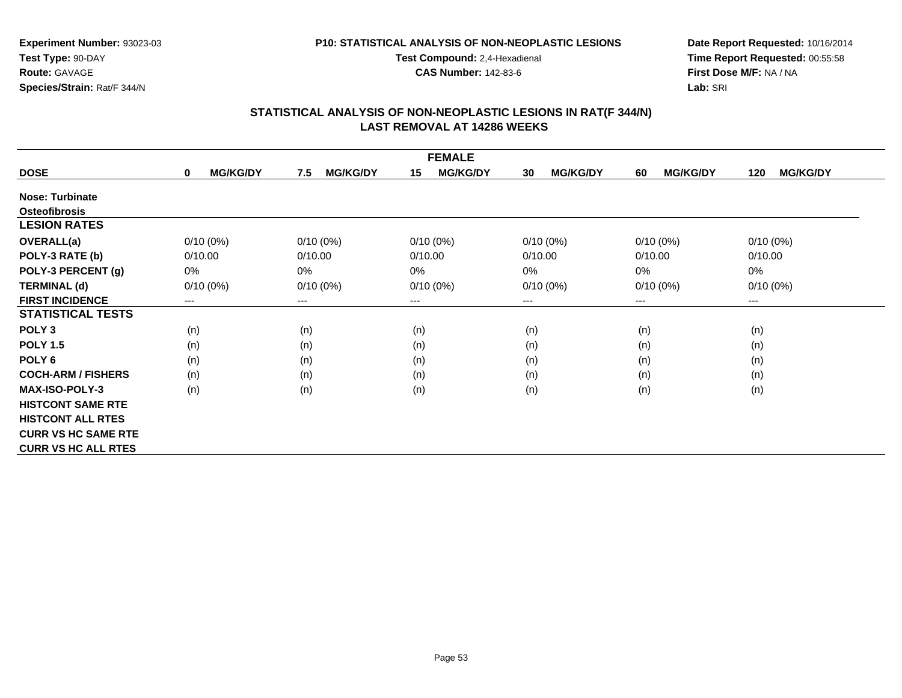**Experiment Number:** 93023-03
**Test Type:** 90-DAY
**Route:** GAVAGE
**Species/Strain:** Rat/F 344/N

**P10: STATISTICAL ANALYSIS OF NON-NEOPLASTIC LESIONS**
**Test Compound:** 2,4-Hexadienal
**CAS Number:** 142-83-6

**Date Report Requested:** 10/16/2014
**Time Report Requested:** 00:55:58
**First Dose M/F:** NA / NA
**Lab:** SRI

## STATISTICAL ANALYSIS OF NON-NEOPLASTIC LESIONS IN RAT(F 344/N)
## LAST REMOVAL AT 14286 WEEKS

| FEMALE | | | | | | |
|---|---|---|---|---|---|---|
| **DOSE** | **0 MG/KG/DY** | **7.5 MG/KG/DY** | **15 MG/KG/DY** | **30 MG/KG/DY** | **60 MG/KG/DY** | **120 MG/KG/DY** |
| **Nose: Turbinate** | | | | | | |
| **Osteofibrosis** | | | | | | |
| **LESION RATES** | | | | | | |
| **OVERALL(a)** | 0/10 (0%) | 0/10 (0%) | 0/10 (0%) | 0/10 (0%) | 0/10 (0%) | 0/10 (0%) |
| **POLY-3 RATE (b)** | 0/10.00 | 0/10.00 | 0/10.00 | 0/10.00 | 0/10.00 | 0/10.00 |
| **POLY-3 PERCENT (g)** | 0% | 0% | 0% | 0% | 0% | 0% |
| **TERMINAL (d)** | 0/10 (0%) | 0/10 (0%) | 0/10 (0%) | 0/10 (0%) | 0/10 (0%) | 0/10 (0%) |
| **FIRST INCIDENCE** | --- | --- | --- | --- | --- | --- |
| **STATISTICAL TESTS** | | | | | | |
| **POLY 3** | (n) | (n) | (n) | (n) | (n) | (n) |
| **POLY 1.5** | (n) | (n) | (n) | (n) | (n) | (n) |
| **POLY 6** | (n) | (n) | (n) | (n) | (n) | (n) |
| **COCH-ARM / FISHERS** | (n) | (n) | (n) | (n) | (n) | (n) |
| **MAX-ISO-POLY-3** | (n) | (n) | (n) | (n) | (n) | (n) |
| **HISTCONT SAME RTE** | | | | | | |
| **HISTCONT ALL RTES** | | | | | | |
| **CURR VS HC SAME RTE** | | | | | | |
| **CURR VS HC ALL RTES** | | | | | | |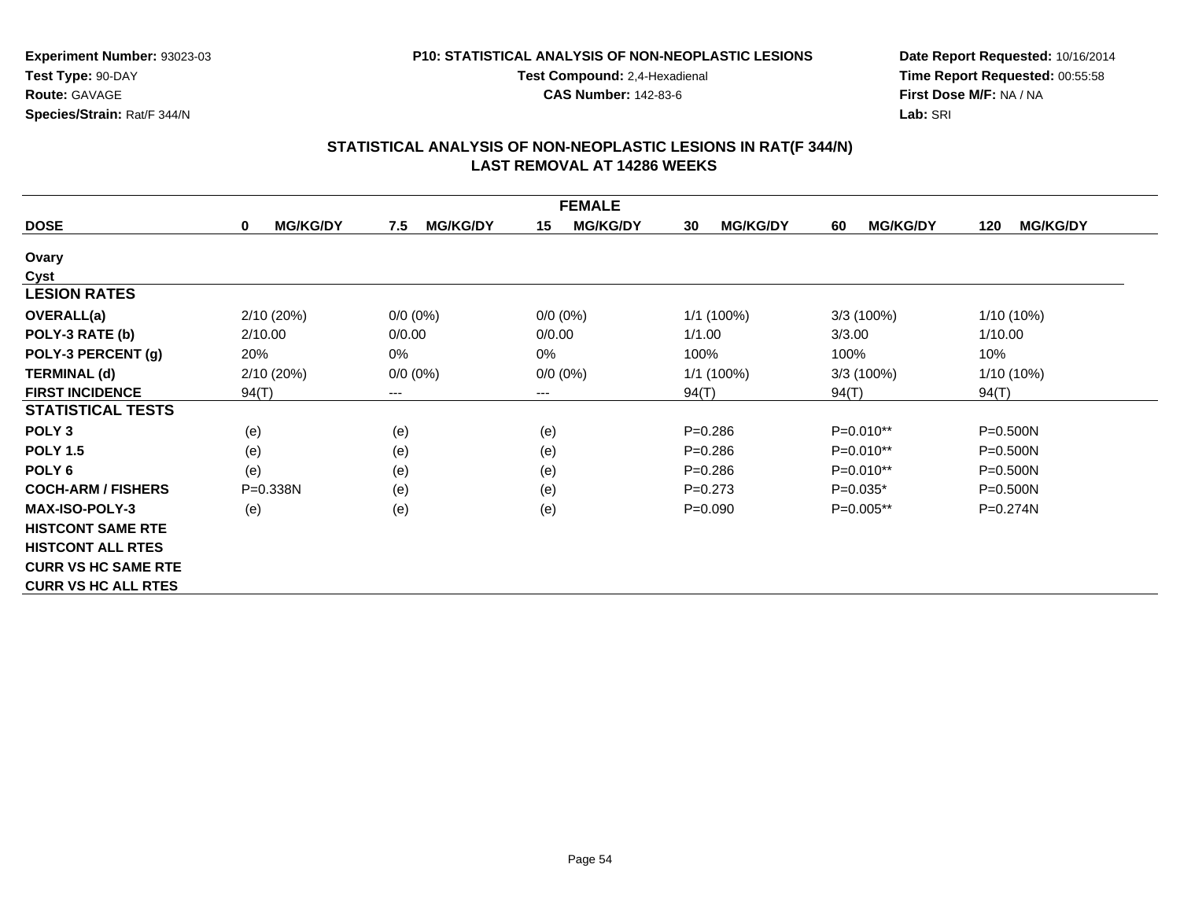**Experiment Number:** 93023-03
**Test Type:** 90-DAY
**Route:** GAVAGE
**Species/Strain:** Rat/F 344/N

**P10: STATISTICAL ANALYSIS OF NON-NEOPLASTIC LESIONS**
**Test Compound:** 2,4-Hexadienal
**CAS Number:** 142-83-6

**Date Report Requested:** 10/16/2014
**Time Report Requested:** 00:55:58
**First Dose M/F:** NA / NA
**Lab:** SRI

## STATISTICAL ANALYSIS OF NON-NEOPLASTIC LESIONS IN RAT(F 344/N)
## LAST REMOVAL AT 14286 WEEKS

| | FEMALE | | | | | |
|---|---|---|---|---|---|---|
| **DOSE** | **0 MG/KG/DY** | **7.5 MG/KG/DY** | **15 MG/KG/DY** | **30 MG/KG/DY** | **60 MG/KG/DY** | **120 MG/KG/DY** |
| **Ovary** | | | | | | |
| **Cyst** | | | | | | |
| **LESION RATES** | | | | | | |
| **OVERALL(a)** | 2/10 (20%) | 0/0 (0%) | 0/0 (0%) | 1/1 (100%) | 3/3 (100%) | 1/10 (10%) |
| **POLY-3 RATE (b)** | 2/10.00 | 0/0.00 | 0/0.00 | 1/1.00 | 3/3.00 | 1/10.00 |
| **POLY-3 PERCENT (g)** | 20% | 0% | 0% | 100% | 100% | 10% |
| **TERMINAL (d)** | 2/10 (20%) | 0/0 (0%) | 0/0 (0%) | 1/1 (100%) | 3/3 (100%) | 1/10 (10%) |
| **FIRST INCIDENCE** | 94(T) | --- | --- | 94(T) | 94(T) | 94(T) |
| **STATISTICAL TESTS** | | | | | | |
| **POLY 3** | (e) | (e) | (e) | P=0.286 | P=0.010** | P=0.500N |
| **POLY 1.5** | (e) | (e) | (e) | P=0.286 | P=0.010** | P=0.500N |
| **POLY 6** | (e) | (e) | (e) | P=0.286 | P=0.010** | P=0.500N |
| **COCH-ARM / FISHERS** | P=0.338N | (e) | (e) | P=0.273 | P=0.035* | P=0.500N |
| **MAX-ISO-POLY-3** | (e) | (e) | (e) | P=0.090 | P=0.005** | P=0.274N |
| **HISTCONT SAME RTE** | | | | | | |
| **HISTCONT ALL RTES** | | | | | | |
| **CURR VS HC SAME RTE** | | | | | | |
| **CURR VS HC ALL RTES** | | | | | | |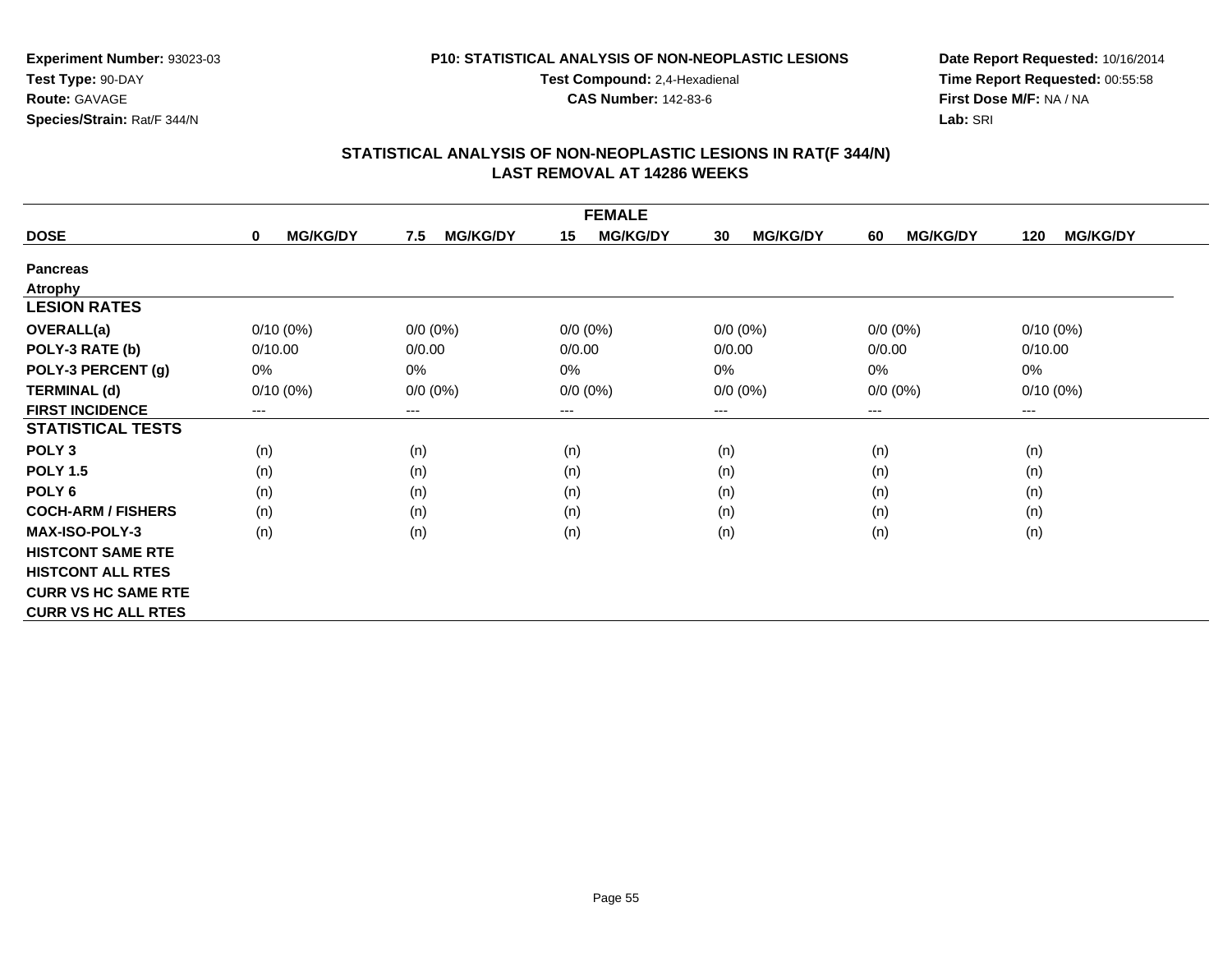**Experiment Number:** 93023-03
**Test Type:** 90-DAY
**Route:** GAVAGE
**Species/Strain:** Rat/F 344/N

**P10: STATISTICAL ANALYSIS OF NON-NEOPLASTIC LESIONS**
**Test Compound:** 2,4-Hexadienal
**CAS Number:** 142-83-6

**Date Report Requested:** 10/16/2014
**Time Report Requested:** 00:55:58
**First Dose M/F:** NA / NA
**Lab:** SRI

## STATISTICAL ANALYSIS OF NON-NEOPLASTIC LESIONS IN RAT(F 344/N)
## LAST REMOVAL AT 14286 WEEKS

| | FEMALE | | | | | |
|---|---|---|---|---|---|---|
| **DOSE** | **0 MG/KG/DY** | **7.5 MG/KG/DY** | **15 MG/KG/DY** | **30 MG/KG/DY** | **60 MG/KG/DY** | **120 MG/KG/DY** |
| **Pancreas** | | | | | | |
| **Atrophy** | | | | | | |
| **LESION RATES** | | | | | | |
| **OVERALL(a)** | 0/10 (0%) | 0/0 (0%) | 0/0 (0%) | 0/0 (0%) | 0/0 (0%) | 0/10 (0%) |
| **POLY-3 RATE (b)** | 0/10.00 | 0/0.00 | 0/0.00 | 0/0.00 | 0/0.00 | 0/10.00 |
| **POLY-3 PERCENT (g)** | 0% | 0% | 0% | 0% | 0% | 0% |
| **TERMINAL (d)** | 0/10 (0%) | 0/0 (0%) | 0/0 (0%) | 0/0 (0%) | 0/0 (0%) | 0/10 (0%) |
| **FIRST INCIDENCE** | --- | --- | --- | --- | --- | --- |
| **STATISTICAL TESTS** | | | | | | |
| **POLY 3** | (n) | (n) | (n) | (n) | (n) | (n) |
| **POLY 1.5** | (n) | (n) | (n) | (n) | (n) | (n) |
| **POLY 6** | (n) | (n) | (n) | (n) | (n) | (n) |
| **COCH-ARM / FISHERS** | (n) | (n) | (n) | (n) | (n) | (n) |
| **MAX-ISO-POLY-3** | (n) | (n) | (n) | (n) | (n) | (n) |
| **HISTCONT SAME RTE** | | | | | | |
| **HISTCONT ALL RTES** | | | | | | |
| **CURR VS HC SAME RTE** | | | | | | |
| **CURR VS HC ALL RTES** | | | | | | |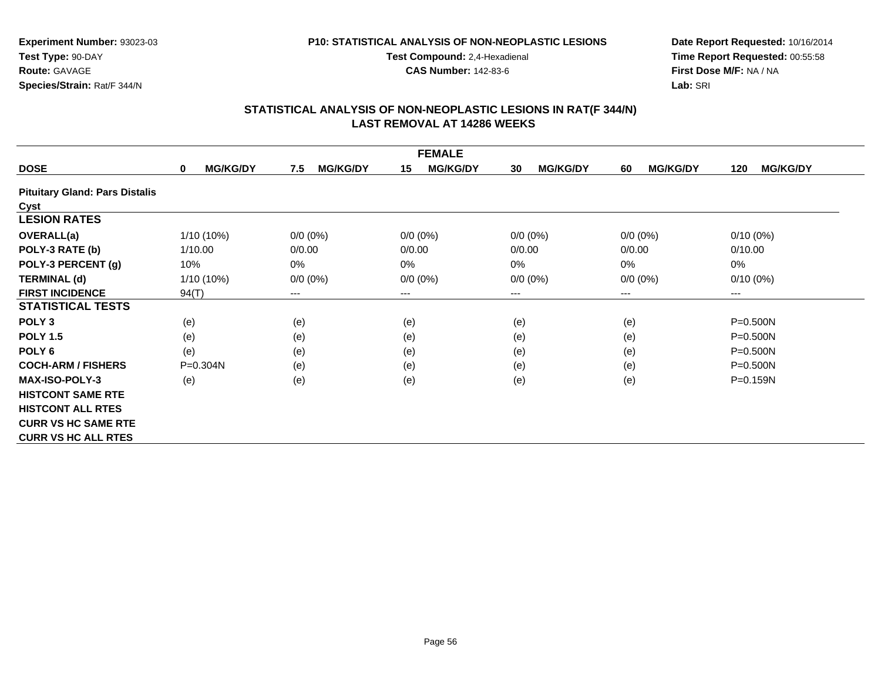**Experiment Number:** 93023-03
**Test Type:** 90-DAY
**Route:** GAVAGE
**Species/Strain:** Rat/F 344/N

**P10: STATISTICAL ANALYSIS OF NON-NEOPLASTIC LESIONS**
**Test Compound:** 2,4-Hexadienal
**CAS Number:** 142-83-6

**Date Report Requested:** 10/16/2014
**Time Report Requested:** 00:55:58
**First Dose M/F:** NA / NA
**Lab:** SRI

## STATISTICAL ANALYSIS OF NON-NEOPLASTIC LESIONS IN RAT(F 344/N)
## LAST REMOVAL AT 14286 WEEKS

| FEMALE | | | | | | |
|---|---|---|---|---|---|---|
| **DOSE** | **0 MG/KG/DY** | **7.5 MG/KG/DY** | **15 MG/KG/DY** | **30 MG/KG/DY** | **60 MG/KG/DY** | **120 MG/KG/DY** |
| **Pituitary Gland: Pars Distalis** | | | | | | |
| **Cyst** | | | | | | |
| **LESION RATES** | | | | | | |
| **OVERALL(a)** | 1/10 (10%) | 0/0 (0%) | 0/0 (0%) | 0/0 (0%) | 0/0 (0%) | 0/10 (0%) |
| **POLY-3 RATE (b)** | 1/10.00 | 0/0.00 | 0/0.00 | 0/0.00 | 0/0.00 | 0/10.00 |
| **POLY-3 PERCENT (g)** | 10% | 0% | 0% | 0% | 0% | 0% |
| **TERMINAL (d)** | 1/10 (10%) | 0/0 (0%) | 0/0 (0%) | 0/0 (0%) | 0/0 (0%) | 0/10 (0%) |
| **FIRST INCIDENCE** | 94(T) | --- | --- | --- | --- | --- |
| **STATISTICAL TESTS** | | | | | | |
| **POLY 3** | (e) | (e) | (e) | (e) | (e) | P=0.500N |
| **POLY 1.5** | (e) | (e) | (e) | (e) | (e) | P=0.500N |
| **POLY 6** | (e) | (e) | (e) | (e) | (e) | P=0.500N |
| **COCH-ARM / FISHERS** | P=0.304N | (e) | (e) | (e) | (e) | P=0.500N |
| **MAX-ISO-POLY-3** | (e) | (e) | (e) | (e) | (e) | P=0.159N |
| **HISTCONT SAME RTE** | | | | | | |
| **HISTCONT ALL RTES** | | | | | | |
| **CURR VS HC SAME RTE** | | | | | | |
| **CURR VS HC ALL RTES** | | | | | | |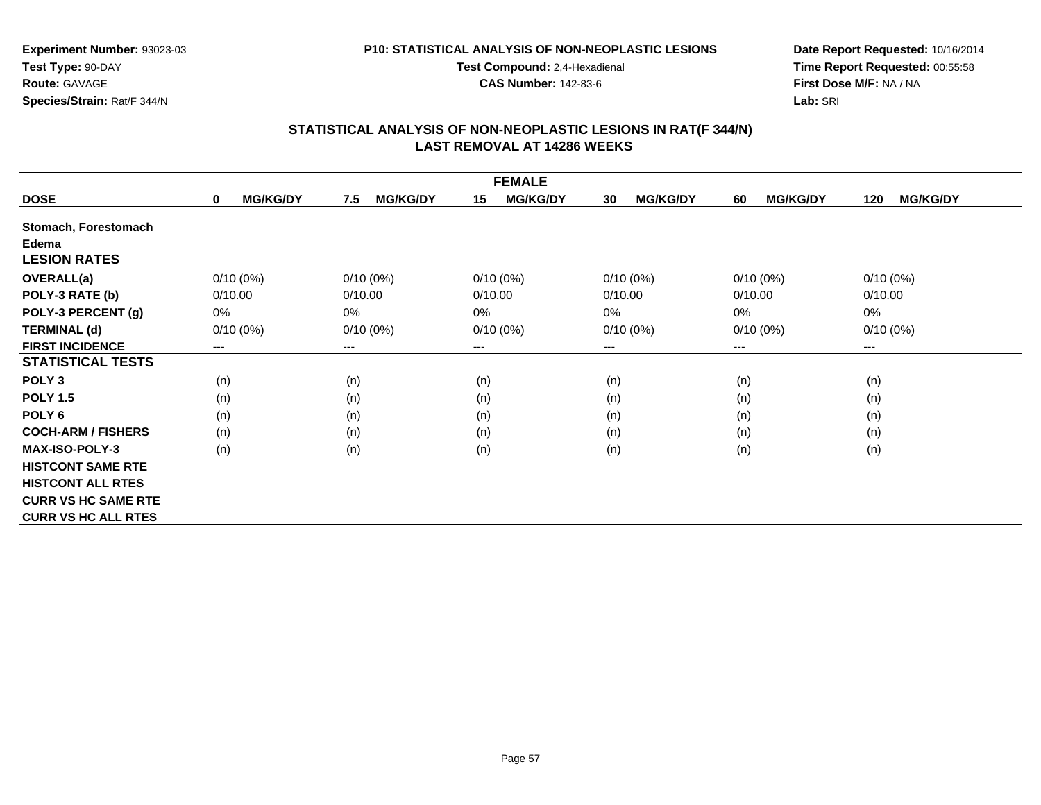**Experiment Number:** 93023-03
**Test Type:** 90-DAY
**Route:** GAVAGE
**Species/Strain:** Rat/F 344/N

**P10: STATISTICAL ANALYSIS OF NON-NEOPLASTIC LESIONS**
**Test Compound:** 2,4-Hexadienal
**CAS Number:** 142-83-6

**Date Report Requested:** 10/16/2014
**Time Report Requested:** 00:55:58
**First Dose M/F:** NA / NA
**Lab:** SRI

## STATISTICAL ANALYSIS OF NON-NEOPLASTIC LESIONS IN RAT(F 344/N)
## LAST REMOVAL AT 14286 WEEKS

| FEMALE | | | | | | |
|---|---|---|---|---|---|---|
| **DOSE** | **0 MG/KG/DY** | **7.5 MG/KG/DY** | **15 MG/KG/DY** | **30 MG/KG/DY** | **60 MG/KG/DY** | **120 MG/KG/DY** |
| **Stomach, Forestomach** | | | | | | |
| **Edema** | | | | | | |
| **LESION RATES** | | | | | | |
| **OVERALL(a)** | 0/10 (0%) | 0/10 (0%) | 0/10 (0%) | 0/10 (0%) | 0/10 (0%) | 0/10 (0%) |
| **POLY-3 RATE (b)** | 0/10.00 | 0/10.00 | 0/10.00 | 0/10.00 | 0/10.00 | 0/10.00 |
| **POLY-3 PERCENT (g)** | 0% | 0% | 0% | 0% | 0% | 0% |
| **TERMINAL (d)** | 0/10 (0%) | 0/10 (0%) | 0/10 (0%) | 0/10 (0%) | 0/10 (0%) | 0/10 (0%) |
| **FIRST INCIDENCE** | --- | --- | --- | --- | --- | --- |
| **STATISTICAL TESTS** | | | | | | |
| **POLY 3** | (n) | (n) | (n) | (n) | (n) | (n) |
| **POLY 1.5** | (n) | (n) | (n) | (n) | (n) | (n) |
| **POLY 6** | (n) | (n) | (n) | (n) | (n) | (n) |
| **COCH-ARM / FISHERS** | (n) | (n) | (n) | (n) | (n) | (n) |
| **MAX-ISO-POLY-3** | (n) | (n) | (n) | (n) | (n) | (n) |
| **HISTCONT SAME RTE** | | | | | | |
| **HISTCONT ALL RTES** | | | | | | |
| **CURR VS HC SAME RTE** | | | | | | |
| **CURR VS HC ALL RTES** | | | | | | |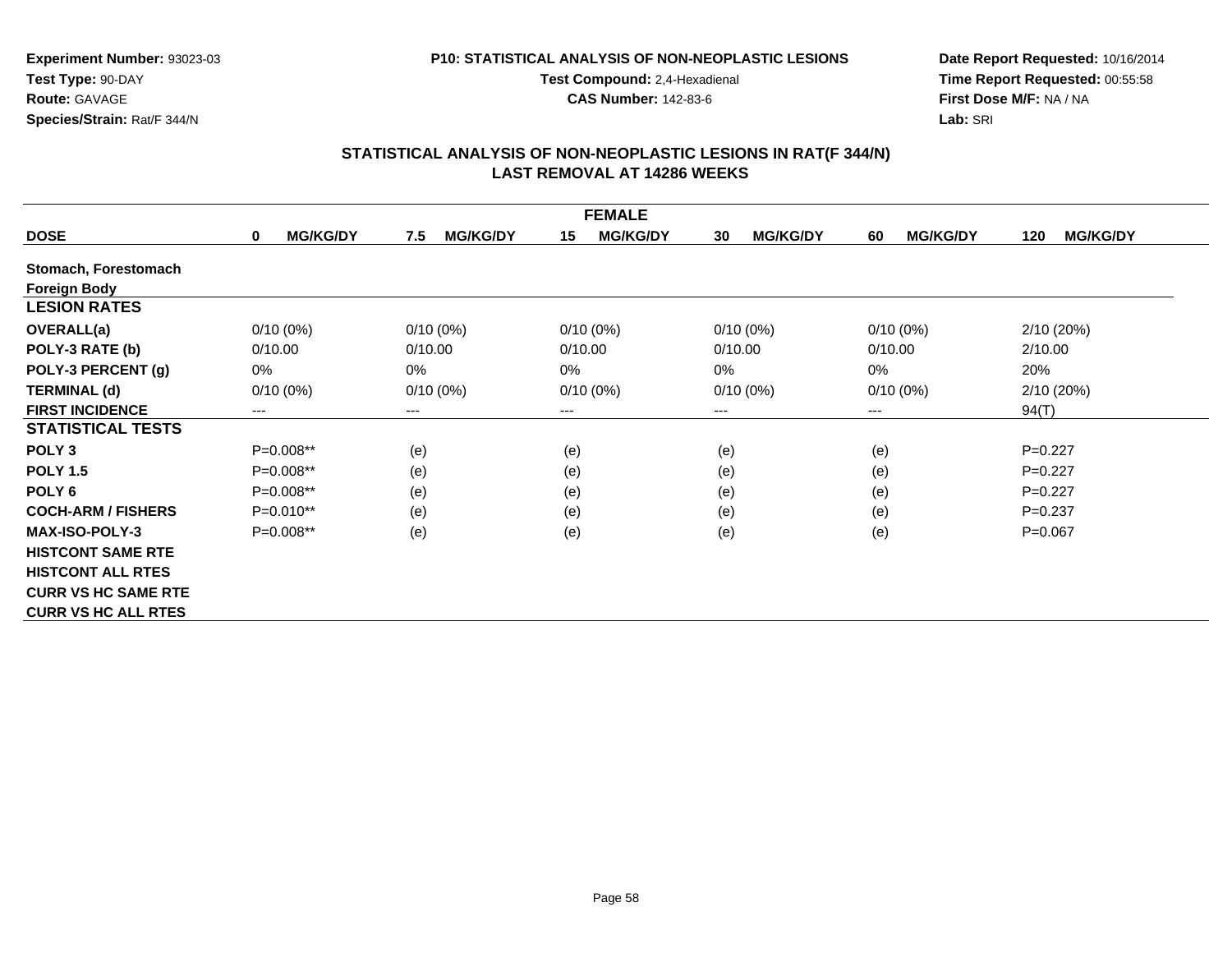**Experiment Number:** 93023-03
**Test Type:** 90-DAY
**Route:** GAVAGE
**Species/Strain:** Rat/F 344/N

**P10: STATISTICAL ANALYSIS OF NON-NEOPLASTIC LESIONS**
**Test Compound:** 2,4-Hexadienal
**CAS Number:** 142-83-6

**Date Report Requested:** 10/16/2014
**Time Report Requested:** 00:55:58
**First Dose M/F:** NA / NA
**Lab:** SRI

## STATISTICAL ANALYSIS OF NON-NEOPLASTIC LESIONS IN RAT(F 344/N)
## LAST REMOVAL AT 14286 WEEKS

| FEMALE | | | | | | |
|---|---|---|---|---|---|---|
| **DOSE** | **0 MG/KG/DY** | **7.5 MG/KG/DY** | **15 MG/KG/DY** | **30 MG/KG/DY** | **60 MG/KG/DY** | **120 MG/KG/DY** |
| **Stomach, Forestomach** | | | | | | |
| **Foreign Body** | | | | | | |
| **LESION RATES** | | | | | | |
| **OVERALL(a)** | 0/10 (0%) | 0/10 (0%) | 0/10 (0%) | 0/10 (0%) | 0/10 (0%) | 2/10 (20%) |
| **POLY-3 RATE (b)** | 0/10.00 | 0/10.00 | 0/10.00 | 0/10.00 | 0/10.00 | 2/10.00 |
| **POLY-3 PERCENT (g)** | 0% | 0% | 0% | 0% | 0% | 20% |
| **TERMINAL (d)** | 0/10 (0%) | 0/10 (0%) | 0/10 (0%) | 0/10 (0%) | 0/10 (0%) | 2/10 (20%) |
| **FIRST INCIDENCE** | --- | --- | --- | --- | --- | 94(T) |
| **STATISTICAL TESTS** | | | | | | |
| **POLY 3** | P=0.008** | (e) | (e) | (e) | (e) | P=0.227 |
| **POLY 1.5** | P=0.008** | (e) | (e) | (e) | (e) | P=0.227 |
| **POLY 6** | P=0.008** | (e) | (e) | (e) | (e) | P=0.227 |
| **COCH-ARM / FISHERS** | P=0.010** | (e) | (e) | (e) | (e) | P=0.237 |
| **MAX-ISO-POLY-3** | P=0.008** | (e) | (e) | (e) | (e) | P=0.067 |
| **HISTCONT SAME RTE** | | | | | | |
| **HISTCONT ALL RTES** | | | | | | |
| **CURR VS HC SAME RTE** | | | | | | |
| **CURR VS HC ALL RTES** | | | | | | |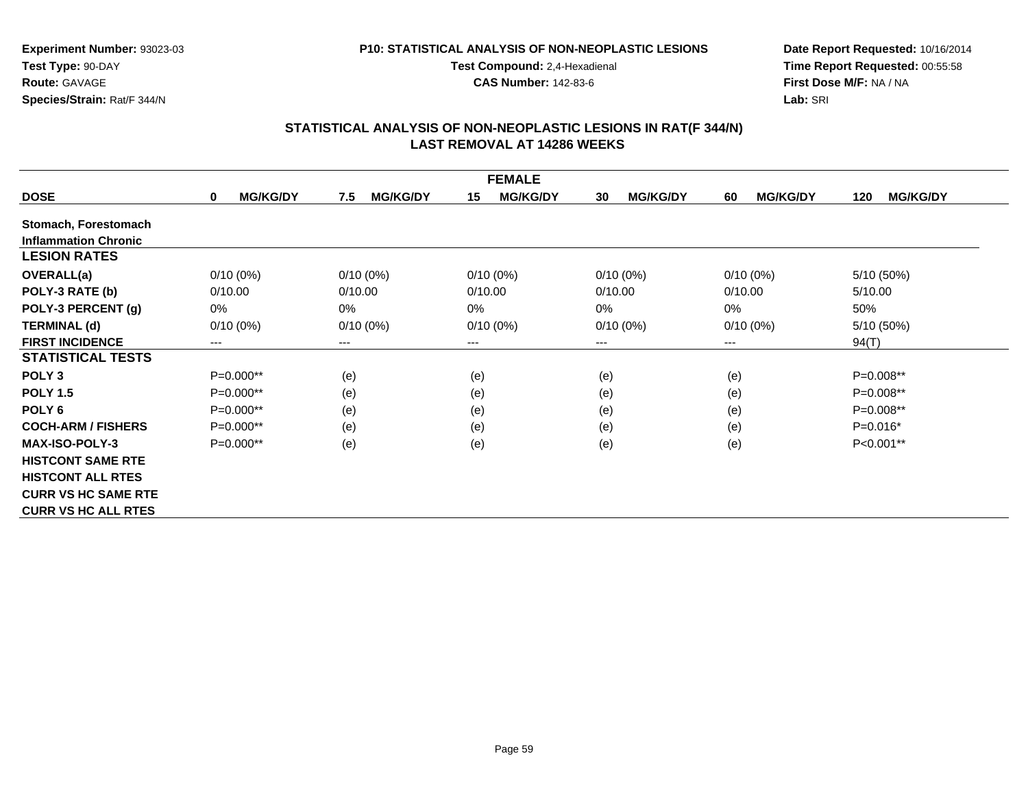**Experiment Number:** 93023-03
**Test Type:** 90-DAY
**Route:** GAVAGE
**Species/Strain:** Rat/F 344/N

**P10: STATISTICAL ANALYSIS OF NON-NEOPLASTIC LESIONS**
**Test Compound:** 2,4-Hexadienal
**CAS Number:** 142-83-6

**Date Report Requested:** 10/16/2014
**Time Report Requested:** 00:55:58
**First Dose M/F:** NA / NA
**Lab:** SRI

## STATISTICAL ANALYSIS OF NON-NEOPLASTIC LESIONS IN RAT(F 344/N)
## LAST REMOVAL AT 14286 WEEKS

| FEMALE | | | | | | |
|---|---|---|---|---|---|---|
| **DOSE** | **0 MG/KG/DY** | **7.5 MG/KG/DY** | **15 MG/KG/DY** | **30 MG/KG/DY** | **60 MG/KG/DY** | **120 MG/KG/DY** |
| **Stomach, Forestomach** | | | | | | |
| **Inflammation Chronic** | | | | | | |
| **LESION RATES** | | | | | | |
| **OVERALL(a)** | 0/10 (0%) | 0/10 (0%) | 0/10 (0%) | 0/10 (0%) | 0/10 (0%) | 5/10 (50%) |
| **POLY-3 RATE (b)** | 0/10.00 | 0/10.00 | 0/10.00 | 0/10.00 | 0/10.00 | 5/10.00 |
| **POLY-3 PERCENT (g)** | 0% | 0% | 0% | 0% | 0% | 50% |
| **TERMINAL (d)** | 0/10 (0%) | 0/10 (0%) | 0/10 (0%) | 0/10 (0%) | 0/10 (0%) | 5/10 (50%) |
| **FIRST INCIDENCE** | --- | --- | --- | --- | --- | 94(T) |
| **STATISTICAL TESTS** | | | | | | |
| **POLY 3** | P=0.000** | (e) | (e) | (e) | (e) | P=0.008** |
| **POLY 1.5** | P=0.000** | (e) | (e) | (e) | (e) | P=0.008** |
| **POLY 6** | P=0.000** | (e) | (e) | (e) | (e) | P=0.008** |
| **COCH-ARM / FISHERS** | P=0.000** | (e) | (e) | (e) | (e) | P=0.016* |
| **MAX-ISO-POLY-3** | P=0.000** | (e) | (e) | (e) | (e) | P<0.001** |
| **HISTCONT SAME RTE** | | | | | | |
| **HISTCONT ALL RTES** | | | | | | |
| **CURR VS HC SAME RTE** | | | | | | |
| **CURR VS HC ALL RTES** | | | | | | |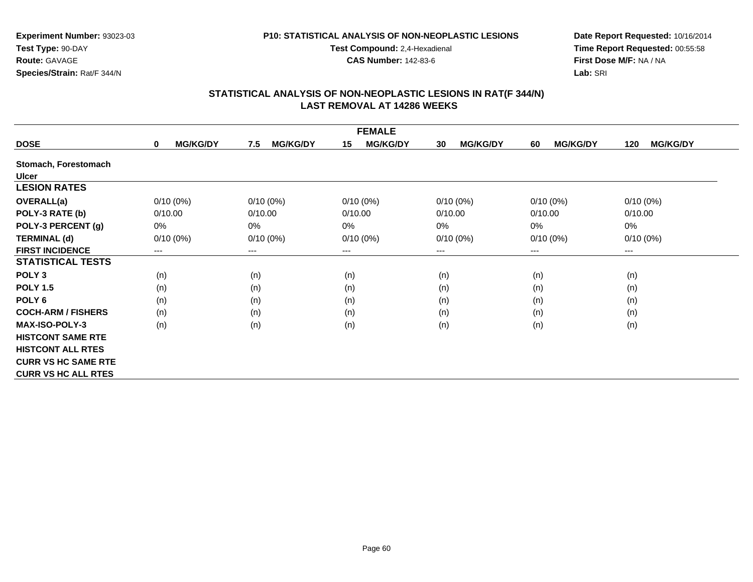**Experiment Number:** 93023-03
**Test Type:** 90-DAY
**Route:** GAVAGE
**Species/Strain:** Rat/F 344/N

**P10: STATISTICAL ANALYSIS OF NON-NEOPLASTIC LESIONS**
**Test Compound:** 2,4-Hexadienal
**CAS Number:** 142-83-6

**Date Report Requested:** 10/16/2014
**Time Report Requested:** 00:55:58
**First Dose M/F:** NA / NA
**Lab:** SRI

## STATISTICAL ANALYSIS OF NON-NEOPLASTIC LESIONS IN RAT(F 344/N)
## LAST REMOVAL AT 14286 WEEKS

| | FEMALE | | | | | |
|---|---|---|---|---|---|---|
| **DOSE** | **0 MG/KG/DY** | **7.5 MG/KG/DY** | **15 MG/KG/DY** | **30 MG/KG/DY** | **60 MG/KG/DY** | **120 MG/KG/DY** |
| **Stomach, Forestomach** | | | | | | |
| **Ulcer** | | | | | | |
| **LESION RATES** | | | | | | |
| **OVERALL(a)** | 0/10 (0%) | 0/10 (0%) | 0/10 (0%) | 0/10 (0%) | 0/10 (0%) | 0/10 (0%) |
| **POLY-3 RATE (b)** | 0/10.00 | 0/10.00 | 0/10.00 | 0/10.00 | 0/10.00 | 0/10.00 |
| **POLY-3 PERCENT (g)** | 0% | 0% | 0% | 0% | 0% | 0% |
| **TERMINAL (d)** | 0/10 (0%) | 0/10 (0%) | 0/10 (0%) | 0/10 (0%) | 0/10 (0%) | 0/10 (0%) |
| **FIRST INCIDENCE** | --- | --- | --- | --- | --- | --- |
| **STATISTICAL TESTS** | | | | | | |
| **POLY 3** | (n) | (n) | (n) | (n) | (n) | (n) |
| **POLY 1.5** | (n) | (n) | (n) | (n) | (n) | (n) |
| **POLY 6** | (n) | (n) | (n) | (n) | (n) | (n) |
| **COCH-ARM / FISHERS** | (n) | (n) | (n) | (n) | (n) | (n) |
| **MAX-ISO-POLY-3** | (n) | (n) | (n) | (n) | (n) | (n) |
| **HISTCONT SAME RTE** | | | | | | |
| **HISTCONT ALL RTES** | | | | | | |
| **CURR VS HC SAME RTE** | | | | | | |
| **CURR VS HC ALL RTES** | | | | | | |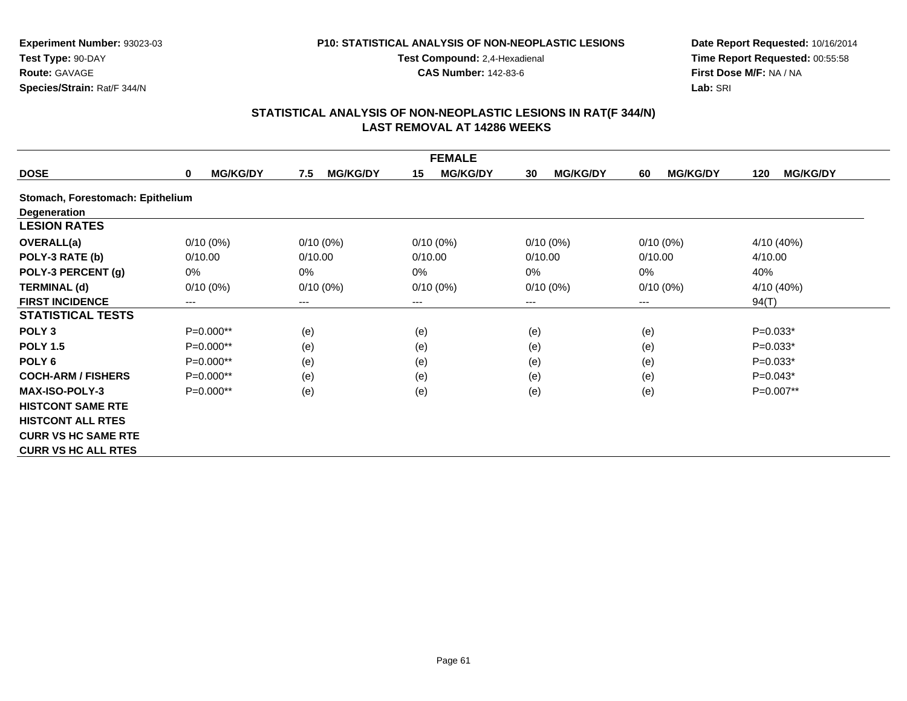**Experiment Number:** 93023-03
**Test Type:** 90-DAY
**Route:** GAVAGE
**Species/Strain:** Rat/F 344/N

**P10: STATISTICAL ANALYSIS OF NON-NEOPLASTIC LESIONS**
**Test Compound:** 2,4-Hexadienal
**CAS Number:** 142-83-6

**Date Report Requested:** 10/16/2014
**Time Report Requested:** 00:55:58
**First Dose M/F:** NA / NA
**Lab:** SRI

## STATISTICAL ANALYSIS OF NON-NEOPLASTIC LESIONS IN RAT(F 344/N)
## LAST REMOVAL AT 14286 WEEKS

| FEMALE | | | | | | |
|---|---|---|---|---|---|---|
| **DOSE** | **0 MG/KG/DY** | **7.5 MG/KG/DY** | **15 MG/KG/DY** | **30 MG/KG/DY** | **60 MG/KG/DY** | **120 MG/KG/DY** |
| **Stomach, Forestomach: Epithelium** | | | | | | |
| **Degeneration** | | | | | | |
| **LESION RATES** | | | | | | |
| **OVERALL(a)** | 0/10 (0%) | 0/10 (0%) | 0/10 (0%) | 0/10 (0%) | 0/10 (0%) | 4/10 (40%) |
| **POLY-3 RATE (b)** | 0/10.00 | 0/10.00 | 0/10.00 | 0/10.00 | 0/10.00 | 4/10.00 |
| **POLY-3 PERCENT (g)** | 0% | 0% | 0% | 0% | 0% | 40% |
| **TERMINAL (d)** | 0/10 (0%) | 0/10 (0%) | 0/10 (0%) | 0/10 (0%) | 0/10 (0%) | 4/10 (40%) |
| **FIRST INCIDENCE** | --- | --- | --- | --- | --- | 94(T) |
| **STATISTICAL TESTS** | | | | | | |
| **POLY 3** | P=0.000** | (e) | (e) | (e) | (e) | P=0.033* |
| **POLY 1.5** | P=0.000** | (e) | (e) | (e) | (e) | P=0.033* |
| **POLY 6** | P=0.000** | (e) | (e) | (e) | (e) | P=0.033* |
| **COCH-ARM / FISHERS** | P=0.000** | (e) | (e) | (e) | (e) | P=0.043* |
| **MAX-ISO-POLY-3** | P=0.000** | (e) | (e) | (e) | (e) | P=0.007** |
| **HISTCONT SAME RTE** | | | | | | |
| **HISTCONT ALL RTES** | | | | | | |
| **CURR VS HC SAME RTE** | | | | | | |
| **CURR VS HC ALL RTES** | | | | | | |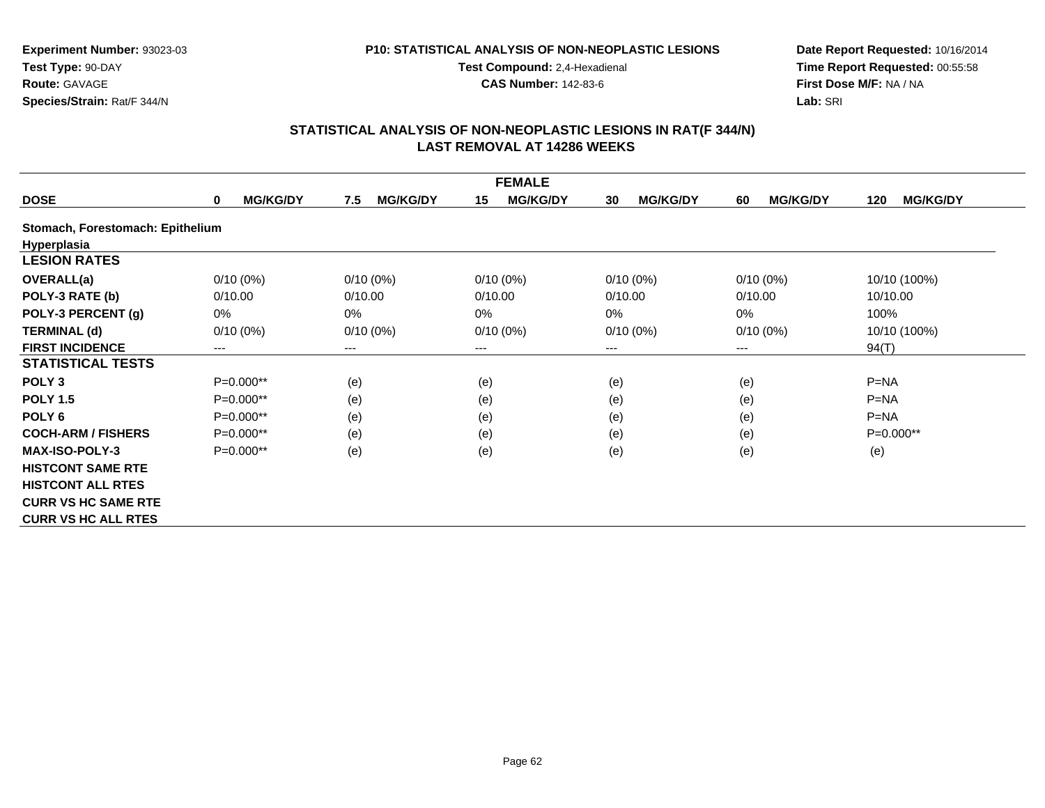**Experiment Number:** 93023-03
**Test Type:** 90-DAY
**Route:** GAVAGE
**Species/Strain:** Rat/F 344/N

**P10: STATISTICAL ANALYSIS OF NON-NEOPLASTIC LESIONS**
**Test Compound:** 2,4-Hexadienal
**CAS Number:** 142-83-6

**Date Report Requested:** 10/16/2014
**Time Report Requested:** 00:55:58
**First Dose M/F:** NA / NA
**Lab:** SRI

## STATISTICAL ANALYSIS OF NON-NEOPLASTIC LESIONS IN RAT(F 344/N)
## LAST REMOVAL AT 14286 WEEKS

| FEMALE | | | | | | |
|---|---|---|---|---|---|---|
| **DOSE** | **0 MG/KG/DY** | **7.5 MG/KG/DY** | **15 MG/KG/DY** | **30 MG/KG/DY** | **60 MG/KG/DY** | **120 MG/KG/DY** |
| **Stomach, Forestomach: Epithelium** | | | | | | |
| **Hyperplasia** | | | | | | |
| **LESION RATES** | | | | | | |
| **OVERALL(a)** | 0/10 (0%) | 0/10 (0%) | 0/10 (0%) | 0/10 (0%) | 0/10 (0%) | 10/10 (100%) |
| **POLY-3 RATE (b)** | 0/10.00 | 0/10.00 | 0/10.00 | 0/10.00 | 0/10.00 | 10/10.00 |
| **POLY-3 PERCENT (g)** | 0% | 0% | 0% | 0% | 0% | 100% |
| **TERMINAL (d)** | 0/10 (0%) | 0/10 (0%) | 0/10 (0%) | 0/10 (0%) | 0/10 (0%) | 10/10 (100%) |
| **FIRST INCIDENCE** | --- | --- | --- | --- | --- | 94(T) |
| **STATISTICAL TESTS** | | | | | | |
| **POLY 3** | P=0.000** | (e) | (e) | (e) | (e) | P=NA |
| **POLY 1.5** | P=0.000** | (e) | (e) | (e) | (e) | P=NA |
| **POLY 6** | P=0.000** | (e) | (e) | (e) | (e) | P=NA |
| **COCH-ARM / FISHERS** | P=0.000** | (e) | (e) | (e) | (e) | P=0.000** |
| **MAX-ISO-POLY-3** | P=0.000** | (e) | (e) | (e) | (e) | (e) |
| **HISTCONT SAME RTE** | | | | | | |
| **HISTCONT ALL RTES** | | | | | | |
| **CURR VS HC SAME RTE** | | | | | | |
| **CURR VS HC ALL RTES** | | | | | | |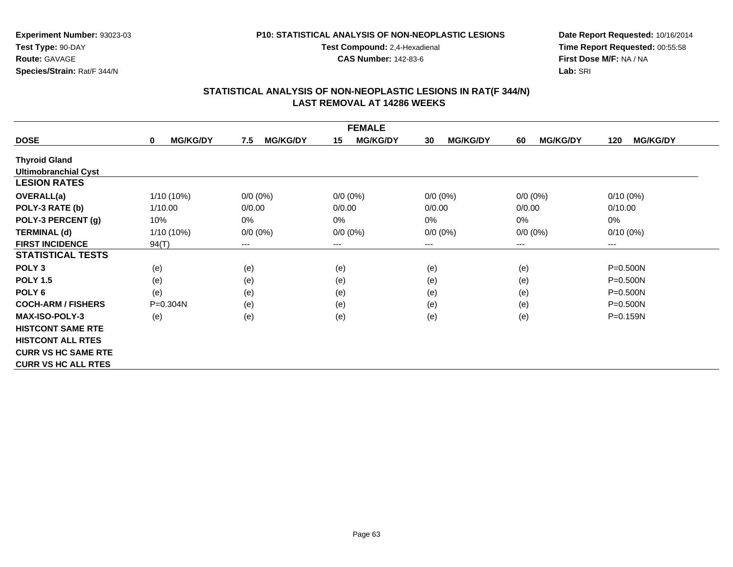**Experiment Number:** 93023-03
**Test Type:** 90-DAY
**Route:** GAVAGE
**Species/Strain:** Rat/F 344/N

**P10: STATISTICAL ANALYSIS OF NON-NEOPLASTIC LESIONS**
**Test Compound:** 2,4-Hexadienal
**CAS Number:** 142-83-6

**Date Report Requested:** 10/16/2014
**Time Report Requested:** 00:55:58
**First Dose M/F:** NA / NA
**Lab:** SRI

## STATISTICAL ANALYSIS OF NON-NEOPLASTIC LESIONS IN RAT(F 344/N)
## LAST REMOVAL AT 14286 WEEKS

| FEMALE | | | | | | |
|---|---|---|---|---|---|---|
| **DOSE** | **0 MG/KG/DY** | **7.5 MG/KG/DY** | **15 MG/KG/DY** | **30 MG/KG/DY** | **60 MG/KG/DY** | **120 MG/KG/DY** |
| **Thyroid Gland** | | | | | | |
| **Ultimobranchial Cyst** | | | | | | |
| **LESION RATES** | | | | | | |
| **OVERALL(a)** | 1/10 (10%) | 0/0 (0%) | 0/0 (0%) | 0/0 (0%) | 0/0 (0%) | 0/10 (0%) |
| **POLY-3 RATE (b)** | 1/10.00 | 0/0.00 | 0/0.00 | 0/0.00 | 0/0.00 | 0/10.00 |
| **POLY-3 PERCENT (g)** | 10% | 0% | 0% | 0% | 0% | 0% |
| **TERMINAL (d)** | 1/10 (10%) | 0/0 (0%) | 0/0 (0%) | 0/0 (0%) | 0/0 (0%) | 0/10 (0%) |
| **FIRST INCIDENCE** | 94(T) | --- | --- | --- | --- | --- |
| **STATISTICAL TESTS** | | | | | | |
| **POLY 3** | (e) | (e) | (e) | (e) | (e) | P=0.500N |
| **POLY 1.5** | (e) | (e) | (e) | (e) | (e) | P=0.500N |
| **POLY 6** | (e) | (e) | (e) | (e) | (e) | P=0.500N |
| **COCH-ARM / FISHERS** | P=0.304N | (e) | (e) | (e) | (e) | P=0.500N |
| **MAX-ISO-POLY-3** | (e) | (e) | (e) | (e) | (e) | P=0.159N |
| **HISTCONT SAME RTE** | | | | | | |
| **HISTCONT ALL RTES** | | | | | | |
| **CURR VS HC SAME RTE** | | | | | | |
| **CURR VS HC ALL RTES** | | | | | | |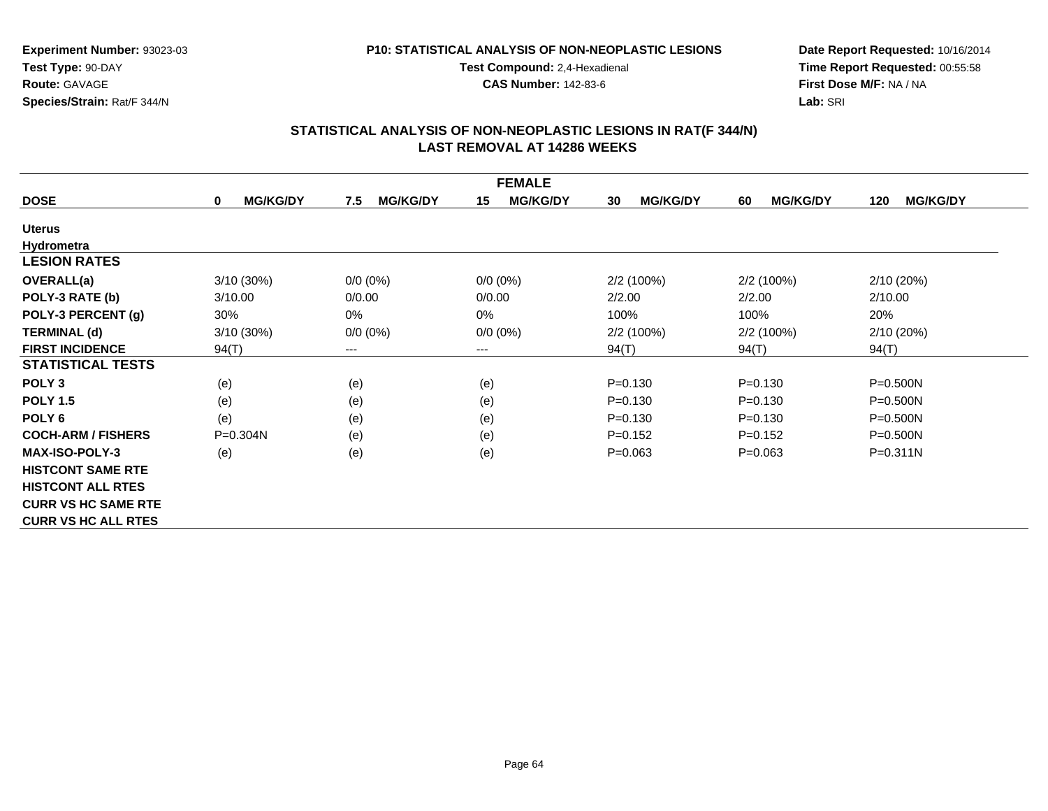Experiment Number: 93023-03
Test Type: 90-DAY
Route: GAVAGE
Species/Strain: Rat/F 344/N

P10: STATISTICAL ANALYSIS OF NON-NEOPLASTIC LESIONS
Test Compound: 2,4-Hexadienal
CAS Number: 142-83-6

Date Report Requested: 10/16/2014
Time Report Requested: 00:55:58
First Dose M/F: NA / NA
Lab: SRI

## STATISTICAL ANALYSIS OF NON-NEOPLASTIC LESIONS IN RAT(F 344/N)
## LAST REMOVAL AT 14286 WEEKS

| FEMALE | | | | | | |
|---|---|---|---|---|---|---|
| **DOSE** | **0 MG/KG/DY** | **7.5 MG/KG/DY** | **15 MG/KG/DY** | **30 MG/KG/DY** | **60 MG/KG/DY** | **120 MG/KG/DY** |
| **Uterus** | | | | | | |
| **Hydrometra** | | | | | | |
| **LESION RATES** | | | | | | |
| **OVERALL(a)** | 3/10 (30%) | 0/0 (0%) | 0/0 (0%) | 2/2 (100%) | 2/2 (100%) | 2/10 (20%) |
| **POLY-3 RATE (b)** | 3/10.00 | 0/0.00 | 0/0.00 | 2/2.00 | 2/2.00 | 2/10.00 |
| **POLY-3 PERCENT (g)** | 30% | 0% | 0% | 100% | 100% | 20% |
| **TERMINAL (d)** | 3/10 (30%) | 0/0 (0%) | 0/0 (0%) | 2/2 (100%) | 2/2 (100%) | 2/10 (20%) |
| **FIRST INCIDENCE** | 94(T) | --- | --- | 94(T) | 94(T) | 94(T) |
| **STATISTICAL TESTS** | | | | | | |
| **POLY 3** | (e) | (e) | (e) | P=0.130 | P=0.130 | P=0.500N |
| **POLY 1.5** | (e) | (e) | (e) | P=0.130 | P=0.130 | P=0.500N |
| **POLY 6** | (e) | (e) | (e) | P=0.130 | P=0.130 | P=0.500N |
| **COCH-ARM / FISHERS** | P=0.304N | (e) | (e) | P=0.152 | P=0.152 | P=0.500N |
| **MAX-ISO-POLY-3** | (e) | (e) | (e) | P=0.063 | P=0.063 | P=0.311N |
| **HISTCONT SAME RTE** | | | | | | |
| **HISTCONT ALL RTES** | | | | | | |
| **CURR VS HC SAME RTE** | | | | | | |
| **CURR VS HC ALL RTES** | | | | | | |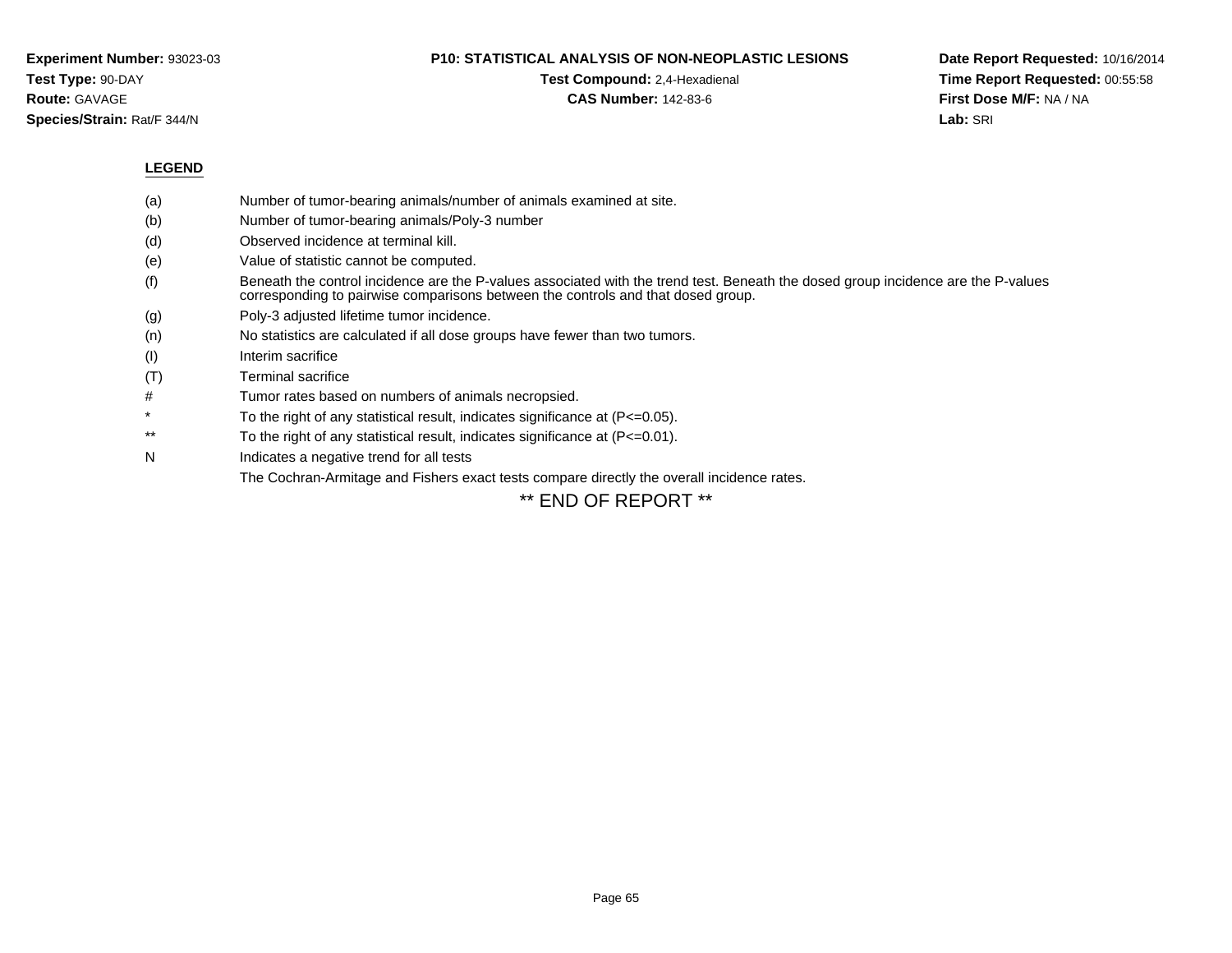**Experiment Number:** 93023-03
**Test Type:** 90-DAY
**Route:** GAVAGE
**Species/Strain:** Rat/F 344/N

**P10: STATISTICAL ANALYSIS OF NON-NEOPLASTIC LESIONS**
**Test Compound:** 2,4-Hexadienal
**CAS Number:** 142-83-6

**Date Report Requested:** 10/16/2014
**Time Report Requested:** 00:55:58
**First Dose M/F:** NA / NA
**Lab:** SRI

**LEGEND**

| | |
|---|---|
| (a) | Number of tumor-bearing animals/number of animals examined at site. |
| (b) | Number of tumor-bearing animals/Poly-3 number |
| (d) | Observed incidence at terminal kill. |
| (e) | Value of statistic cannot be computed. |
| (f) | Beneath the control incidence are the P-values associated with the trend test. Beneath the dosed group incidence are the P-values corresponding to pairwise comparisons between the controls and that dosed group. |
| (g) | Poly-3 adjusted lifetime tumor incidence. |
| (n) | No statistics are calculated if all dose groups have fewer than two tumors. |
| (I) | Interim sacrifice |
| (T) | Terminal sacrifice |
| # | Tumor rates based on numbers of animals necropsied. |
| * | To the right of any statistical result, indicates significance at (P<=0.05). |
| ** | To the right of any statistical result, indicates significance at (P<=0.01). |
| N | Indicates a negative trend for all tests |
| | The Cochran-Armitage and Fishers exact tests compare directly the overall incidence rates. |

** END OF REPORT **